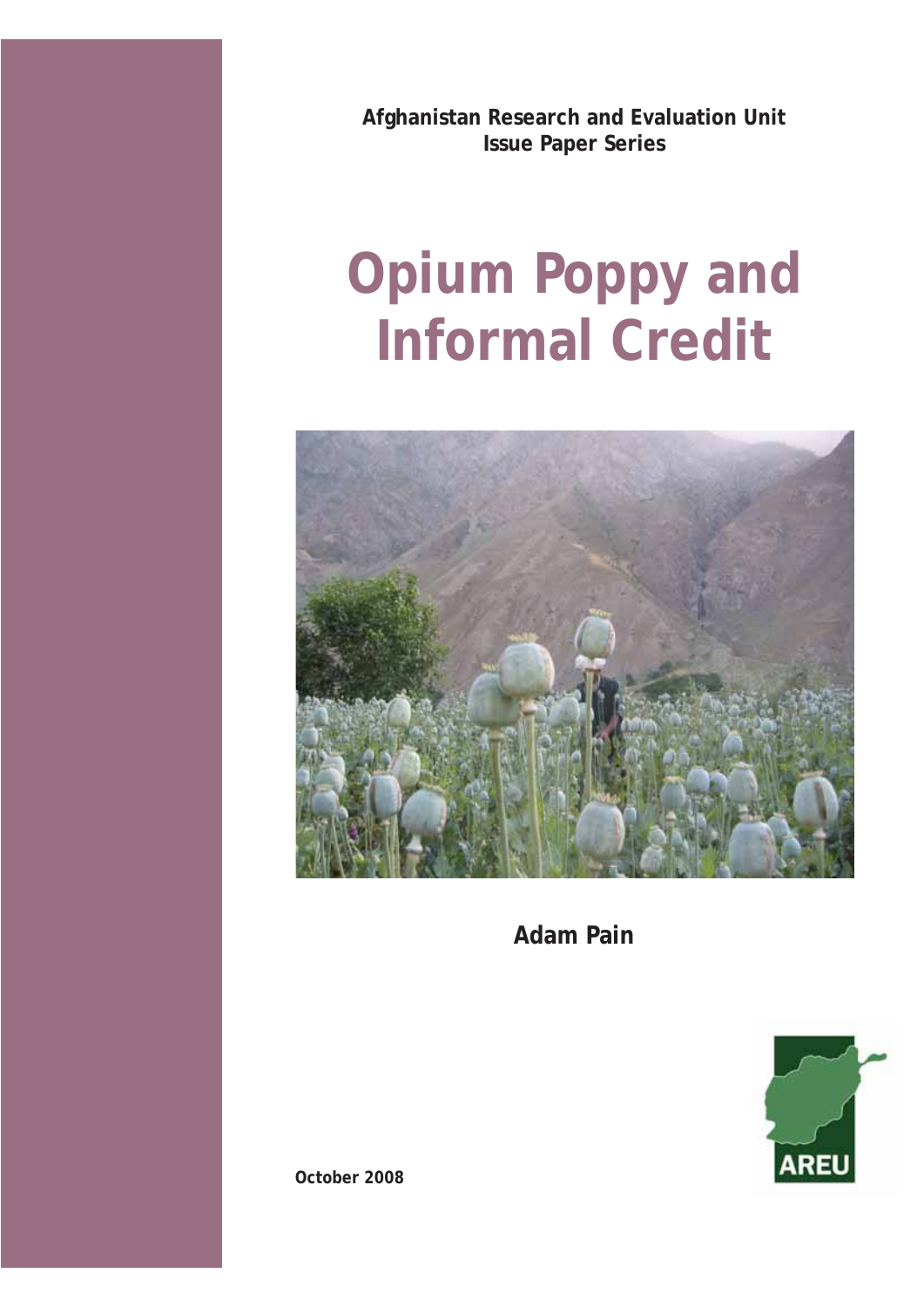Afghanistan Research and Evaluation Unit
Issue Paper Series

# Opium Poppy and Informal Credit

**Adam Pain**

AREU

October 2008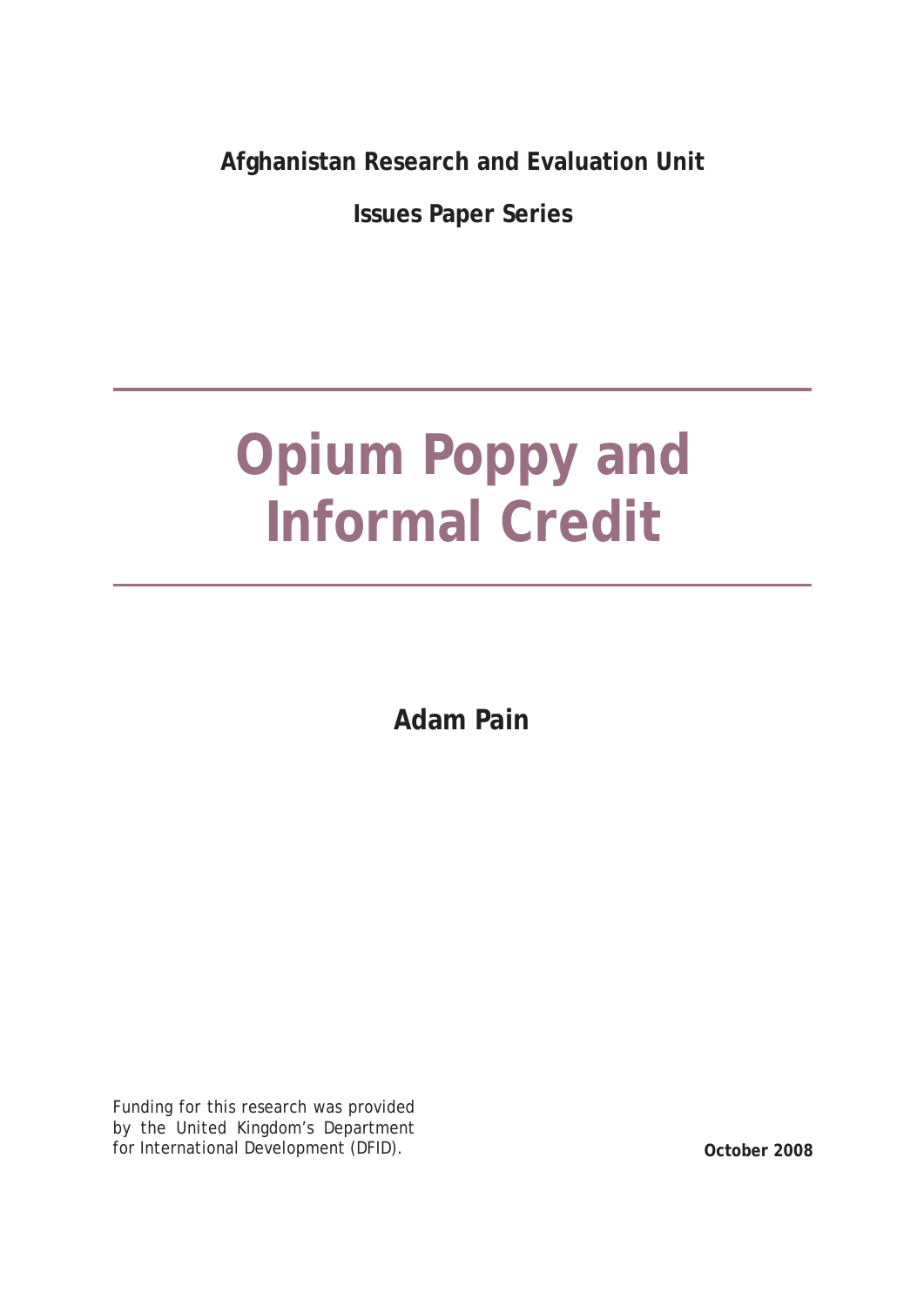**Afghanistan Research and Evaluation Unit**

**Issues Paper Series**

# Opium Poppy and Informal Credit

**Adam Pain**

Funding for this research was provided by the United Kingdom's Department for International Development (DFID).

**October 2008**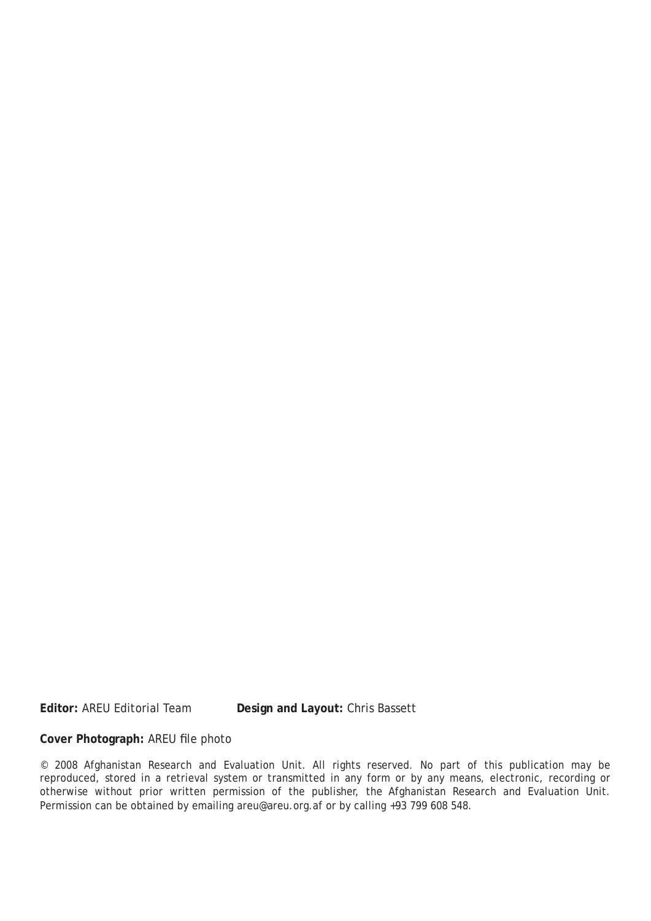**Editor:** AREU Editorial Team **Design and Layout:** Chris Bassett

**Cover Photograph:** AREU file photo

© 2008 Afghanistan Research and Evaluation Unit. All rights reserved. No part of this publication may be reproduced, stored in a retrieval system or transmitted in any form or by any means, electronic, recording or otherwise without prior written permission of the publisher, the Afghanistan Research and Evaluation Unit. Permission can be obtained by emailing areu@areu.org.af or by calling +93 799 608 548.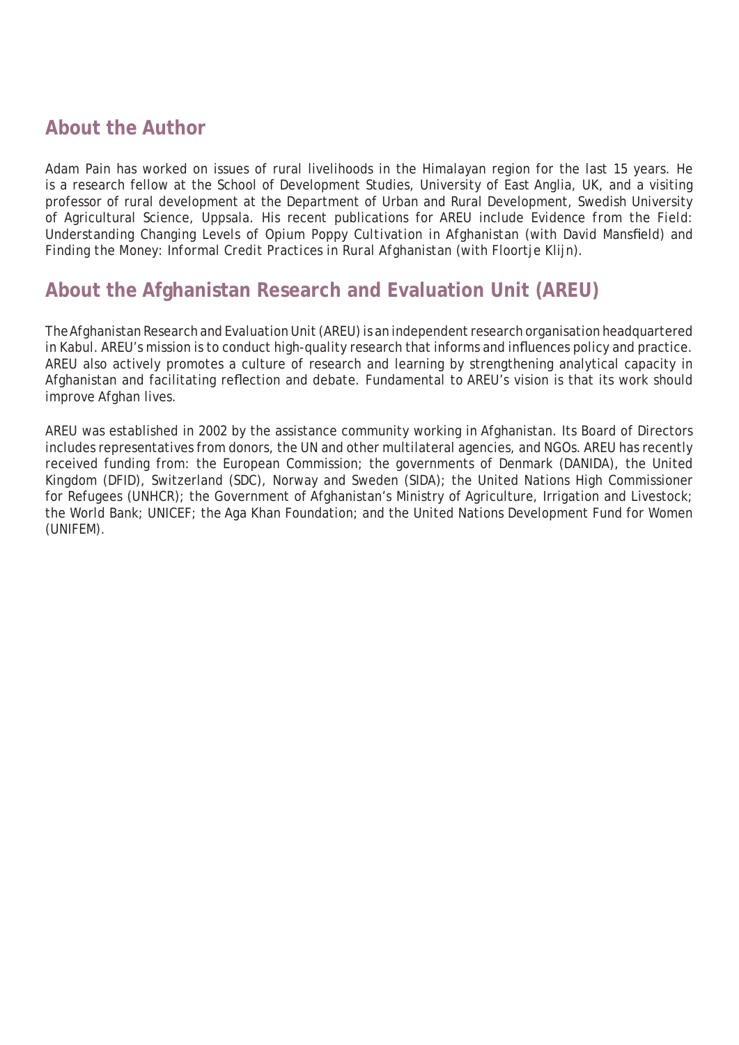## About the Author

Adam Pain has worked on issues of rural livelihoods in the Himalayan region for the last 15 years. He is a research fellow at the School of Development Studies, University of East Anglia, UK, and a visiting professor of rural development at the Department of Urban and Rural Development, Swedish University of Agricultural Science, Uppsala. His recent publications for AREU include *Evidence from the Field: Understanding Changing Levels of Opium Poppy Cultivation in Afghanistan* (with David Mansfield) and *Finding the Money: Informal Credit Practices in Rural Afghanistan* (with Floortje Klijn).

## About the Afghanistan Research and Evaluation Unit (AREU)

The Afghanistan Research and Evaluation Unit (AREU) is an independent research organisation headquartered in Kabul. AREU's mission is to conduct high-quality research that informs and influences policy and practice. AREU also actively promotes a culture of research and learning by strengthening analytical capacity in Afghanistan and facilitating reflection and debate. Fundamental to AREU's vision is that its work should improve Afghan lives.

AREU was established in 2002 by the assistance community working in Afghanistan. Its Board of Directors includes representatives from donors, the UN and other multilateral agencies, and NGOs. AREU has recently received funding from: the European Commission; the governments of Denmark (DANIDA), the United Kingdom (DFID), Switzerland (SDC), Norway and Sweden (SIDA); the United Nations High Commissioner for Refugees (UNHCR); the Government of Afghanistan's Ministry of Agriculture, Irrigation and Livestock; the World Bank; UNICEF; the Aga Khan Foundation; and the United Nations Development Fund for Women (UNIFEM).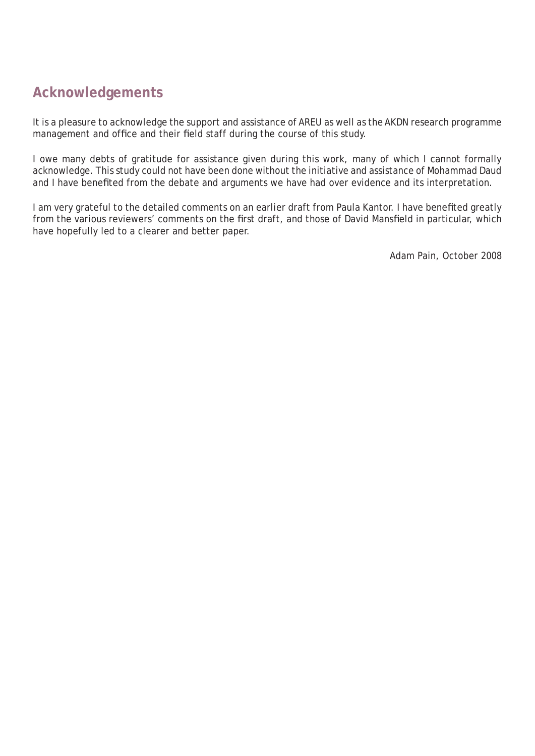## Acknowledgements

It is a pleasure to acknowledge the support and assistance of AREU as well as the AKDN research programme management and office and their field staff during the course of this study.

I owe many debts of gratitude for assistance given during this work, many of which I cannot formally acknowledge. This study could not have been done without the initiative and assistance of Mohammad Daud and I have benefited from the debate and arguments we have had over evidence and its interpretation.

I am very grateful to the detailed comments on an earlier draft from Paula Kantor. I have benefited greatly from the various reviewers' comments on the first draft, and those of David Mansfield in particular, which have hopefully led to a clearer and better paper.

Adam Pain, October 2008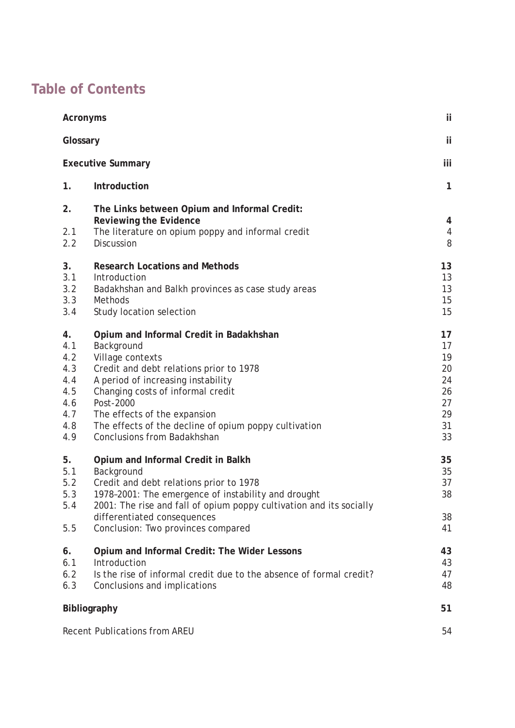# Table of Contents

| | | |
|---|---|---|
| **Acronyms** | | **ii** |
| **Glossary** | | **ii** |
| **Executive Summary** | | **iii** |
| **1.** | **Introduction** | **1** |
| **2.** | **The Links between Opium and Informal Credit: Reviewing the Evidence** | **4** |
| 2.1 | The literature on opium poppy and informal credit | 4 |
| 2.2 | Discussion | 8 |
| **3.** | **Research Locations and Methods** | **13** |
| 3.1 | Introduction | 13 |
| 3.2 | Badakhshan and Balkh provinces as case study areas | 13 |
| 3.3 | Methods | 15 |
| 3.4 | Study location selection | 15 |
| **4.** | **Opium and Informal Credit in Badakhshan** | **17** |
| 4.1 | Background | 17 |
| 4.2 | Village contexts | 19 |
| 4.3 | Credit and debt relations prior to 1978 | 20 |
| 4.4 | A period of increasing instability | 24 |
| 4.5 | Changing costs of informal credit | 26 |
| 4.6 | Post-2000 | 27 |
| 4.7 | The effects of the expansion | 29 |
| 4.8 | The effects of the decline of opium poppy cultivation | 31 |
| 4.9 | Conclusions from Badakhshan | 33 |
| **5.** | **Opium and Informal Credit in Balkh** | **35** |
| 5.1 | Background | 35 |
| 5.2 | Credit and debt relations prior to 1978 | 37 |
| 5.3 | 1978–2001: The emergence of instability and drought | 38 |
| 5.4 | 2001: The rise and fall of opium poppy cultivation and its socially differentiated consequences | 38 |
| 5.5 | Conclusion: Two provinces compared | 41 |
| **6.** | **Opium and Informal Credit: The Wider Lessons** | **43** |
| 6.1 | Introduction | 43 |
| 6.2 | Is the rise of informal credit due to the absence of formal credit? | 47 |
| 6.3 | Conclusions and implications | 48 |
| **Bibliography** | | **51** |
| Recent Publications from AREU | | 54 |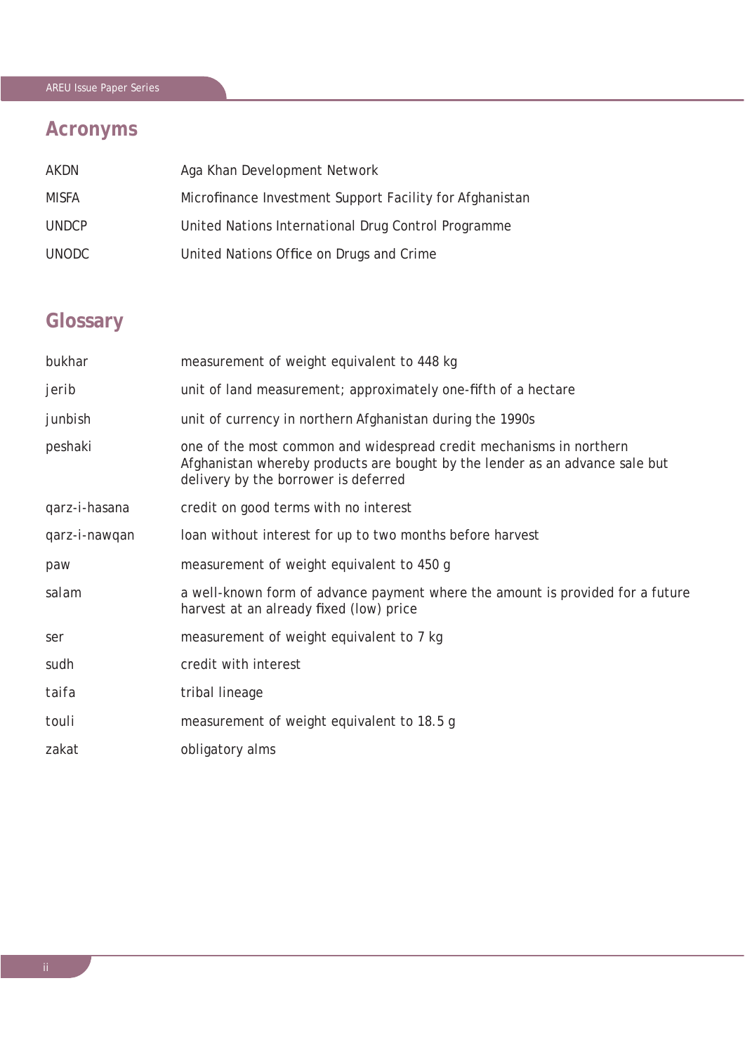## Acronyms

| | |
|---|---|
| AKDN | Aga Khan Development Network |
| MISFA | Microfinance Investment Support Facility for Afghanistan |
| UNDCP | United Nations International Drug Control Programme |
| UNODC | United Nations Office on Drugs and Crime |

## Glossary

| | |
|---|---|
| bukhar | measurement of weight equivalent to 448 kg |
| jerib | unit of land measurement; approximately one-fifth of a hectare |
| junbish | unit of currency in northern Afghanistan during the 1990s |
| peshaki | one of the most common and widespread credit mechanisms in northern Afghanistan whereby products are bought by the lender as an advance sale but delivery by the borrower is deferred |
| qarz-i-hasana | credit on good terms with no interest |
| qarz-i-nawqan | loan without interest for up to two months before harvest |
| paw | measurement of weight equivalent to 450 g |
| salam | a well-known form of advance payment where the amount is provided for a future harvest at an already fixed (low) price |
| ser | measurement of weight equivalent to 7 kg |
| sudh | credit with interest |
| taifa | tribal lineage |
| touli | measurement of weight equivalent to 18.5 g |
| zakat | obligatory alms |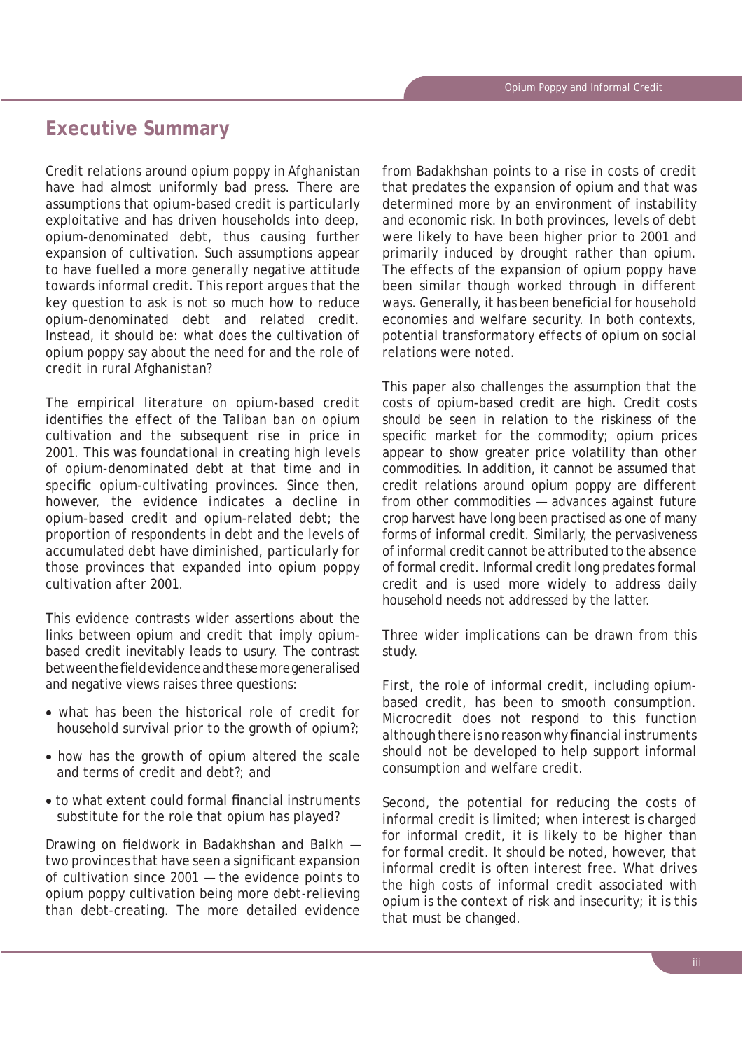## Executive Summary

Credit relations around opium poppy in Afghanistan have had almost uniformly bad press. There are assumptions that opium-based credit is particularly exploitative and has driven households into deep, opium-denominated debt, thus causing further expansion of cultivation. Such assumptions appear to have fuelled a more generally negative attitude towards informal credit. This report argues that the key question to ask is not so much how to reduce opium-denominated debt and related credit. Instead, it should be: what does the cultivation of opium poppy say about the need for and the role of credit in rural Afghanistan?

The empirical literature on opium-based credit identifies the effect of the Taliban ban on opium cultivation and the subsequent rise in price in 2001. This was foundational in creating high levels of opium-denominated debt at that time and in specific opium-cultivating provinces. Since then, however, the evidence indicates a decline in opium-based credit and opium-related debt; the proportion of respondents in debt and the levels of accumulated debt have diminished, particularly for those provinces that expanded into opium poppy cultivation after 2001.

This evidence contrasts wider assertions about the links between opium and credit that imply opium-based credit inevitably leads to usury. The contrast between the field evidence and these more generalised and negative views raises three questions:

- what has been the historical role of credit for household survival prior to the growth of opium?;
- how has the growth of opium altered the scale and terms of credit and debt?; and
- to what extent could formal financial instruments substitute for the role that opium has played?

Drawing on fieldwork in Badakhshan and Balkh — two provinces that have seen a significant expansion of cultivation since 2001 — the evidence points to opium poppy cultivation being more debt-relieving than debt-creating. The more detailed evidence from Badakhshan points to a rise in costs of credit that predates the expansion of opium and that was determined more by an environment of instability and economic risk. In both provinces, levels of debt were likely to have been higher prior to 2001 and primarily induced by drought rather than opium. The effects of the expansion of opium poppy have been similar though worked through in different ways. Generally, it has been beneficial for household economies and welfare security. In both contexts, potential transformatory effects of opium on social relations were noted.

This paper also challenges the assumption that the costs of opium-based credit are high. Credit costs should be seen in relation to the riskiness of the specific market for the commodity; opium prices appear to show greater price volatility than other commodities. In addition, it cannot be assumed that credit relations around opium poppy are different from other commodities — advances against future crop harvest have long been practised as one of many forms of informal credit. Similarly, the pervasiveness of informal credit cannot be attributed to the absence of formal credit. Informal credit long predates formal credit and is used more widely to address daily household needs not addressed by the latter.

Three wider implications can be drawn from this study.

First, the role of informal credit, including opium-based credit, has been to smooth consumption. Microcredit does not respond to this function although there is no reason why financial instruments should not be developed to help support informal consumption and welfare credit.

Second, the potential for reducing the costs of informal credit is limited; when interest is charged for informal credit, it is likely to be higher than for formal credit. It should be noted, however, that informal credit is often interest free. What drives the high costs of informal credit associated with opium is the context of risk and insecurity; it is this that must be changed.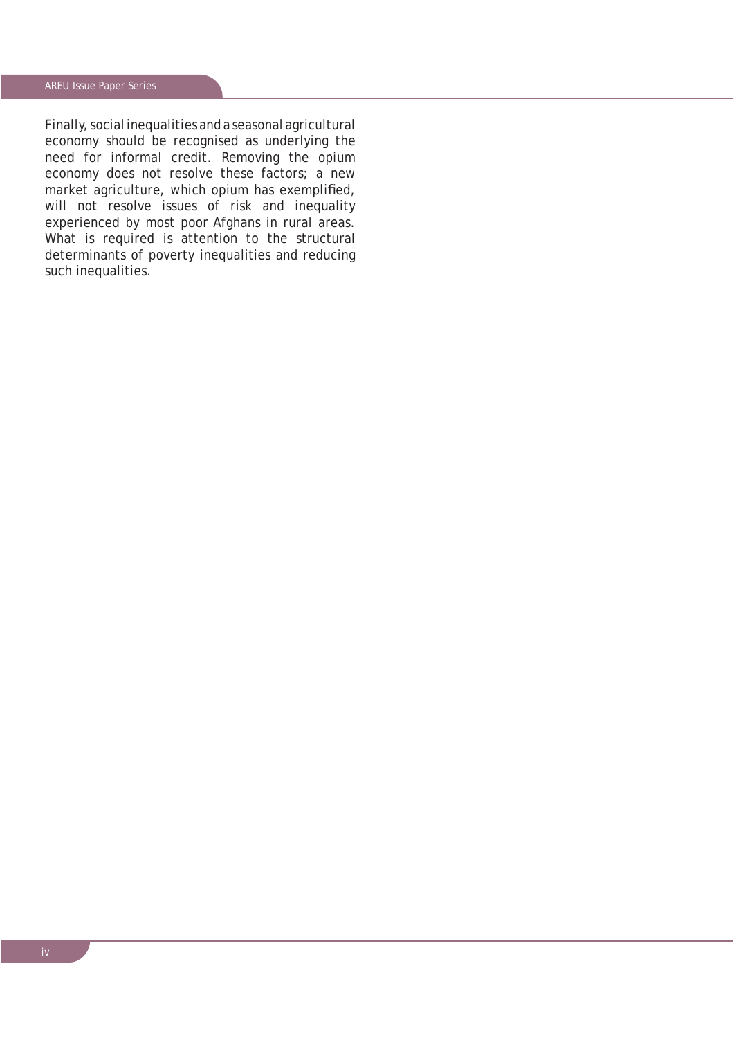Finally, social inequalities and a seasonal agricultural economy should be recognised as underlying the need for informal credit. Removing the opium economy does not resolve these factors; a new market agriculture, which opium has exemplified, will not resolve issues of risk and inequality experienced by most poor Afghans in rural areas. What is required is attention to the structural determinants of poverty inequalities and reducing such inequalities.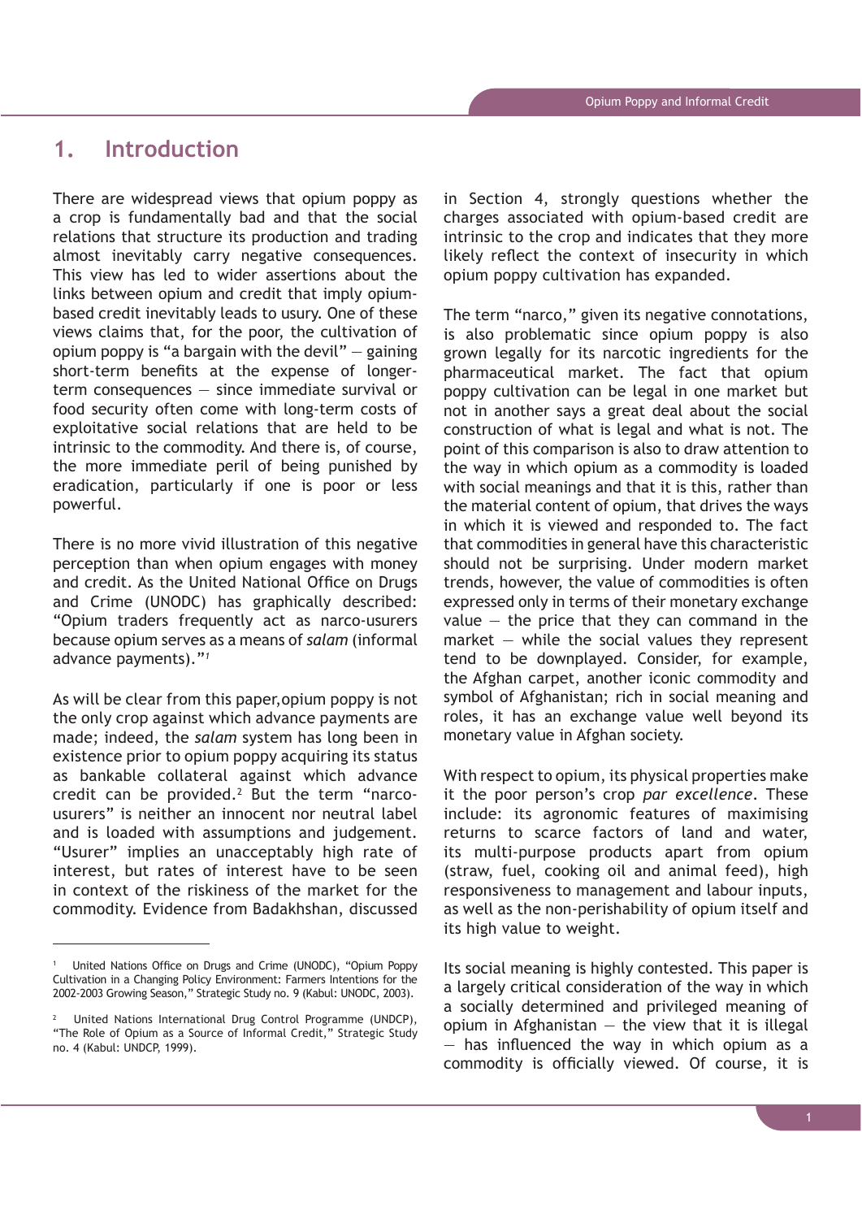# 1. Introduction

There are widespread views that opium poppy as a crop is fundamentally bad and that the social relations that structure its production and trading almost inevitably carry negative consequences. This view has led to wider assertions about the links between opium and credit that imply opium-based credit inevitably leads to usury. One of these views claims that, for the poor, the cultivation of opium poppy is "a bargain with the devil" — gaining short-term benefits at the expense of longer-term consequences — since immediate survival or food security often come with long-term costs of exploitative social relations that are held to be intrinsic to the commodity. And there is, of course, the more immediate peril of being punished by eradication, particularly if one is poor or less powerful.

There is no more vivid illustration of this negative perception than when opium engages with money and credit. As the United National Office on Drugs and Crime (UNODC) has graphically described: "Opium traders frequently act as narco-usurers because opium serves as a means of *salam* (informal advance payments)."[1]

As will be clear from this paper,opium poppy is not the only crop against which advance payments are made; indeed, the *salam* system has long been in existence prior to opium poppy acquiring its status as bankable collateral against which advance credit can be provided.[2] But the term "narco-usurers" is neither an innocent nor neutral label and is loaded with assumptions and judgement. "Usurer" implies an unacceptably high rate of interest, but rates of interest have to be seen in context of the riskiness of the market for the commodity. Evidence from Badakhshan, discussed in Section 4, strongly questions whether the charges associated with opium-based credit are intrinsic to the crop and indicates that they more likely reflect the context of insecurity in which opium poppy cultivation has expanded.

The term "narco," given its negative connotations, is also problematic since opium poppy is also grown legally for its narcotic ingredients for the pharmaceutical market. The fact that opium poppy cultivation can be legal in one market but not in another says a great deal about the social construction of what is legal and what is not. The point of this comparison is also to draw attention to the way in which opium as a commodity is loaded with social meanings and that it is this, rather than the material content of opium, that drives the ways in which it is viewed and responded to. The fact that commodities in general have this characteristic should not be surprising. Under modern market trends, however, the value of commodities is often expressed only in terms of their monetary exchange value — the price that they can command in the market — while the social values they represent tend to be downplayed. Consider, for example, the Afghan carpet, another iconic commodity and symbol of Afghanistan; rich in social meaning and roles, it has an exchange value well beyond its monetary value in Afghan society.

With respect to opium, its physical properties make it the poor person's crop *par excellence*. These include: its agronomic features of maximising returns to scarce factors of land and water, its multi-purpose products apart from opium (straw, fuel, cooking oil and animal feed), high responsiveness to management and labour inputs, as well as the non-perishability of opium itself and its high value to weight.

Its social meaning is highly contested. This paper is a largely critical consideration of the way in which a socially determined and privileged meaning of opium in Afghanistan — the view that it is illegal — has influenced the way in which opium as a commodity is officially viewed. Of course, it is

---

[1] United Nations Office on Drugs and Crime (UNODC), "Opium Poppy Cultivation in a Changing Policy Environment: Farmers Intentions for the 2002-2003 Growing Season," Strategic Study no. 9 (Kabul: UNODC, 2003).

[2] United Nations International Drug Control Programme (UNDCP), "The Role of Opium as a Source of Informal Credit," Strategic Study no. 4 (Kabul: UNDCP, 1999).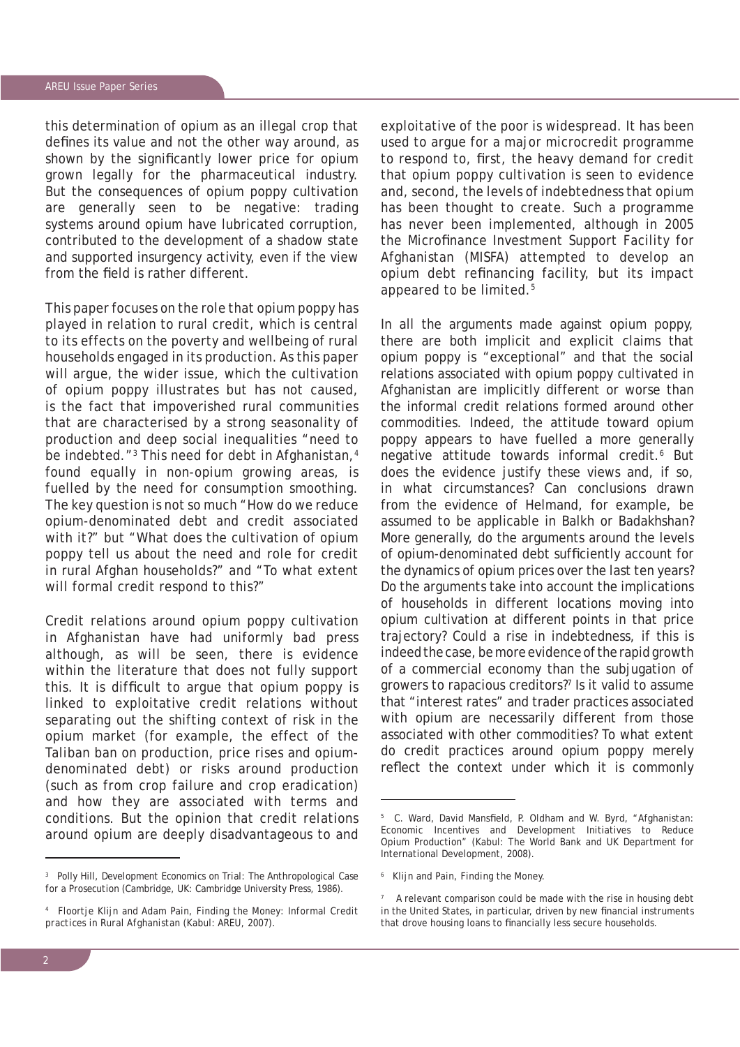this determination of opium as an illegal crop that defines its value and not the other way around, as shown by the significantly lower price for opium grown legally for the pharmaceutical industry. But the consequences of opium poppy cultivation are generally seen to be negative: trading systems around opium have lubricated corruption, contributed to the development of a shadow state and supported insurgency activity, even if the view from the field is rather different.

This paper focuses on the role that opium poppy has played in relation to rural credit, which is central to its effects on the poverty and wellbeing of rural households engaged in its production. As this paper will argue, the wider issue, which the cultivation of opium poppy illustrates but has not caused, is the fact that impoverished rural communities that are characterised by a strong seasonality of production and deep social inequalities "need to be indebted."[3] This need for debt in Afghanistan,[4] found equally in non-opium growing areas, is fuelled by the need for consumption smoothing. The key question is not so much "How do we reduce opium-denominated debt and credit associated with it?" but "What does the cultivation of opium poppy tell us about the need and role for credit in rural Afghan households?" and "To what extent will formal credit respond to this?"

Credit relations around opium poppy cultivation in Afghanistan have had uniformly bad press although, as will be seen, there is evidence within the literature that does not fully support this. It is difficult to argue that opium poppy is linked to exploitative credit relations without separating out the shifting context of risk in the opium market (for example, the effect of the Taliban ban on production, price rises and opium-denominated debt) or risks around production (such as from crop failure and crop eradication) and how they are associated with terms and conditions. But the opinion that credit relations around opium are deeply disadvantageous to and exploitative of the poor is widespread. It has been used to argue for a major microcredit programme to respond to, first, the heavy demand for credit that opium poppy cultivation is seen to evidence and, second, the levels of indebtedness that opium has been thought to create. Such a programme has never been implemented, although in 2005 the Microfinance Investment Support Facility for Afghanistan (MISFA) attempted to develop an opium debt refinancing facility, but its impact appeared to be limited.[5]

In all the arguments made against opium poppy, there are both implicit and explicit claims that opium poppy is "exceptional" and that the social relations associated with opium poppy cultivated in Afghanistan are implicitly different or worse than the informal credit relations formed around other commodities. Indeed, the attitude toward opium poppy appears to have fuelled a more generally negative attitude towards informal credit.[6] But does the evidence justify these views and, if so, in what circumstances? Can conclusions drawn from the evidence of Helmand, for example, be assumed to be applicable in Balkh or Badakhshan? More generally, do the arguments around the levels of opium-denominated debt sufficiently account for the dynamics of opium prices over the last ten years? Do the arguments take into account the implications of households in different locations moving into opium cultivation at different points in that price trajectory? Could a rise in indebtedness, if this is indeed the case, be more evidence of the rapid growth of a commercial economy than the subjugation of growers to rapacious creditors?[7] Is it valid to assume that "interest rates" and trader practices associated with opium are necessarily different from those associated with other commodities? To what extent do credit practices around opium poppy merely reflect the context under which it is commonly

---

[3] Polly Hill, Development Economics on Trial: The Anthropological Case for a Prosecution (Cambridge, UK: Cambridge University Press, 1986).

[4] Floortje Klijn and Adam Pain, Finding the Money: Informal Credit practices in Rural Afghanistan (Kabul: AREU, 2007).

[5] C. Ward, David Mansfield, P. Oldham and W. Byrd, "Afghanistan: Economic Incentives and Development Initiatives to Reduce Opium Production" (Kabul: The World Bank and UK Department for International Development, 2008).

[6] Klijn and Pain, Finding the Money.

[7] A relevant comparison could be made with the rise in housing debt in the United States, in particular, driven by new financial instruments that drove housing loans to financially less secure households.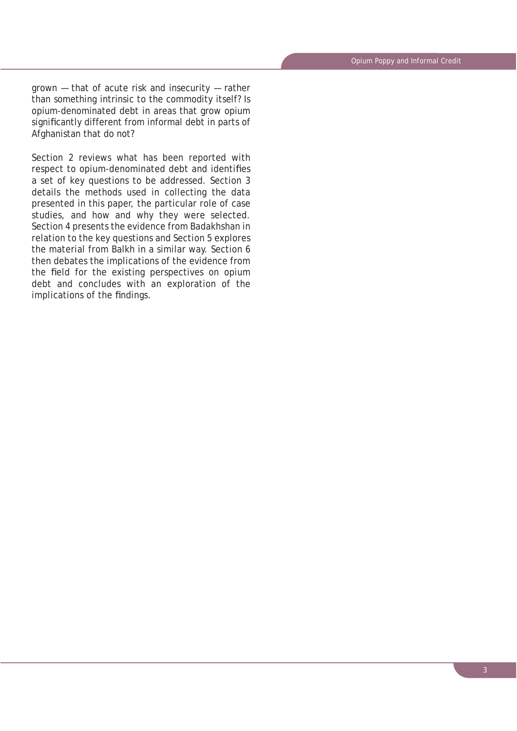grown — that of acute risk and insecurity — rather than something intrinsic to the commodity itself? Is opium-denominated debt in areas that grow opium significantly different from informal debt in parts of Afghanistan that do not?

Section 2 reviews what has been reported with respect to opium-denominated debt and identifies a set of key questions to be addressed. Section 3 details the methods used in collecting the data presented in this paper, the particular role of case studies, and how and why they were selected. Section 4 presents the evidence from Badakhshan in relation to the key questions and Section 5 explores the material from Balkh in a similar way. Section 6 then debates the implications of the evidence from the field for the existing perspectives on opium debt and concludes with an exploration of the implications of the findings.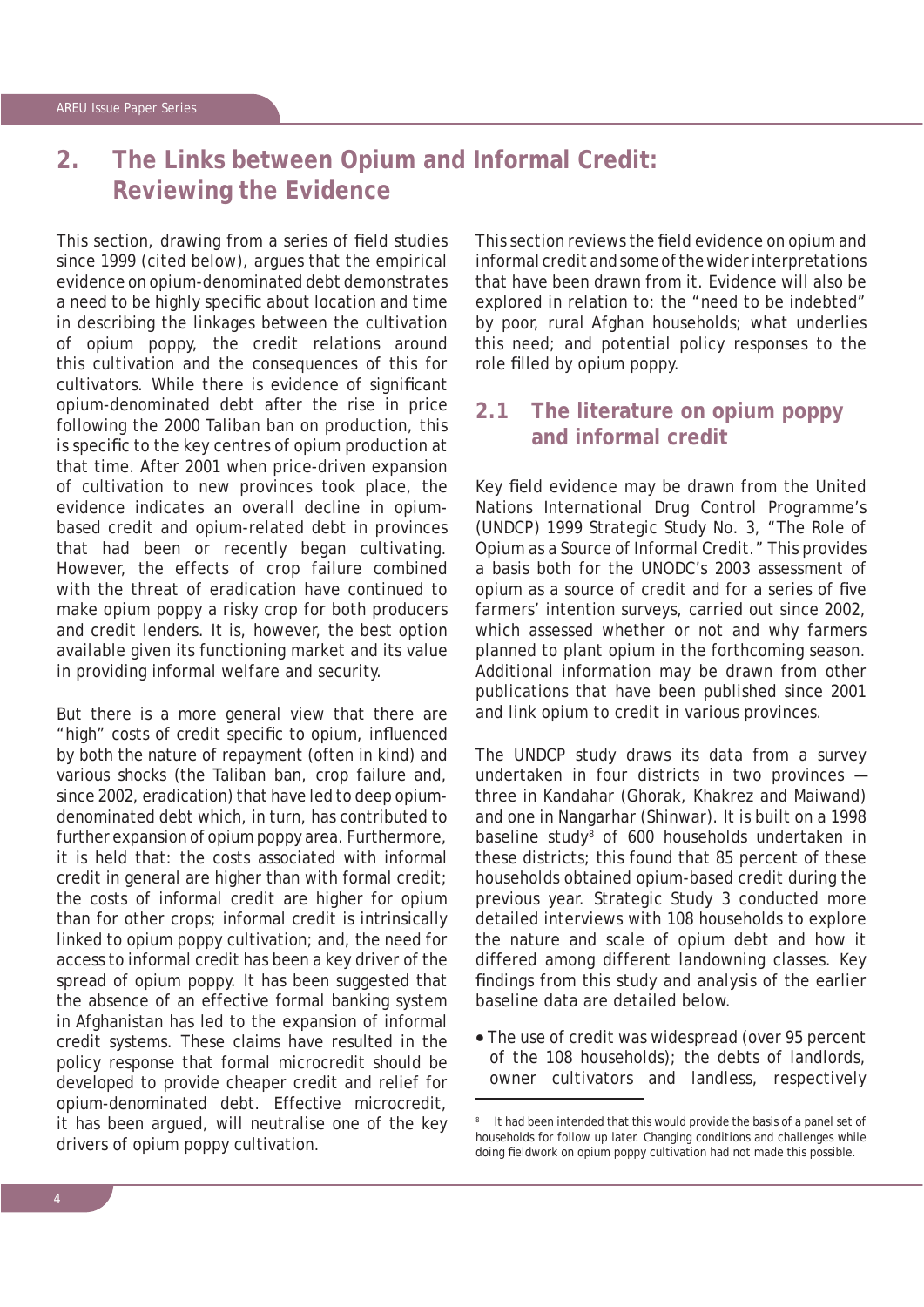## 2. The Links between Opium and Informal Credit: Reviewing the Evidence

This section, drawing from a series of field studies since 1999 (cited below), argues that the empirical evidence on opium-denominated debt demonstrates a need to be highly specific about location and time in describing the linkages between the cultivation of opium poppy, the credit relations around this cultivation and the consequences of this for cultivators. While there is evidence of significant opium-denominated debt after the rise in price following the 2000 Taliban ban on production, this is specific to the key centres of opium production at that time. After 2001 when price-driven expansion of cultivation to new provinces took place, the evidence indicates an overall decline in opium-based credit and opium-related debt in provinces that had been or recently began cultivating. However, the effects of crop failure combined with the threat of eradication have continued to make opium poppy a risky crop for both producers and credit lenders. It is, however, the best option available given its functioning market and its value in providing informal welfare and security.

But there is a more general view that there are "high" costs of credit specific to opium, influenced by both the nature of repayment (often in kind) and various shocks (the Taliban ban, crop failure and, since 2002, eradication) that have led to deep opium-denominated debt which, in turn, has contributed to further expansion of opium poppy area. Furthermore, it is held that: the costs associated with informal credit in general are higher than with formal credit; the costs of informal credit are higher for opium than for other crops; informal credit is intrinsically linked to opium poppy cultivation; and, the need for access to informal credit has been a key driver of the spread of opium poppy. It has been suggested that the absence of an effective formal banking system in Afghanistan has led to the expansion of informal credit systems. These claims have resulted in the policy response that formal microcredit should be developed to provide cheaper credit and relief for opium-denominated debt. Effective microcredit, it has been argued, will neutralise one of the key drivers of opium poppy cultivation.

This section reviews the field evidence on opium and informal credit and some of the wider interpretations that have been drawn from it. Evidence will also be explored in relation to: the "need to be indebted" by poor, rural Afghan households; what underlies this need; and potential policy responses to the role filled by opium poppy.

### 2.1 The literature on opium poppy and informal credit

Key field evidence may be drawn from the United Nations International Drug Control Programme's (UNDCP) 1999 Strategic Study No. 3, "The Role of Opium as a Source of Informal Credit." This provides a basis both for the UNODC's 2003 assessment of opium as a source of credit and for a series of five farmers' intention surveys, carried out since 2002, which assessed whether or not and why farmers planned to plant opium in the forthcoming season. Additional information may be drawn from other publications that have been published since 2001 and link opium to credit in various provinces.

The UNDCP study draws its data from a survey undertaken in four districts in two provinces — three in Kandahar (Ghorak, Khakrez and Maiwand) and one in Nangarhar (Shinwar). It is built on a 1998 baseline study[8] of 600 households undertaken in these districts; this found that 85 percent of these households obtained opium-based credit during the previous year. Strategic Study 3 conducted more detailed interviews with 108 households to explore the nature and scale of opium debt and how it differed among different landowning classes. Key findings from this study and analysis of the earlier baseline data are detailed below.

- The use of credit was widespread (over 95 percent of the 108 households); the debts of landlords, owner cultivators and landless, respectively

[8] It had been intended that this would provide the basis of a panel set of households for follow up later. Changing conditions and challenges while doing fieldwork on opium poppy cultivation had not made this possible.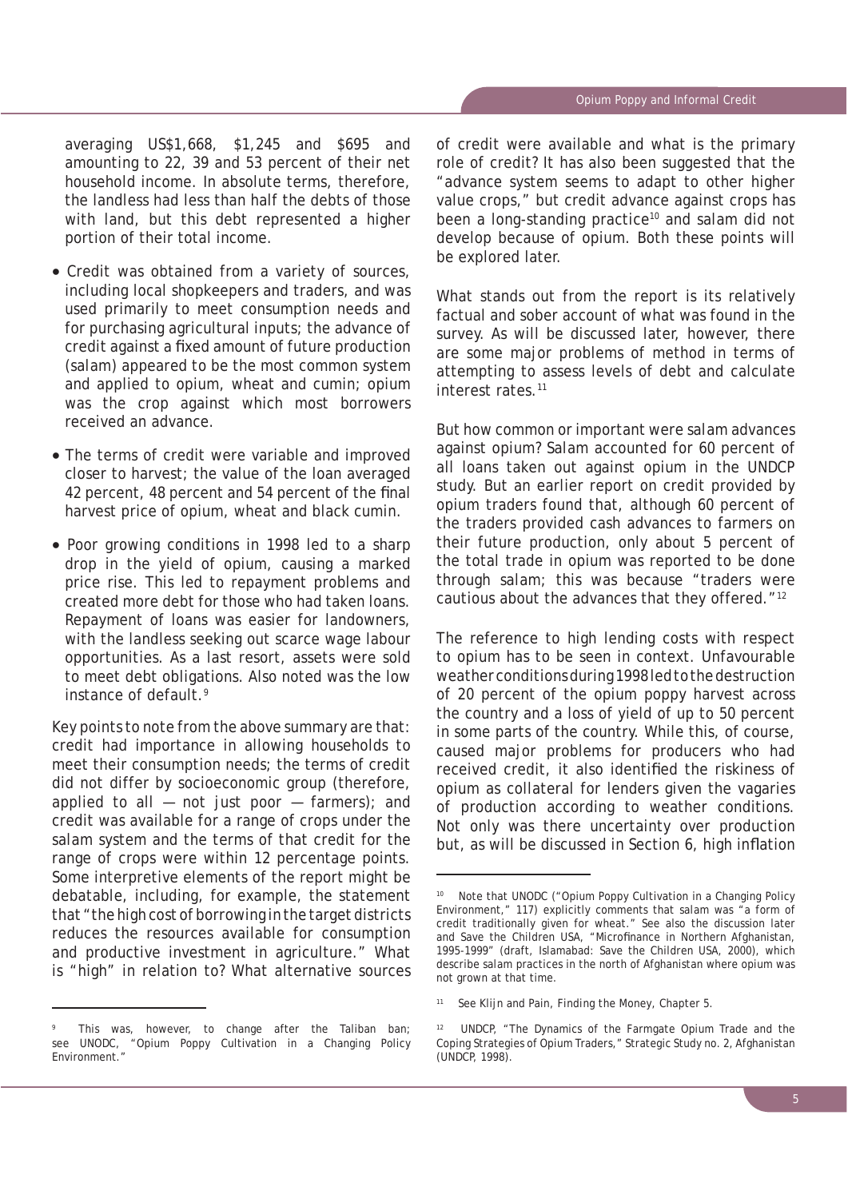averaging US$1,668, $1,245 and $695 and amounting to 22, 39 and 53 percent of their net household income. In absolute terms, therefore, the landless had less than half the debts of those with land, but this debt represented a higher portion of their total income.

- Credit was obtained from a variety of sources, including local shopkeepers and traders, and was used primarily to meet consumption needs and for purchasing agricultural inputs; the advance of credit against a fixed amount of future production (*salam*) appeared to be the most common system and applied to opium, wheat and cumin; opium was the crop against which most borrowers received an advance.
- The terms of credit were variable and improved closer to harvest; the value of the loan averaged 42 percent, 48 percent and 54 percent of the final harvest price of opium, wheat and black cumin.
- Poor growing conditions in 1998 led to a sharp drop in the yield of opium, causing a marked price rise. This led to repayment problems and created more debt for those who had taken loans. Repayment of loans was easier for landowners, with the landless seeking out scarce wage labour opportunities. As a last resort, assets were sold to meet debt obligations. Also noted was the low instance of default.[9]

Key points to note from the above summary are that: credit had importance in allowing households to meet their consumption needs; the terms of credit did not differ by socioeconomic group (therefore, applied to all — not just poor — farmers); and credit was available for a range of crops under the *salam* system and the terms of that credit for the range of crops were within 12 percentage points. Some interpretive elements of the report might be debatable, including, for example, the statement that "the high cost of borrowing in the target districts reduces the resources available for consumption and productive investment in agriculture." What is "high" in relation to? What alternative sources of credit were available and what is the primary role of credit? It has also been suggested that the "advance system seems to adapt to other higher value crops," but credit advance against crops has been a long-standing practice[10] and *salam* did not develop because of opium. Both these points will be explored later.

What stands out from the report is its relatively factual and sober account of what was found in the survey. As will be discussed later, however, there are some major problems of method in terms of attempting to assess levels of debt and calculate interest rates.[11]

But how common or important were *salam* advances against opium? *Salam* accounted for 60 percent of all loans taken out against opium in the UNDCP study. But an earlier report on credit provided by opium traders found that, although 60 percent of the traders provided cash advances to farmers on their future production, only about 5 percent of the total trade in opium was reported to be done through *salam*; this was because "traders were cautious about the advances that they offered."[12]

The reference to high lending costs with respect to opium has to be seen in context. Unfavourable weather conditions during 1998 led to the destruction of 20 percent of the opium poppy harvest across the country and a loss of yield of up to 50 percent in some parts of the country. While this, of course, caused major problems for producers who had received credit, it also identified the riskiness of opium as collateral for lenders given the vagaries of production according to weather conditions. Not only was there uncertainty over production but, as will be discussed in Section 6, high inflation

---

[9] This was, however, to change after the Taliban ban; see UNODC, "Opium Poppy Cultivation in a Changing Policy Environment."

[10] Note that UNODC ("Opium Poppy Cultivation in a Changing Policy Environment," 117) explicitly comments that *salam* was "a form of credit traditionally given for wheat." See also the discussion later and Save the Children USA, "Microfinance in Northern Afghanistan, 1995-1999" (draft, Islamabad: Save the Children USA, 2000), which describe *salam* practices in the north of Afghanistan where opium was not grown at that time.

[11] See Klijn and Pain, *Finding the Money*, Chapter 5.

[12] UNDCP, "The Dynamics of the Farmgate Opium Trade and the Coping Strategies of Opium Traders," Strategic Study no. 2, Afghanistan (UNDCP, 1998).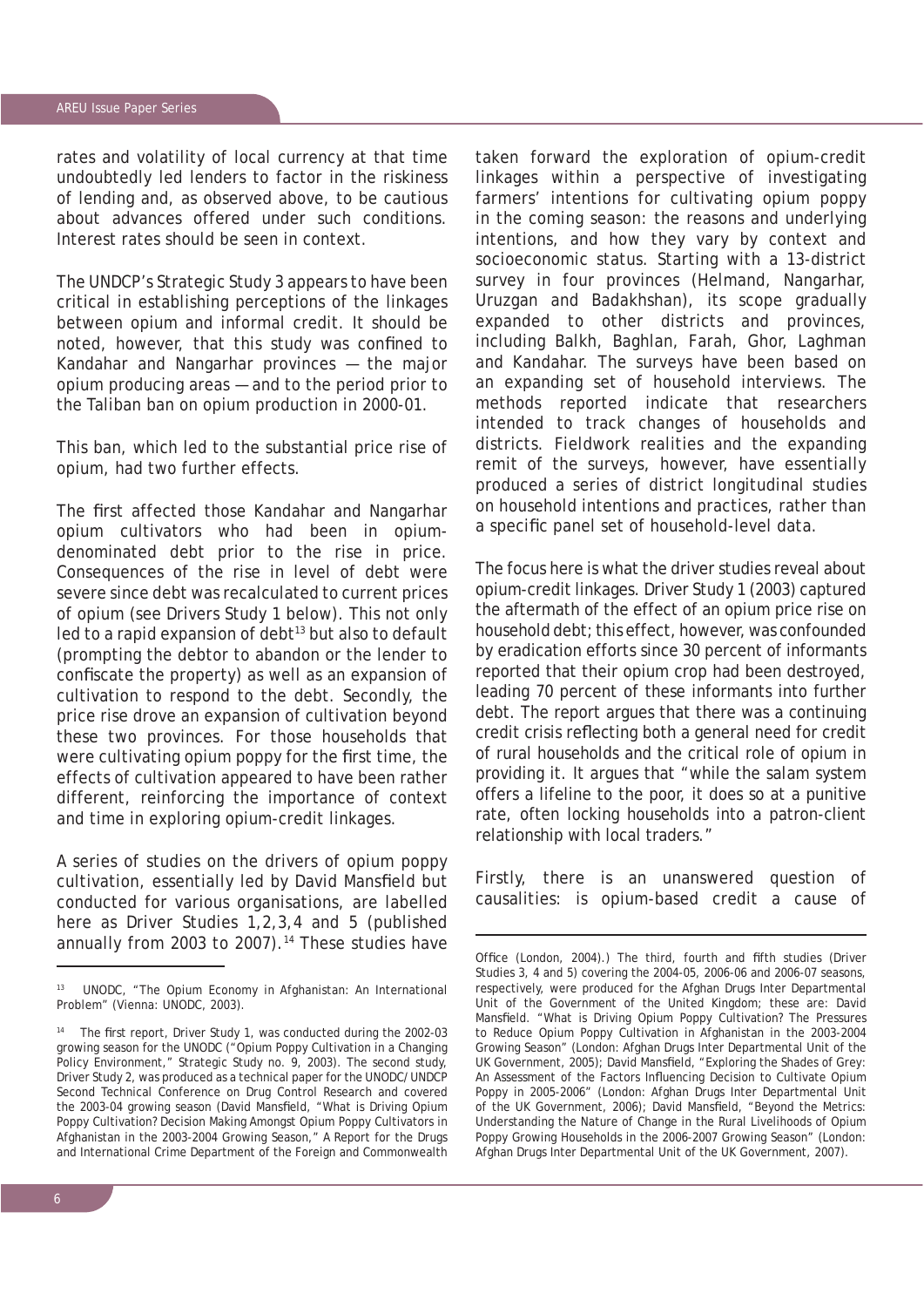rates and volatility of local currency at that time undoubtedly led lenders to factor in the riskiness of lending and, as observed above, to be cautious about advances offered under such conditions. Interest rates should be seen in context.

The UNDCP's Strategic Study 3 appears to have been critical in establishing perceptions of the linkages between opium and informal credit. It should be noted, however, that this study was confined to Kandahar and Nangarhar provinces — the major opium producing areas — and to the period prior to the Taliban ban on opium production in 2000-01.

This ban, which led to the substantial price rise of opium, had two further effects.

The first affected those Kandahar and Nangarhar opium cultivators who had been in opium-denominated debt prior to the rise in price. Consequences of the rise in level of debt were severe since debt was recalculated to current prices of opium (see Drivers Study 1 below). This not only led to a rapid expansion of debt[13] but also to default (prompting the debtor to abandon or the lender to confiscate the property) as well as an expansion of cultivation to respond to the debt. Secondly, the price rise drove an expansion of cultivation beyond these two provinces. For those households that were cultivating opium poppy for the first time, the effects of cultivation appeared to have been rather different, reinforcing the importance of context and time in exploring opium-credit linkages.

A series of studies on the drivers of opium poppy cultivation, essentially led by David Mansfield but conducted for various organisations, are labelled here as Driver Studies 1,2,3,4 and 5 (published annually from 2003 to 2007).[14] These studies have taken forward the exploration of opium-credit linkages within a perspective of investigating farmers' intentions for cultivating opium poppy in the coming season: the reasons and underlying intentions, and how they vary by context and socioeconomic status. Starting with a 13-district survey in four provinces (Helmand, Nangarhar, Uruzgan and Badakhshan), its scope gradually expanded to other districts and provinces, including Balkh, Baghlan, Farah, Ghor, Laghman and Kandahar. The surveys have been based on an expanding set of household interviews. The methods reported indicate that researchers intended to track changes of households and districts. Fieldwork realities and the expanding remit of the surveys, however, have essentially produced a series of district longitudinal studies on household intentions and practices, rather than a specific panel set of household-level data.

The focus here is what the driver studies reveal about opium-credit linkages. Driver Study 1 (2003) captured the aftermath of the effect of an opium price rise on household debt; this effect, however, was confounded by eradication efforts since 30 percent of informants reported that their opium crop had been destroyed, leading 70 percent of these informants into further debt. The report argues that there was a continuing credit crisis reflecting both a general need for credit of rural households and the critical role of opium in providing it. It argues that "while the *salam* system offers a lifeline to the poor, it does so at a punitive rate, often locking households into a patron-client relationship with local traders."

Firstly, there is an unanswered question of causalities: is opium-based credit a cause of

---

[13] UNODC, "The Opium Economy in Afghanistan: An International Problem" (Vienna: UNODC, 2003).

[14] The first report, Driver Study 1, was conducted during the 2002-03 growing season for the UNODC ("Opium Poppy Cultivation in a Changing Policy Environment," Strategic Study no. 9, 2003). The second study, Driver Study 2, was produced as a technical paper for the UNODC/UNDCP Second Technical Conference on Drug Control Research and covered the 2003-04 growing season (David Mansfield, "What is Driving Opium Poppy Cultivation? Decision Making Amongst Opium Poppy Cultivators in Afghanistan in the 2003-2004 Growing Season," A Report for the Drugs and International Crime Department of the Foreign and Commonwealth Office (London, 2004).) The third, fourth and fifth studies (Driver Studies 3, 4 and 5) covering the 2004-05, 2006-06 and 2006-07 seasons, respectively, were produced for the Afghan Drugs Inter Departmental Unit of the Government of the United Kingdom; these are: David Mansfield. "What is Driving Opium Poppy Cultivation? The Pressures to Reduce Opium Poppy Cultivation in Afghanistan in the 2003-2004 Growing Season" (London: Afghan Drugs Inter Departmental Unit of the UK Government, 2005); David Mansfield, "Exploring the Shades of Grey: An Assessment of the Factors Influencing Decision to Cultivate Opium Poppy in 2005-2006" (London: Afghan Drugs Inter Departmental Unit of the UK Government, 2006); David Mansfield, "Beyond the Metrics: Understanding the Nature of Change in the Rural Livelihoods of Opium Poppy Growing Households in the 2006-2007 Growing Season" (London: Afghan Drugs Inter Departmental Unit of the UK Government, 2007).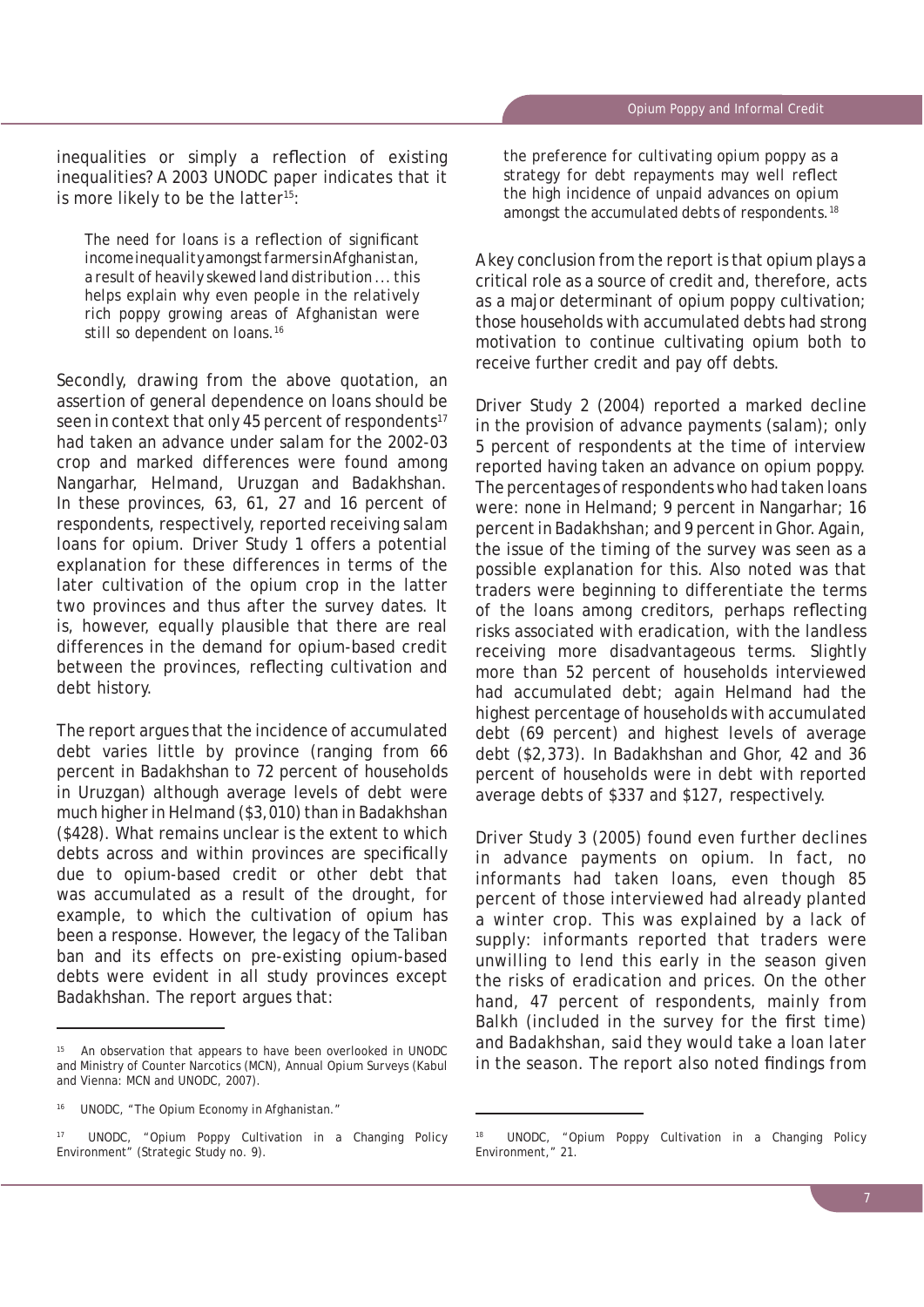inequalities or simply a reflection of existing inequalities? A 2003 UNODC paper indicates that it is more likely to be the latter[15]:

> The need for loans is a reflection of significant income inequality amongst farmers in Afghanistan, a result of heavily skewed land distribution ... this helps explain why even people in the relatively rich poppy growing areas of Afghanistan were still so dependent on loans.[16]

Secondly, drawing from the above quotation, an assertion of general dependence on loans should be seen in context that only 45 percent of respondents[17] had taken an advance under salam for the 2002-03 crop and marked differences were found among Nangarhar, Helmand, Uruzgan and Badakhshan. In these provinces, 63, 61, 27 and 16 percent of respondents, respectively, reported receiving salam loans for opium. Driver Study 1 offers a potential explanation for these differences in terms of the later cultivation of the opium crop in the latter two provinces and thus after the survey dates. It is, however, equally plausible that there are real differences in the demand for opium-based credit between the provinces, reflecting cultivation and debt history.

The report argues that the incidence of accumulated debt varies little by province (ranging from 66 percent in Badakhshan to 72 percent of households in Uruzgan) although average levels of debt were much higher in Helmand ($3,010) than in Badakhshan ($428). What remains unclear is the extent to which debts across and within provinces are specifically due to opium-based credit or other debt that was accumulated as a result of the drought, for example, to which the cultivation of opium has been a response. However, the legacy of the Taliban ban and its effects on pre-existing opium-based debts were evident in all study provinces except Badakhshan. The report argues that:

> the preference for cultivating opium poppy as a strategy for debt repayments may well reflect the high incidence of unpaid advances on opium amongst the accumulated debts of respondents.[18]

A key conclusion from the report is that opium plays a critical role as a source of credit and, therefore, acts as a major determinant of opium poppy cultivation; those households with accumulated debts had strong motivation to continue cultivating opium both to receive further credit and pay off debts.

Driver Study 2 (2004) reported a marked decline in the provision of advance payments (salam); only 5 percent of respondents at the time of interview reported having taken an advance on opium poppy. The percentages of respondents who had taken loans were: none in Helmand; 9 percent in Nangarhar; 16 percent in Badakhshan; and 9 percent in Ghor. Again, the issue of the timing of the survey was seen as a possible explanation for this. Also noted was that traders were beginning to differentiate the terms of the loans among creditors, perhaps reflecting risks associated with eradication, with the landless receiving more disadvantageous terms. Slightly more than 52 percent of households interviewed had accumulated debt; again Helmand had the highest percentage of households with accumulated debt (69 percent) and highest levels of average debt ($2,373). In Badakhshan and Ghor, 42 and 36 percent of households were in debt with reported average debts of $337 and $127, respectively.

Driver Study 3 (2005) found even further declines in advance payments on opium. In fact, no informants had taken loans, even though 85 percent of those interviewed had already planted a winter crop. This was explained by a lack of supply: informants reported that traders were unwilling to lend this early in the season given the risks of eradication and prices. On the other hand, 47 percent of respondents, mainly from Balkh (included in the survey for the first time) and Badakhshan, said they would take a loan later in the season. The report also noted findings from

---

[15] An observation that appears to have been overlooked in UNODC and Ministry of Counter Narcotics (MCN), Annual Opium Surveys (Kabul and Vienna: MCN and UNODC, 2007).

[16] UNODC, "The Opium Economy in Afghanistan."

[17] UNODC, "Opium Poppy Cultivation in a Changing Policy Environment" (Strategic Study no. 9).

[18] UNODC, "Opium Poppy Cultivation in a Changing Policy Environment," 21.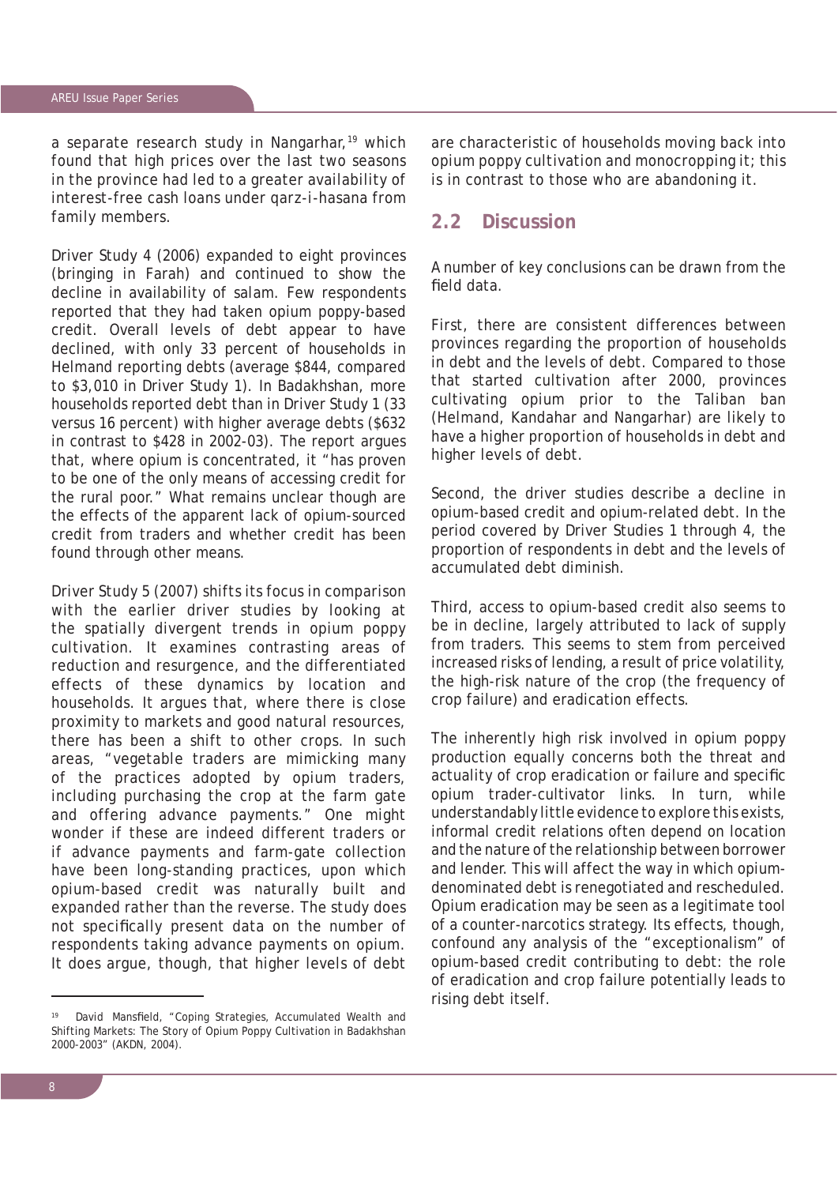a separate research study in Nangarhar,[19] which found that high prices over the last two seasons in the province had led to a greater availability of interest-free cash loans under qarz-i-hasana from family members.

Driver Study 4 (2006) expanded to eight provinces (bringing in Farah) and continued to show the decline in availability of salam. Few respondents reported that they had taken opium poppy-based credit. Overall levels of debt appear to have declined, with only 33 percent of households in Helmand reporting debts (average $844, compared to $3,010 in Driver Study 1). In Badakhshan, more households reported debt than in Driver Study 1 (33 versus 16 percent) with higher average debts ($632 in contrast to $428 in 2002-03). The report argues that, where opium is concentrated, it "has proven to be one of the only means of accessing credit for the rural poor." What remains unclear though are the effects of the apparent lack of opium-sourced credit from traders and whether credit has been found through other means.

Driver Study 5 (2007) shifts its focus in comparison with the earlier driver studies by looking at the spatially divergent trends in opium poppy cultivation. It examines contrasting areas of reduction and resurgence, and the differentiated effects of these dynamics by location and households. It argues that, where there is close proximity to markets and good natural resources, there has been a shift to other crops. In such areas, "vegetable traders are mimicking many of the practices adopted by opium traders, including purchasing the crop at the farm gate and offering advance payments." One might wonder if these are indeed different traders or if advance payments and farm-gate collection have been long-standing practices, upon which opium-based credit was naturally built and expanded rather than the reverse. The study does not specifically present data on the number of respondents taking advance payments on opium. It does argue, though, that higher levels of debt are characteristic of households moving back into opium poppy cultivation and monocropping it; this is in contrast to those who are abandoning it.

## 2.2 Discussion

A number of key conclusions can be drawn from the field data.

First, there are consistent differences between provinces regarding the proportion of households in debt and the levels of debt. Compared to those that started cultivation after 2000, provinces cultivating opium prior to the Taliban ban (Helmand, Kandahar and Nangarhar) are likely to have a higher proportion of households in debt and higher levels of debt.

Second, the driver studies describe a decline in opium-based credit and opium-related debt. In the period covered by Driver Studies 1 through 4, the proportion of respondents in debt and the levels of accumulated debt diminish.

Third, access to opium-based credit also seems to be in decline, largely attributed to lack of supply from traders. This seems to stem from perceived increased risks of lending, a result of price volatility, the high-risk nature of the crop (the frequency of crop failure) and eradication effects.

The inherently high risk involved in opium poppy production equally concerns both the threat and actuality of crop eradication or failure and specific opium trader-cultivator links. In turn, while understandably little evidence to explore this exists, informal credit relations often depend on location and the nature of the relationship between borrower and lender. This will affect the way in which opium-denominated debt is renegotiated and rescheduled. Opium eradication may be seen as a legitimate tool of a counter-narcotics strategy. Its effects, though, confound any analysis of the "exceptionalism" of opium-based credit contributing to debt: the role of eradication and crop failure potentially leads to rising debt itself.

---

[19] David Mansfield, "Coping Strategies, Accumulated Wealth and Shifting Markets: The Story of Opium Poppy Cultivation in Badakhshan 2000-2003" (AKDN, 2004).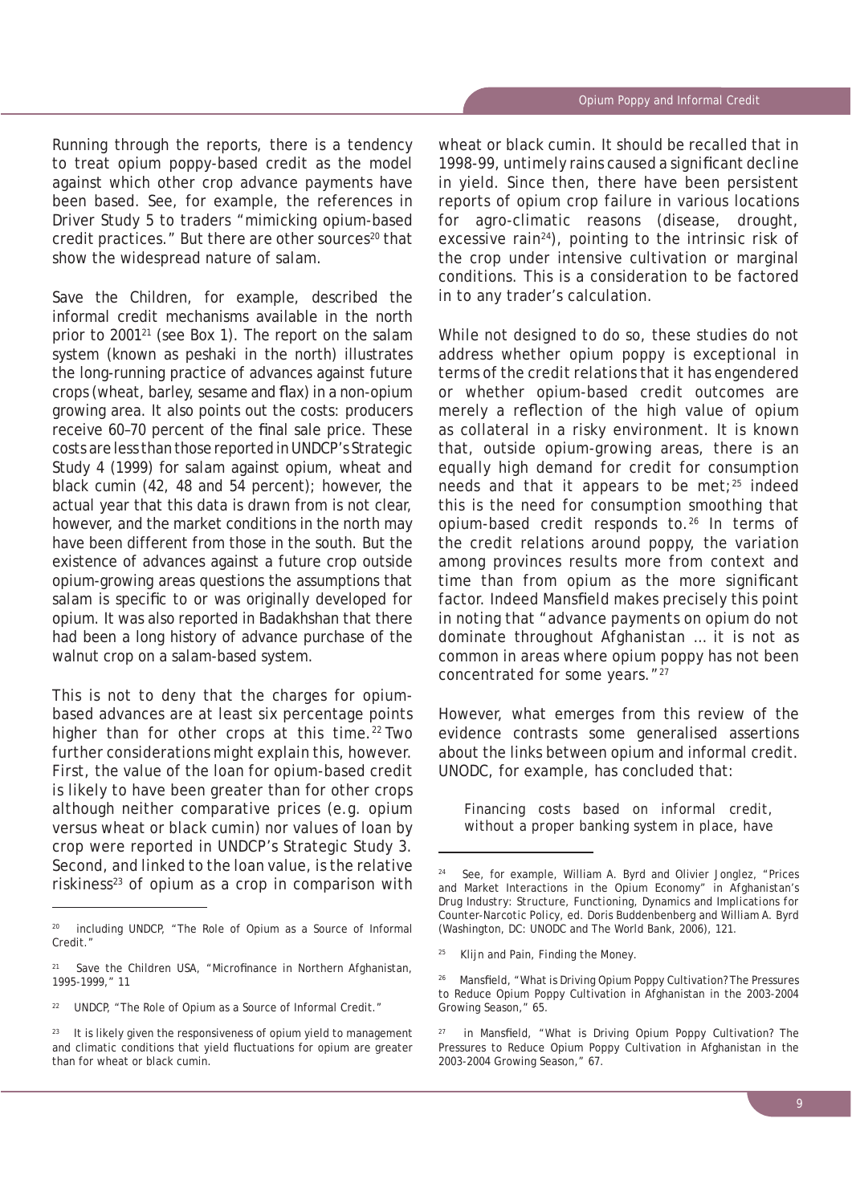Running through the reports, there is a tendency to treat opium poppy-based credit as the model against which other crop advance payments have been based. See, for example, the references in Driver Study 5 to traders "mimicking opium-based credit practices." But there are other sources[20] that show the widespread nature of salam.

Save the Children, for example, described the informal credit mechanisms available in the north prior to 2001[21] (see Box 1). The report on the salam system (known as peshaki in the north) illustrates the long-running practice of advances against future crops (wheat, barley, sesame and flax) in a non-opium growing area. It also points out the costs: producers receive 60–70 percent of the final sale price. These costs are less than those reported in UNDCP's Strategic Study 4 (1999) for salam against opium, wheat and black cumin (42, 48 and 54 percent); however, the actual year that this data is drawn from is not clear, however, and the market conditions in the north may have been different from those in the south. But the existence of advances against a future crop outside opium-growing areas questions the assumptions that salam is specific to or was originally developed for opium. It was also reported in Badakhshan that there had been a long history of advance purchase of the walnut crop on a salam-based system.

This is not to deny that the charges for opium-based advances are at least six percentage points higher than for other crops at this time.[22] Two further considerations might explain this, however. First, the value of the loan for opium-based credit is likely to have been greater than for other crops although neither comparative prices (e.g. opium versus wheat or black cumin) nor values of loan by crop were reported in UNDCP's Strategic Study 3. Second, and linked to the loan value, is the relative riskiness[23] of opium as a crop in comparison with wheat or black cumin. It should be recalled that in 1998-99, untimely rains caused a significant decline in yield. Since then, there have been persistent reports of opium crop failure in various locations for agro-climatic reasons (disease, drought, excessive rain[24]), pointing to the intrinsic risk of the crop under intensive cultivation or marginal conditions. This is a consideration to be factored in to any trader's calculation.

While not designed to do so, these studies do not address whether opium poppy is exceptional in terms of the credit relations that it has engendered or whether opium-based credit outcomes are merely a reflection of the high value of opium as collateral in a risky environment. It is known that, outside opium-growing areas, there is an equally high demand for credit for consumption needs and that it appears to be met;[25] indeed this is the need for consumption smoothing that opium-based credit responds to.[26] In terms of the credit relations around poppy, the variation among provinces results more from context and time than from opium as the more significant factor. Indeed Mansfield makes precisely this point in noting that "advance payments on opium do not dominate throughout Afghanistan ... it is not as common in areas where opium poppy has not been concentrated for some years."[27]

However, what emerges from this review of the evidence contrasts some generalised assertions about the links between opium and informal credit. UNODC, for example, has concluded that:

> Financing costs based on informal credit, without a proper banking system in place, have

---

[20] including UNDCP, "The Role of Opium as a Source of Informal Credit."

[21] Save the Children USA, "Microfinance in Northern Afghanistan, 1995-1999," 11

[22] UNDCP, "The Role of Opium as a Source of Informal Credit."

[23] It is likely given the responsiveness of opium yield to management and climatic conditions that yield fluctuations for opium are greater than for wheat or black cumin.

[24] See, for example, William A. Byrd and Olivier Jonglez, "Prices and Market Interactions in the Opium Economy" in *Afghanistan's Drug Industry: Structure, Functioning, Dynamics and Implications for Counter-Narcotic Policy*, ed. Doris Buddenbenberg and William A. Byrd (Washington, DC: UNODC and The World Bank, 2006), 121.

[25] Klijn and Pain, *Finding the Money*.

[26] Mansfield, "What is Driving Opium Poppy Cultivation? The Pressures to Reduce Opium Poppy Cultivation in Afghanistan in the 2003-2004 Growing Season," 65.

[27] in Mansfield, "What is Driving Opium Poppy Cultivation? The Pressures to Reduce Opium Poppy Cultivation in Afghanistan in the 2003-2004 Growing Season," 67.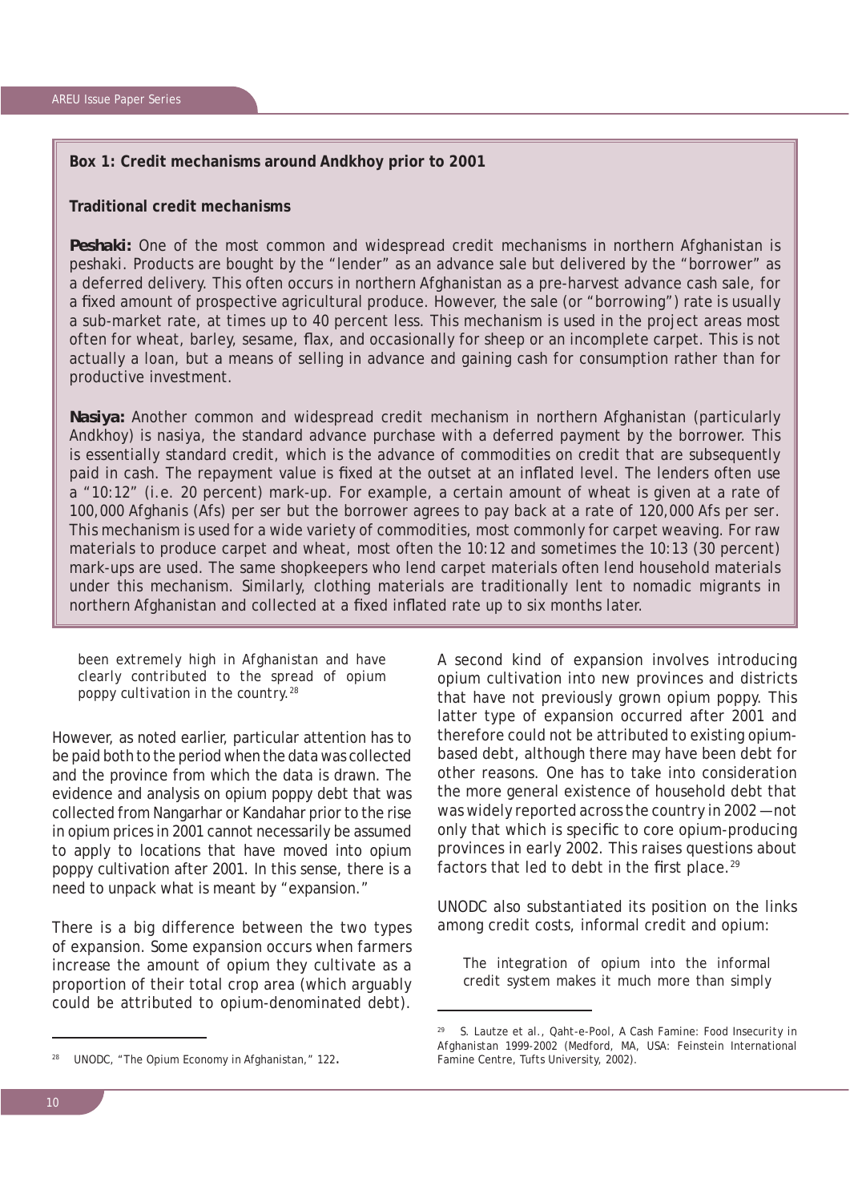**Box 1: Credit mechanisms around Andkhoy prior to 2001**

**Traditional credit mechanisms**

***Peshaki:*** One of the most common and widespread credit mechanisms in northern Afghanistan is peshaki. Products are bought by the "lender" as an advance sale but delivered by the "borrower" as a deferred delivery. This often occurs in northern Afghanistan as a pre-harvest advance cash sale, for a fixed amount of prospective agricultural produce. However, the sale (or "borrowing") rate is usually a sub-market rate, at times up to 40 percent less. This mechanism is used in the project areas most often for wheat, barley, sesame, flax, and occasionally for sheep or an incomplete carpet. This is not actually a loan, but a means of selling in advance and gaining cash for consumption rather than for productive investment.

***Nasiya:*** Another common and widespread credit mechanism in northern Afghanistan (particularly Andkhoy) is nasiya, the standard advance purchase with a deferred payment by the borrower. This is essentially standard credit, which is the advance of commodities on credit that are subsequently paid in cash. The repayment value is fixed at the outset at an inflated level. The lenders often use a "10:12" (i.e. 20 percent) mark-up. For example, a certain amount of wheat is given at a rate of 100,000 Afghanis (Afs) per ser but the borrower agrees to pay back at a rate of 120,000 Afs per ser. This mechanism is used for a wide variety of commodities, most commonly for carpet weaving. For raw materials to produce carpet and wheat, most often the 10:12 and sometimes the 10:13 (30 percent) mark-ups are used. The same shopkeepers who lend carpet materials often lend household materials under this mechanism. Similarly, clothing materials are traditionally lent to nomadic migrants in northern Afghanistan and collected at a fixed inflated rate up to six months later.

> been extremely high in Afghanistan and have clearly contributed to the spread of opium poppy cultivation in the country.[28]

However, as noted earlier, particular attention has to be paid both to the period when the data was collected and the province from which the data is drawn. The evidence and analysis on opium poppy debt that was collected from Nangarhar or Kandahar prior to the rise in opium prices in 2001 cannot necessarily be assumed to apply to locations that have moved into opium poppy cultivation after 2001. In this sense, there is a need to unpack what is meant by "expansion."

There is a big difference between the two types of expansion. Some expansion occurs when farmers increase the amount of opium they cultivate as a proportion of their total crop area (which arguably could be attributed to opium-denominated debt).

A second kind of expansion involves introducing opium cultivation into new provinces and districts that have not previously grown opium poppy. This latter type of expansion occurred after 2001 and therefore could not be attributed to existing opium-based debt, although there may have been debt for other reasons. One has to take into consideration the more general existence of household debt that was widely reported across the country in 2002 —not only that which is specific to core opium-producing provinces in early 2002. This raises questions about factors that led to debt in the first place.[29]

UNODC also substantiated its position on the links among credit costs, informal credit and opium:

> The integration of opium into the informal credit system makes it much more than simply

[28] UNODC, "The Opium Economy in Afghanistan," 122.

[29] S. Lautze et al., Qaht-e-Pool, A Cash Famine: Food Insecurity in Afghanistan 1999-2002 (Medford, MA, USA: Feinstein International Famine Centre, Tufts University, 2002).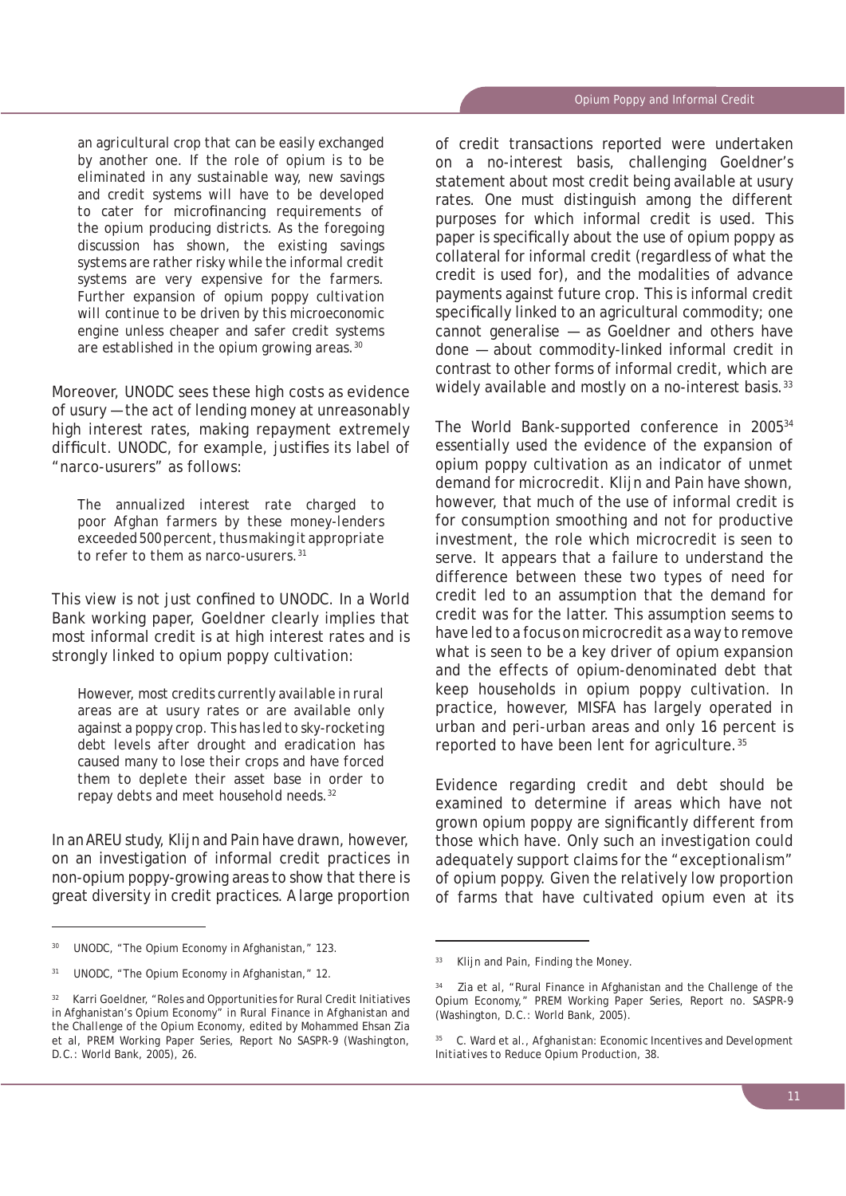> an agricultural crop that can be easily exchanged by another one. If the role of opium is to be eliminated in any sustainable way, new savings and credit systems will have to be developed to cater for microfinancing requirements of the opium producing districts. As the foregoing discussion has shown, the existing savings systems are rather risky while the informal credit systems are very expensive for the farmers. Further expansion of opium poppy cultivation will continue to be driven by this microeconomic engine unless cheaper and safer credit systems are established in the opium growing areas.[30]

Moreover, UNODC sees these high costs as evidence of usury — the act of lending money at unreasonably high interest rates, making repayment extremely difficult. UNODC, for example, justifies its label of "narco-usurers" as follows:

> The annualized interest rate charged to poor Afghan farmers by these money-lenders exceeded 500 percent, thus making it appropriate to refer to them as narco-usurers.[31]

This view is not just confined to UNODC. In a World Bank working paper, Goeldner clearly implies that most informal credit is at high interest rates and is strongly linked to opium poppy cultivation:

> However, most credits currently available in rural areas are at usury rates or are available only against a poppy crop. This has led to sky-rocketing debt levels after drought and eradication has caused many to lose their crops and have forced them to deplete their asset base in order to repay debts and meet household needs.[32]

In an AREU study, Klijn and Pain have drawn, however, on an investigation of informal credit practices in non-opium poppy-growing areas to show that there is great diversity in credit practices. A large proportion of credit transactions reported were undertaken on a no-interest basis, challenging Goeldner's statement about most credit being available at usury rates. One must distinguish among the different purposes for which informal credit is used. This paper is specifically about the use of opium poppy as collateral for informal credit (regardless of what the credit is used for), and the modalities of advance payments against future crop. This is informal credit specifically linked to an agricultural commodity; one cannot generalise — as Goeldner and others have done — about commodity-linked informal credit in contrast to other forms of informal credit, which are widely available and mostly on a no-interest basis.[33]

The World Bank-supported conference in 2005[34] essentially used the evidence of the expansion of opium poppy cultivation as an indicator of unmet demand for microcredit. Klijn and Pain have shown, however, that much of the use of informal credit is for consumption smoothing and not for productive investment, the role which microcredit is seen to serve. It appears that a failure to understand the difference between these two types of need for credit led to an assumption that the demand for credit was for the latter. This assumption seems to have led to a focus on microcredit as a way to remove what is seen to be a key driver of opium expansion and the effects of opium-denominated debt that keep households in opium poppy cultivation. In practice, however, MISFA has largely operated in urban and peri-urban areas and only 16 percent is reported to have been lent for agriculture.[35]

Evidence regarding credit and debt should be examined to determine if areas which have not grown opium poppy are significantly different from those which have. Only such an investigation could adequately support claims for the "exceptionalism" of opium poppy. Given the relatively low proportion of farms that have cultivated opium even at its

---

[30] UNODC, "The Opium Economy in Afghanistan," 123.

[31] UNODC, "The Opium Economy in Afghanistan," 12.

[32] Karri Goeldner, "Roles and Opportunities for Rural Credit Initiatives in Afghanistan's Opium Economy" in *Rural Finance in Afghanistan and the Challenge of the Opium Economy*, edited by Mohammed Ehsan Zia et al, PREM Working Paper Series, Report No SASPR-9 (Washington, D.C.: World Bank, 2005), 26.

[33] Klijn and Pain, *Finding the Money*.

[34] Zia et al, "Rural Finance in Afghanistan and the Challenge of the Opium Economy," PREM Working Paper Series, Report no. SASPR-9 (Washington, D.C.: World Bank, 2005).

[35] C. Ward et al., *Afghanistan: Economic Incentives and Development Initiatives to Reduce Opium Production*, 38.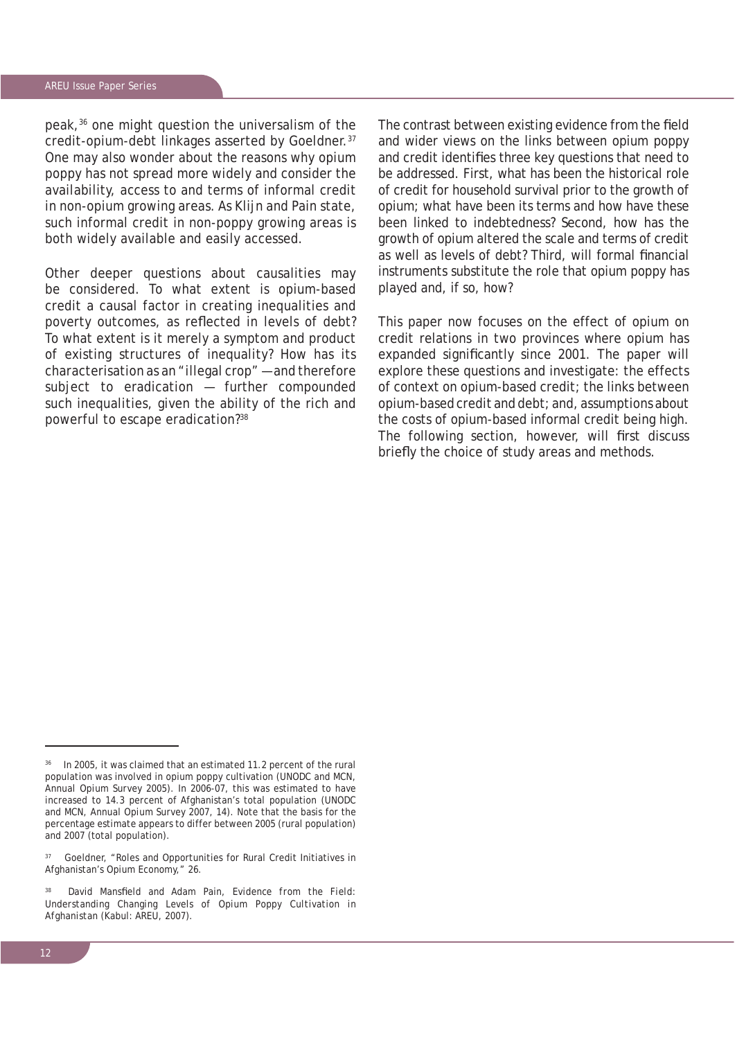peak,[36] one might question the universalism of the credit-opium-debt linkages asserted by Goeldner.[37] One may also wonder about the reasons why opium poppy has not spread more widely and consider the availability, access to and terms of informal credit in non-opium growing areas. As Klijn and Pain state, such informal credit in non-poppy growing areas is both widely available and easily accessed.

Other deeper questions about causalities may be considered. To what extent is opium-based credit a causal factor in creating inequalities and poverty outcomes, as reflected in levels of debt? To what extent is it merely a symptom and product of existing structures of inequality? How has its characterisation as an "illegal crop" —and therefore subject to eradication — further compounded such inequalities, given the ability of the rich and powerful to escape eradication?[38]

The contrast between existing evidence from the field and wider views on the links between opium poppy and credit identifies three key questions that need to be addressed. First, what has been the historical role of credit for household survival prior to the growth of opium; what have been its terms and how have these been linked to indebtedness? Second, how has the growth of opium altered the scale and terms of credit as well as levels of debt? Third, will formal financial instruments substitute the role that opium poppy has played and, if so, how?

This paper now focuses on the effect of opium on credit relations in two provinces where opium has expanded significantly since 2001. The paper will explore these questions and investigate: the effects of context on opium-based credit; the links between opium-based credit and debt; and, assumptions about the costs of opium-based informal credit being high. The following section, however, will first discuss briefly the choice of study areas and methods.

---

[36] In 2005, it was claimed that an estimated 11.2 percent of the rural population was involved in opium poppy cultivation (UNODC and MCN, Annual Opium Survey 2005). In 2006-07, this was estimated to have increased to 14.3 percent of Afghanistan's total population (UNODC and MCN, Annual Opium Survey 2007, 14). Note that the basis for the percentage estimate appears to differ between 2005 (rural population) and 2007 (total population).

[37] Goeldner, "Roles and Opportunities for Rural Credit Initiatives in Afghanistan's Opium Economy," 26.

[38] David Mansfield and Adam Pain, Evidence from the Field: Understanding Changing Levels of Opium Poppy Cultivation in Afghanistan (Kabul: AREU, 2007).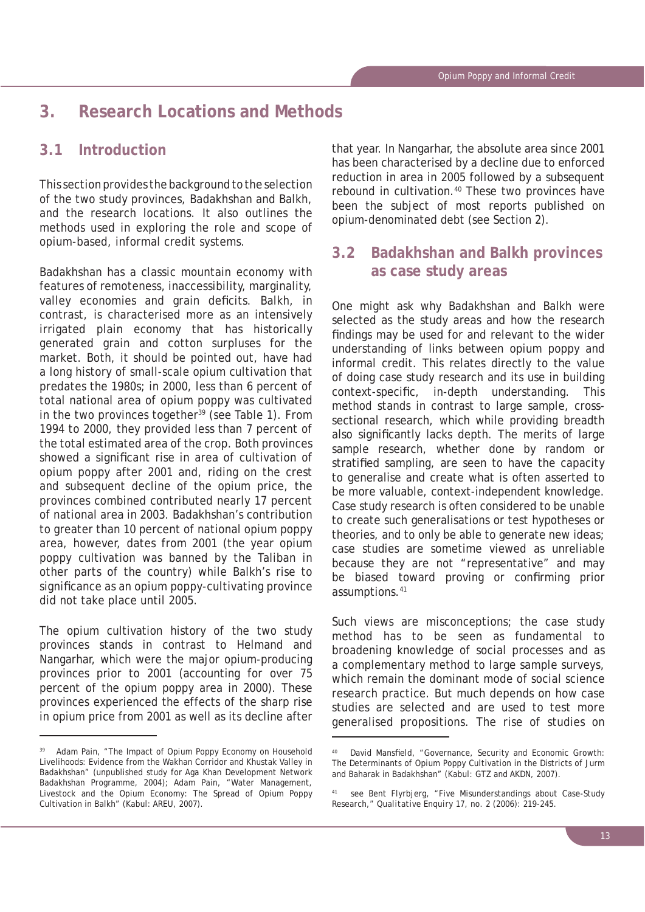## 3. Research Locations and Methods

### 3.1 Introduction

This section provides the background to the selection of the two study provinces, Badakhshan and Balkh, and the research locations. It also outlines the methods used in exploring the role and scope of opium-based, informal credit systems.

Badakhshan has a classic mountain economy with features of remoteness, inaccessibility, marginality, valley economies and grain deficits. Balkh, in contrast, is characterised more as an intensively irrigated plain economy that has historically generated grain and cotton surpluses for the market. Both, it should be pointed out, have had a long history of small-scale opium cultivation that predates the 1980s; in 2000, less than 6 percent of total national area of opium poppy was cultivated in the two provinces together[39] (see Table 1). From 1994 to 2000, they provided less than 7 percent of the total estimated area of the crop. Both provinces showed a significant rise in area of cultivation of opium poppy after 2001 and, riding on the crest and subsequent decline of the opium price, the provinces combined contributed nearly 17 percent of national area in 2003. Badakhshan's contribution to greater than 10 percent of national opium poppy area, however, dates from 2001 (the year opium poppy cultivation was banned by the Taliban in other parts of the country) while Balkh's rise to significance as an opium poppy-cultivating province did not take place until 2005.

The opium cultivation history of the two study provinces stands in contrast to Helmand and Nangarhar, which were the major opium-producing provinces prior to 2001 (accounting for over 75 percent of the opium poppy area in 2000). These provinces experienced the effects of the sharp rise in opium price from 2001 as well as its decline after that year. In Nangarhar, the absolute area since 2001 has been characterised by a decline due to enforced reduction in area in 2005 followed by a subsequent rebound in cultivation.[40] These two provinces have been the subject of most reports published on opium-denominated debt (see Section 2).

### 3.2 Badakhshan and Balkh provinces as case study areas

One might ask why Badakhshan and Balkh were selected as the study areas and how the research findings may be used for and relevant to the wider understanding of links between opium poppy and informal credit. This relates directly to the value of doing case study research and its use in building context-specific, in-depth understanding. This method stands in contrast to large sample, cross-sectional research, which while providing breadth also significantly lacks depth. The merits of large sample research, whether done by random or stratified sampling, are seen to have the capacity to generalise and create what is often asserted to be more valuable, context-independent knowledge. Case study research is often considered to be unable to create such generalisations or test hypotheses or theories, and to only be able to generate new ideas; case studies are sometime viewed as unreliable because they are not "representative" and may be biased toward proving or confirming prior assumptions.[41]

Such views are misconceptions; the case study method has to be seen as fundamental to broadening knowledge of social processes and as a complementary method to large sample surveys, which remain the dominant mode of social science research practice. But much depends on how case studies are selected and are used to test more generalised propositions. The rise of studies on

---

[39] Adam Pain, "The Impact of Opium Poppy Economy on Household Livelihoods: Evidence from the Wakhan Corridor and Khustak Valley in Badakhshan" (unpublished study for Aga Khan Development Network Badakhshan Programme, 2004); Adam Pain, "Water Management, Livestock and the Opium Economy: The Spread of Opium Poppy Cultivation in Balkh" (Kabul: AREU, 2007).

[40] David Mansfield, "Governance, Security and Economic Growth: The Determinants of Opium Poppy Cultivation in the Districts of Jurm and Baharak in Badakhshan" (Kabul: GTZ and AKDN, 2007).

[41] see Bent Flyrbjerg, "Five Misunderstandings about Case-Study Research," *Qualitative Enquiry* 17, no. 2 (2006): 219-245.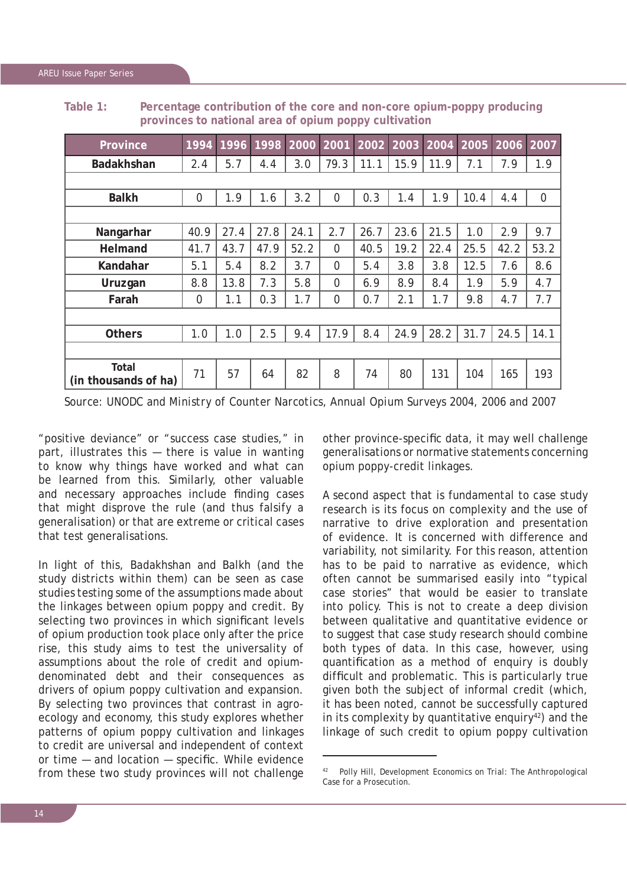**Table 1: Percentage contribution of the core and non-core opium-poppy producing provinces to national area of opium poppy cultivation**

| Province | 1994 | 1996 | 1998 | 2000 | 2001 | 2002 | 2003 | 2004 | 2005 | 2006 | 2007 |
|---|---|---|---|---|---|---|---|---|---|---|---|
| Badakhshan | 2.4 | 5.7 | 4.4 | 3.0 | 79.3 | 11.1 | 15.9 | 11.9 | 7.1 | 7.9 | 1.9 |
| | | | | | | | | | | | |
| Balkh | 0 | 1.9 | 1.6 | 3.2 | 0 | 0.3 | 1.4 | 1.9 | 10.4 | 4.4 | 0 |
| | | | | | | | | | | | |
| Nangarhar | 40.9 | 27.4 | 27.8 | 24.1 | 2.7 | 26.7 | 23.6 | 21.5 | 1.0 | 2.9 | 9.7 |
| Helmand | 41.7 | 43.7 | 47.9 | 52.2 | 0 | 40.5 | 19.2 | 22.4 | 25.5 | 42.2 | 53.2 |
| Kandahar | 5.1 | 5.4 | 8.2 | 3.7 | 0 | 5.4 | 3.8 | 3.8 | 12.5 | 7.6 | 8.6 |
| Uruzgan | 8.8 | 13.8 | 7.3 | 5.8 | 0 | 6.9 | 8.9 | 8.4 | 1.9 | 5.9 | 4.7 |
| Farah | 0 | 1.1 | 0.3 | 1.7 | 0 | 0.7 | 2.1 | 1.7 | 9.8 | 4.7 | 7.7 |
| | | | | | | | | | | | |
| Others | 1.0 | 1.0 | 2.5 | 9.4 | 17.9 | 8.4 | 24.9 | 28.2 | 31.7 | 24.5 | 14.1 |
| | | | | | | | | | | | |
| Total (in thousands of ha) | 71 | 57 | 64 | 82 | 8 | 74 | 80 | 131 | 104 | 165 | 193 |

Source: UNODC and Ministry of Counter Narcotics, Annual Opium Surveys 2004, 2006 and 2007

"positive deviance" or "success case studies," in part, illustrates this — there is value in wanting to know why things have worked and what can be learned from this. Similarly, other valuable and necessary approaches include finding cases that might disprove the rule (and thus falsify a generalisation) or that are extreme or critical cases that test generalisations.

In light of this, Badakhshan and Balkh (and the study districts within them) can be seen as case studies testing some of the assumptions made about the linkages between opium poppy and credit. By selecting two provinces in which significant levels of opium production took place only after the price rise, this study aims to test the universality of assumptions about the role of credit and opium-denominated debt and their consequences as drivers of opium poppy cultivation and expansion. By selecting two provinces that contrast in agro-ecology and economy, this study explores whether patterns of opium poppy cultivation and linkages to credit are universal and independent of context or time — and location — specific. While evidence from these two study provinces will not challenge other province-specific data, it may well challenge generalisations or normative statements concerning opium poppy-credit linkages.

A second aspect that is fundamental to case study research is its focus on complexity and the use of narrative to drive exploration and presentation of evidence. It is concerned with difference and variability, not similarity. For this reason, attention has to be paid to narrative as evidence, which often cannot be summarised easily into "typical case stories" that would be easier to translate into policy. This is not to create a deep division between qualitative and quantitative evidence or to suggest that case study research should combine both types of data. In this case, however, using quantification as a method of enquiry is doubly difficult and problematic. This is particularly true given both the subject of informal credit (which, it has been noted, cannot be successfully captured in its complexity by quantitative enquiry[42]) and the linkage of such credit to opium poppy cultivation

[42] Polly Hill, Development Economics on Trial: The Anthropological Case for a Prosecution.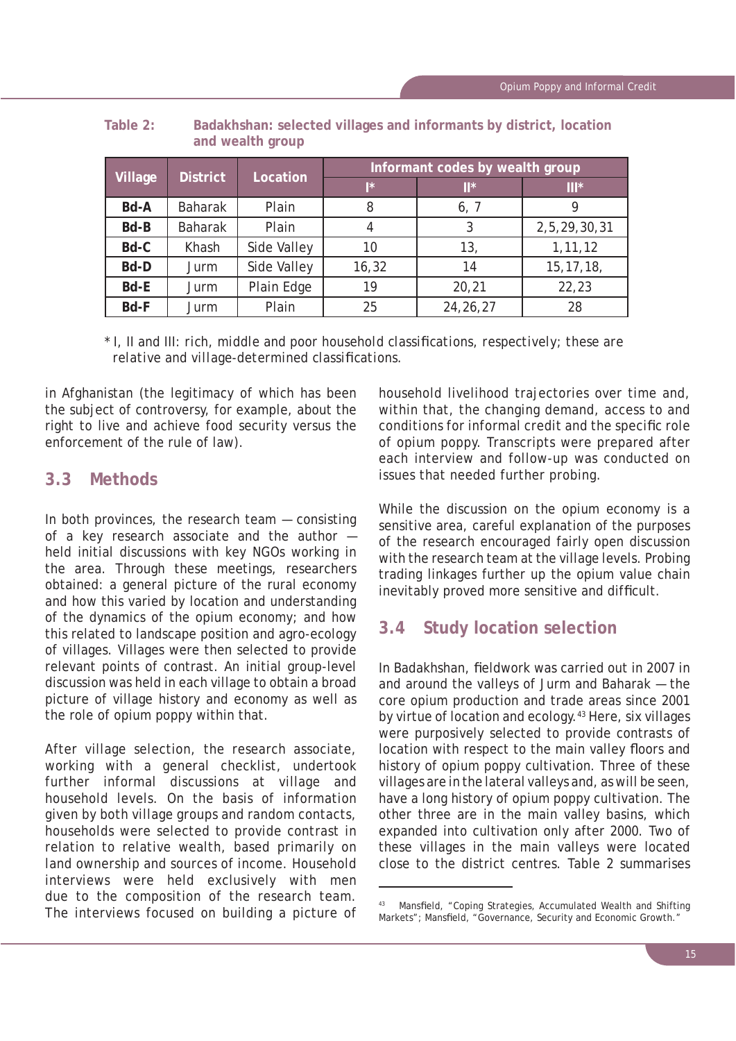**Table 2: Badakhshan: selected villages and informants by district, location and wealth group**

| Village | District | Location | Informant codes by wealth group | | |
|---|---|---|---|---|---|
| | | | I* | II* | III* |
| **Bd-A** | Baharak | Plain | 8 | 6, 7 | 9 |
| **Bd-B** | Baharak | Plain | 4 | 3 | 2,5,29,30,31 |
| **Bd-C** | Khash | Side Valley | 10 | 13, | 1,11,12 |
| **Bd-D** | Jurm | Side Valley | 16,32 | 14 | 15,17,18, |
| **Bd-E** | Jurm | Plain Edge | 19 | 20,21 | 22,23 |
| **Bd-F** | Jurm | Plain | 25 | 24,26,27 | 28 |

* I, II and III: rich, middle and poor household classifications, respectively; these are relative and village-determined classifications.

in Afghanistan (the legitimacy of which has been the subject of controversy, for example, about the right to live and achieve food security versus the enforcement of the rule of law).

## 3.3 Methods

In both provinces, the research team — consisting of a key research associate and the author — held initial discussions with key NGOs working in the area. Through these meetings, researchers obtained: a general picture of the rural economy and how this varied by location and understanding of the dynamics of the opium economy; and how this related to landscape position and agro-ecology of villages. Villages were then selected to provide relevant points of contrast. An initial group-level discussion was held in each village to obtain a broad picture of village history and economy as well as the role of opium poppy within that.

After village selection, the research associate, working with a general checklist, undertook further informal discussions at village and household levels. On the basis of information given by both village groups and random contacts, households were selected to provide contrast in relation to relative wealth, based primarily on land ownership and sources of income. Household interviews were held exclusively with men due to the composition of the research team. The interviews focused on building a picture of household livelihood trajectories over time and, within that, the changing demand, access to and conditions for informal credit and the specific role of opium poppy. Transcripts were prepared after each interview and follow-up was conducted on issues that needed further probing.

While the discussion on the opium economy is a sensitive area, careful explanation of the purposes of the research encouraged fairly open discussion with the research team at the village levels. Probing trading linkages further up the opium value chain inevitably proved more sensitive and difficult.

## 3.4 Study location selection

In Badakhshan, fieldwork was carried out in 2007 in and around the valleys of Jurm and Baharak — the core opium production and trade areas since 2001 by virtue of location and ecology.[43] Here, six villages were purposively selected to provide contrasts of location with respect to the main valley floors and history of opium poppy cultivation. Three of these villages are in the lateral valleys and, as will be seen, have a long history of opium poppy cultivation. The other three are in the main valley basins, which expanded into cultivation only after 2000. Two of these villages in the main valleys were located close to the district centres. Table 2 summarises

[43] Mansfield, "Coping Strategies, Accumulated Wealth and Shifting Markets"; Mansfield, "Governance, Security and Economic Growth."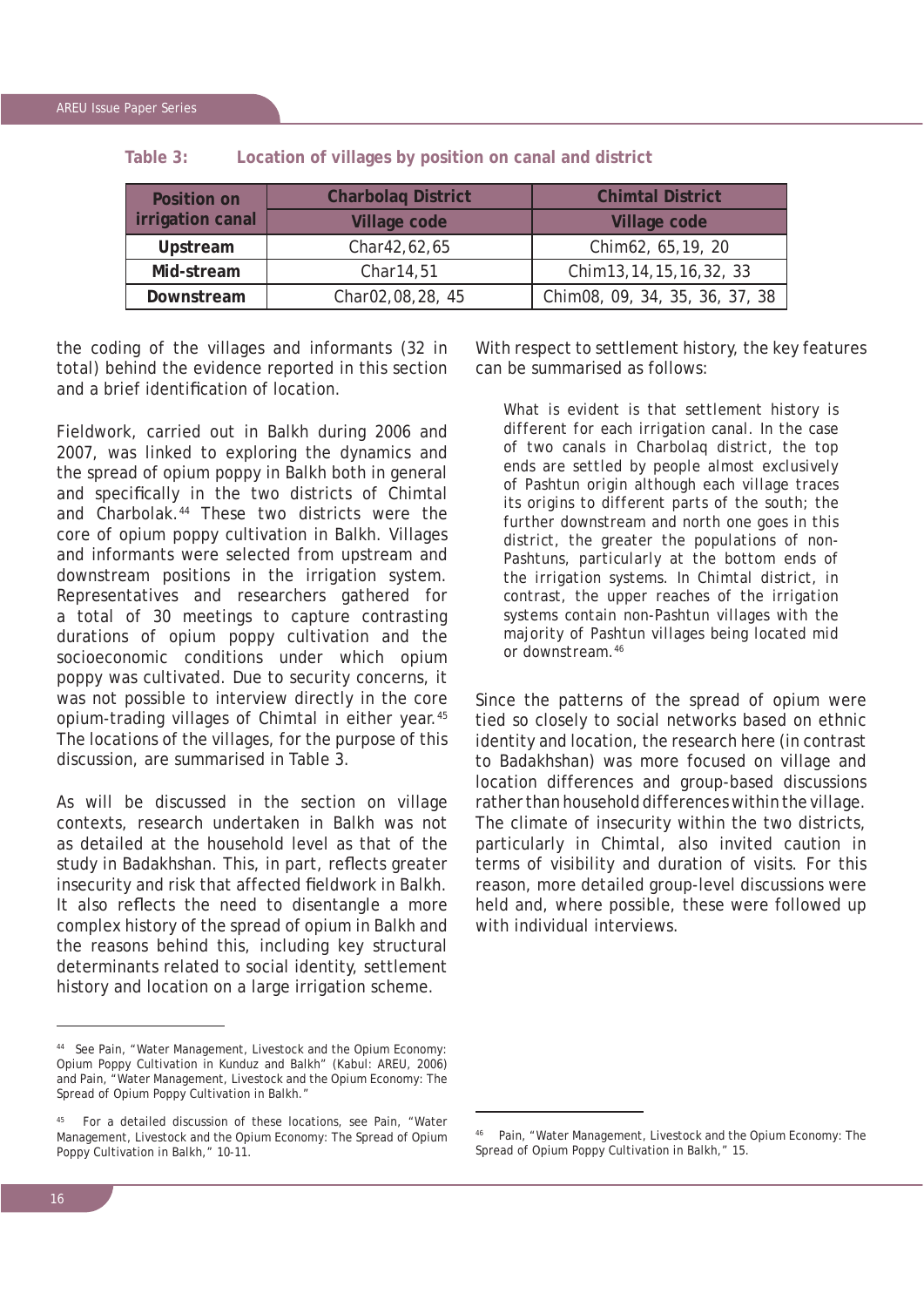**Table 3: Location of villages by position on canal and district**

| Position on irrigation canal | Charbolaq District | Chimtal District |
|---|---|---|
| | Village code | Village code |
| **Upstream** | Char42,62,65 | Chim62, 65,19, 20 |
| **Mid-stream** | Char14,51 | Chim13,14,15,16,32, 33 |
| **Downstream** | Char02,08,28, 45 | Chim08, 09, 34, 35, 36, 37, 38 |

the coding of the villages and informants (32 in total) behind the evidence reported in this section and a brief identification of location.

Fieldwork, carried out in Balkh during 2006 and 2007, was linked to exploring the dynamics and the spread of opium poppy in Balkh both in general and specifically in the two districts of Chimtal and Charbolak.[44] These two districts were the core of opium poppy cultivation in Balkh. Villages and informants were selected from upstream and downstream positions in the irrigation system. Representatives and researchers gathered for a total of 30 meetings to capture contrasting durations of opium poppy cultivation and the socioeconomic conditions under which opium poppy was cultivated. Due to security concerns, it was not possible to interview directly in the core opium-trading villages of Chimtal in either year.[45] The locations of the villages, for the purpose of this discussion, are summarised in Table 3.

As will be discussed in the section on village contexts, research undertaken in Balkh was not as detailed at the household level as that of the study in Badakhshan. This, in part, reflects greater insecurity and risk that affected fieldwork in Balkh. It also reflects the need to disentangle a more complex history of the spread of opium in Balkh and the reasons behind this, including key structural determinants related to social identity, settlement history and location on a large irrigation scheme.

With respect to settlement history, the key features can be summarised as follows:

> What is evident is that settlement history is different for each irrigation canal. In the case of two canals in Charbolaq district, the top ends are settled by people almost exclusively of Pashtun origin although each village traces its origins to different parts of the south; the further downstream and north one goes in this district, the greater the populations of non-Pashtuns, particularly at the bottom ends of the irrigation systems. In Chimtal district, in contrast, the upper reaches of the irrigation systems contain non-Pashtun villages with the majority of Pashtun villages being located mid or downstream.[46]

Since the patterns of the spread of opium were tied so closely to social networks based on ethnic identity and location, the research here (in contrast to Badakhshan) was more focused on village and location differences and group-based discussions rather than household differences within the village. The climate of insecurity within the two districts, particularly in Chimtal, also invited caution in terms of visibility and duration of visits. For this reason, more detailed group-level discussions were held and, where possible, these were followed up with individual interviews.

---

[44] See Pain, "Water Management, Livestock and the Opium Economy: Opium Poppy Cultivation in Kunduz and Balkh" (Kabul: AREU, 2006) and Pain, "Water Management, Livestock and the Opium Economy: The Spread of Opium Poppy Cultivation in Balkh."

[45] For a detailed discussion of these locations, see Pain, "Water Management, Livestock and the Opium Economy: The Spread of Opium Poppy Cultivation in Balkh," 10-11.

[46] Pain, "Water Management, Livestock and the Opium Economy: The Spread of Opium Poppy Cultivation in Balkh," 15.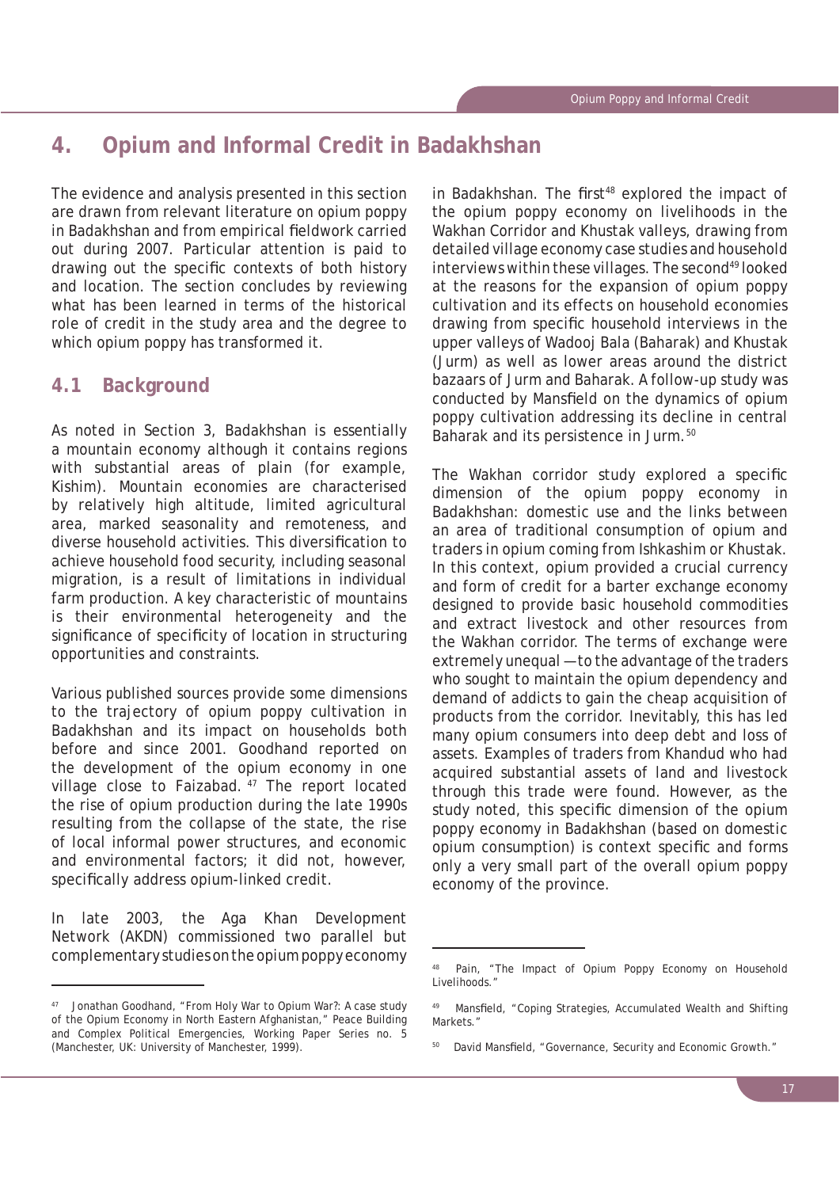# 4. Opium and Informal Credit in Badakhshan

The evidence and analysis presented in this section are drawn from relevant literature on opium poppy in Badakhshan and from empirical fieldwork carried out during 2007. Particular attention is paid to drawing out the specific contexts of both history and location. The section concludes by reviewing what has been learned in terms of the historical role of credit in the study area and the degree to which opium poppy has transformed it.

## 4.1 Background

As noted in Section 3, Badakhshan is essentially a mountain economy although it contains regions with substantial areas of plain (for example, Kishim). Mountain economies are characterised by relatively high altitude, limited agricultural area, marked seasonality and remoteness, and diverse household activities. This diversification to achieve household food security, including seasonal migration, is a result of limitations in individual farm production. A key characteristic of mountains is their environmental heterogeneity and the significance of specificity of location in structuring opportunities and constraints.

Various published sources provide some dimensions to the trajectory of opium poppy cultivation in Badakhshan and its impact on households both before and since 2001. Goodhand reported on the development of the opium economy in one village close to Faizabad.[47] The report located the rise of opium production during the late 1990s resulting from the collapse of the state, the rise of local informal power structures, and economic and environmental factors; it did not, however, specifically address opium-linked credit.

In late 2003, the Aga Khan Development Network (AKDN) commissioned two parallel but complementary studies on the opium poppy economy in Badakhshan. The first[48] explored the impact of the opium poppy economy on livelihoods in the Wakhan Corridor and Khustak valleys, drawing from detailed village economy case studies and household interviews within these villages. The second[49] looked at the reasons for the expansion of opium poppy cultivation and its effects on household economies drawing from specific household interviews in the upper valleys of Wadooj Bala (Baharak) and Khustak (Jurm) as well as lower areas around the district bazaars of Jurm and Baharak. A follow-up study was conducted by Mansfield on the dynamics of opium poppy cultivation addressing its decline in central Baharak and its persistence in Jurm.[50]

The Wakhan corridor study explored a specific dimension of the opium poppy economy in Badakhshan: domestic use and the links between an area of traditional consumption of opium and traders in opium coming from Ishkashim or Khustak. In this context, opium provided a crucial currency and form of credit for a barter exchange economy designed to provide basic household commodities and extract livestock and other resources from the Wakhan corridor. The terms of exchange were extremely unequal —to the advantage of the traders who sought to maintain the opium dependency and demand of addicts to gain the cheap acquisition of products from the corridor. Inevitably, this has led many opium consumers into deep debt and loss of assets. Examples of traders from Khandud who had acquired substantial assets of land and livestock through this trade were found. However, as the study noted, this specific dimension of the opium poppy economy in Badakhshan (based on domestic opium consumption) is context specific and forms only a very small part of the overall opium poppy economy of the province.

---

[47] Jonathan Goodhand, "From Holy War to Opium War?: A case study of the Opium Economy in North Eastern Afghanistan," Peace Building and Complex Political Emergencies, Working Paper Series no. 5 (Manchester, UK: University of Manchester, 1999).

[48] Pain, "The Impact of Opium Poppy Economy on Household Livelihoods."

[49] Mansfield, "Coping Strategies, Accumulated Wealth and Shifting Markets."

[50] David Mansfield, "Governance, Security and Economic Growth."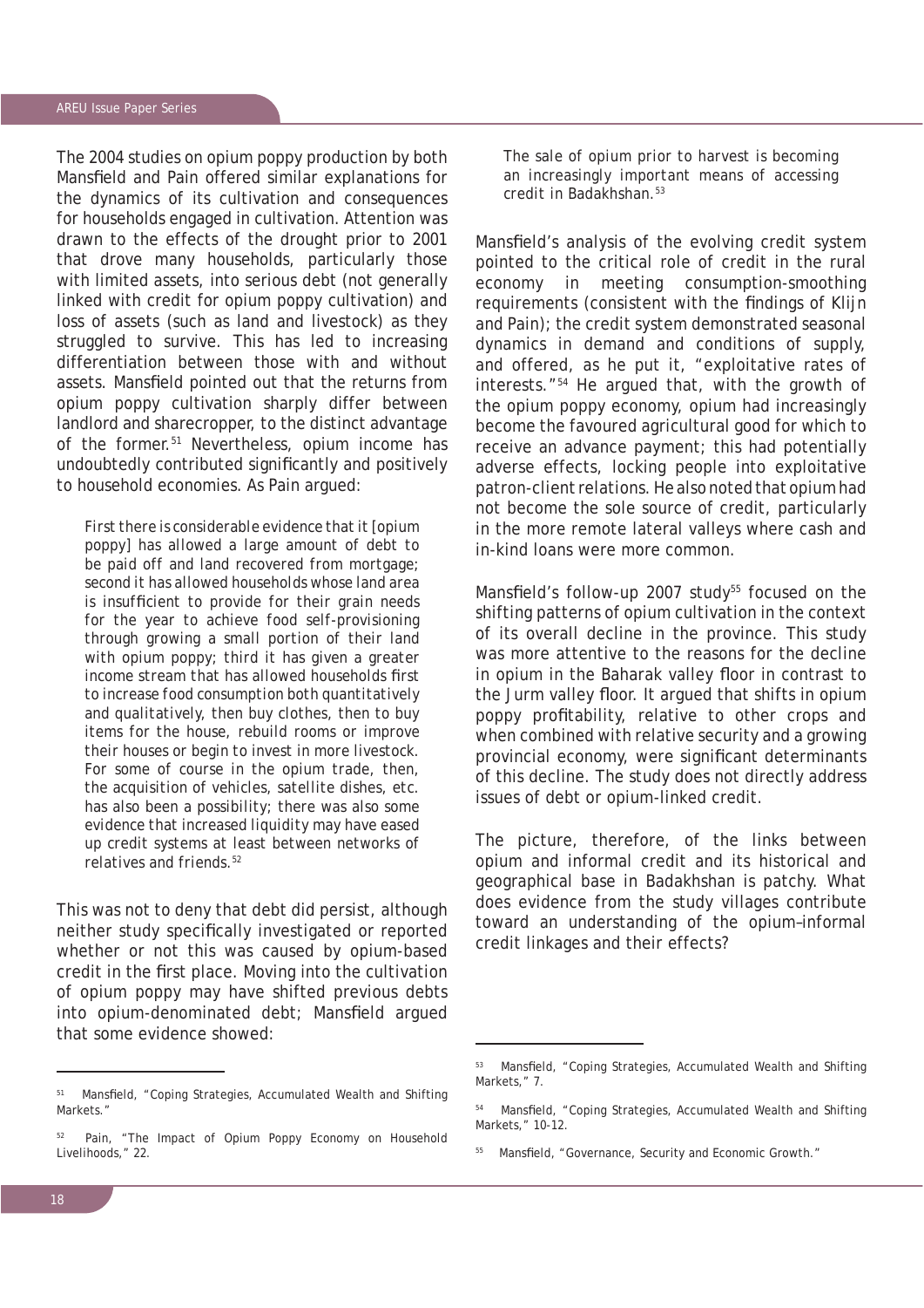The 2004 studies on opium poppy production by both Mansfield and Pain offered similar explanations for the dynamics of its cultivation and consequences for households engaged in cultivation. Attention was drawn to the effects of the drought prior to 2001 that drove many households, particularly those with limited assets, into serious debt (not generally linked with credit for opium poppy cultivation) and loss of assets (such as land and livestock) as they struggled to survive. This has led to increasing differentiation between those with and without assets. Mansfield pointed out that the returns from opium poppy cultivation sharply differ between landlord and sharecropper, to the distinct advantage of the former.[51] Nevertheless, opium income has undoubtedly contributed significantly and positively to household economies. As Pain argued:

> First there is considerable evidence that it [opium poppy] has allowed a large amount of debt to be paid off and land recovered from mortgage; second it has allowed households whose land area is insufficient to provide for their grain needs for the year to achieve food self-provisioning through growing a small portion of their land with opium poppy; third it has given a greater income stream that has allowed households first to increase food consumption both quantitatively and qualitatively, then buy clothes, then to buy items for the house, rebuild rooms or improve their houses or begin to invest in more livestock. For some of course in the opium trade, then, the acquisition of vehicles, satellite dishes, etc. has also been a possibility; there was also some evidence that increased liquidity may have eased up credit systems at least between networks of relatives and friends.[52]

This was not to deny that debt did persist, although neither study specifically investigated or reported whether or not this was caused by opium-based credit in the first place. Moving into the cultivation of opium poppy may have shifted previous debts into opium-denominated debt; Mansfield argued that some evidence showed:

> The sale of opium prior to harvest is becoming an increasingly important means of accessing credit in Badakhshan.[53]

Mansfield's analysis of the evolving credit system pointed to the critical role of credit in the rural economy in meeting consumption-smoothing requirements (consistent with the findings of Klijn and Pain); the credit system demonstrated seasonal dynamics in demand and conditions of supply, and offered, as he put it, "exploitative rates of interests."[54] He argued that, with the growth of the opium poppy economy, opium had increasingly become the favoured agricultural good for which to receive an advance payment; this had potentially adverse effects, locking people into exploitative patron-client relations. He also noted that opium had not become the sole source of credit, particularly in the more remote lateral valleys where cash and in-kind loans were more common.

Mansfield's follow-up 2007 study[55] focused on the shifting patterns of opium cultivation in the context of its overall decline in the province. This study was more attentive to the reasons for the decline in opium in the Baharak valley floor in contrast to the Jurm valley floor. It argued that shifts in opium poppy profitability, relative to other crops and when combined with relative security and a growing provincial economy, were significant determinants of this decline. The study does not directly address issues of debt or opium-linked credit.

The picture, therefore, of the links between opium and informal credit and its historical and geographical base in Badakhshan is patchy. What does evidence from the study villages contribute toward an understanding of the opium–informal credit linkages and their effects?

---

[51] Mansfield, "Coping Strategies, Accumulated Wealth and Shifting Markets."

[52] Pain, "The Impact of Opium Poppy Economy on Household Livelihoods," 22.

[53] Mansfield, "Coping Strategies, Accumulated Wealth and Shifting Markets," 7.

[54] Mansfield, "Coping Strategies, Accumulated Wealth and Shifting Markets," 10-12.

[55] Mansfield, "Governance, Security and Economic Growth."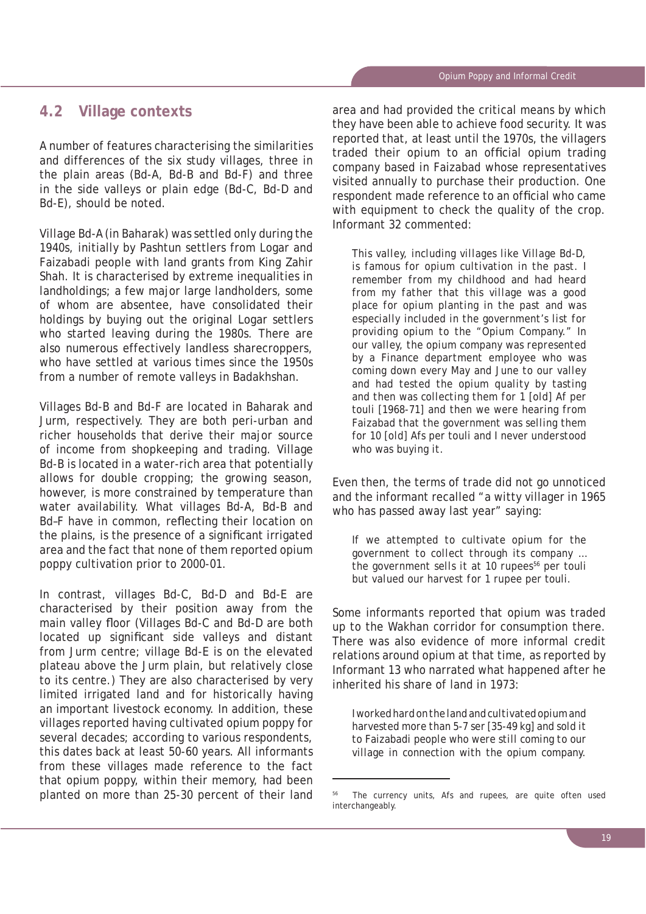## 4.2 Village contexts

A number of features characterising the similarities and differences of the six study villages, three in the plain areas (Bd-A, Bd-B and Bd-F) and three in the side valleys or plain edge (Bd-C, Bd-D and Bd-E), should be noted.

Village Bd-A (in Baharak) was settled only during the 1940s, initially by Pashtun settlers from Logar and Faizabadi people with land grants from King Zahir Shah. It is characterised by extreme inequalities in landholdings; a few major large landholders, some of whom are absentee, have consolidated their holdings by buying out the original Logar settlers who started leaving during the 1980s. There are also numerous effectively landless sharecroppers, who have settled at various times since the 1950s from a number of remote valleys in Badakhshan.

Villages Bd-B and Bd-F are located in Baharak and Jurm, respectively. They are both peri-urban and richer households that derive their major source of income from shopkeeping and trading. Village Bd-B is located in a water-rich area that potentially allows for double cropping; the growing season, however, is more constrained by temperature than water availability. What villages Bd-A, Bd-B and Bd–F have in common, reflecting their location on the plains, is the presence of a significant irrigated area and the fact that none of them reported opium poppy cultivation prior to 2000-01.

In contrast, villages Bd-C, Bd-D and Bd-E are characterised by their position away from the main valley floor (Villages Bd-C and Bd-D are both located up significant side valleys and distant from Jurm centre; village Bd-E is on the elevated plateau above the Jurm plain, but relatively close to its centre.) They are also characterised by very limited irrigated land and for historically having an important livestock economy. In addition, these villages reported having cultivated opium poppy for several decades; according to various respondents, this dates back at least 50-60 years. All informants from these villages made reference to the fact that opium poppy, within their memory, had been planted on more than 25-30 percent of their land area and had provided the critical means by which they have been able to achieve food security. It was reported that, at least until the 1970s, the villagers traded their opium to an official opium trading company based in Faizabad whose representatives visited annually to purchase their production. One respondent made reference to an official who came with equipment to check the quality of the crop. Informant 32 commented:

> This valley, including villages like Village Bd-D, is famous for opium cultivation in the past. I remember from my childhood and had heard from my father that this village was a good place for opium planting in the past and was especially included in the government's list for providing opium to the "Opium Company." In our valley, the opium company was represented by a Finance department employee who was coming down every May and June to our valley and had tested the opium quality by tasting and then was collecting them for 1 [old] Af per touli [1968-71] and then we were hearing from Faizabad that the government was selling them for 10 [old] Afs per touli and I never understood who was buying it.

Even then, the terms of trade did not go unnoticed and the informant recalled "a witty villager in 1965 who has passed away last year" saying:

> If we attempted to cultivate opium for the government to collect through its company ... the government sells it at 10 rupees[56] per touli but valued our harvest for 1 rupee per touli.

Some informants reported that opium was traded up to the Wakhan corridor for consumption there. There was also evidence of more informal credit relations around opium at that time, as reported by Informant 13 who narrated what happened after he inherited his share of land in 1973:

> I worked hard on the land and cultivated opium and harvested more than 5-7 ser [35-49 kg] and sold it to Faizabadi people who were still coming to our village in connection with the opium company.

---

[56] The currency units, Afs and rupees, are quite often used interchangeably.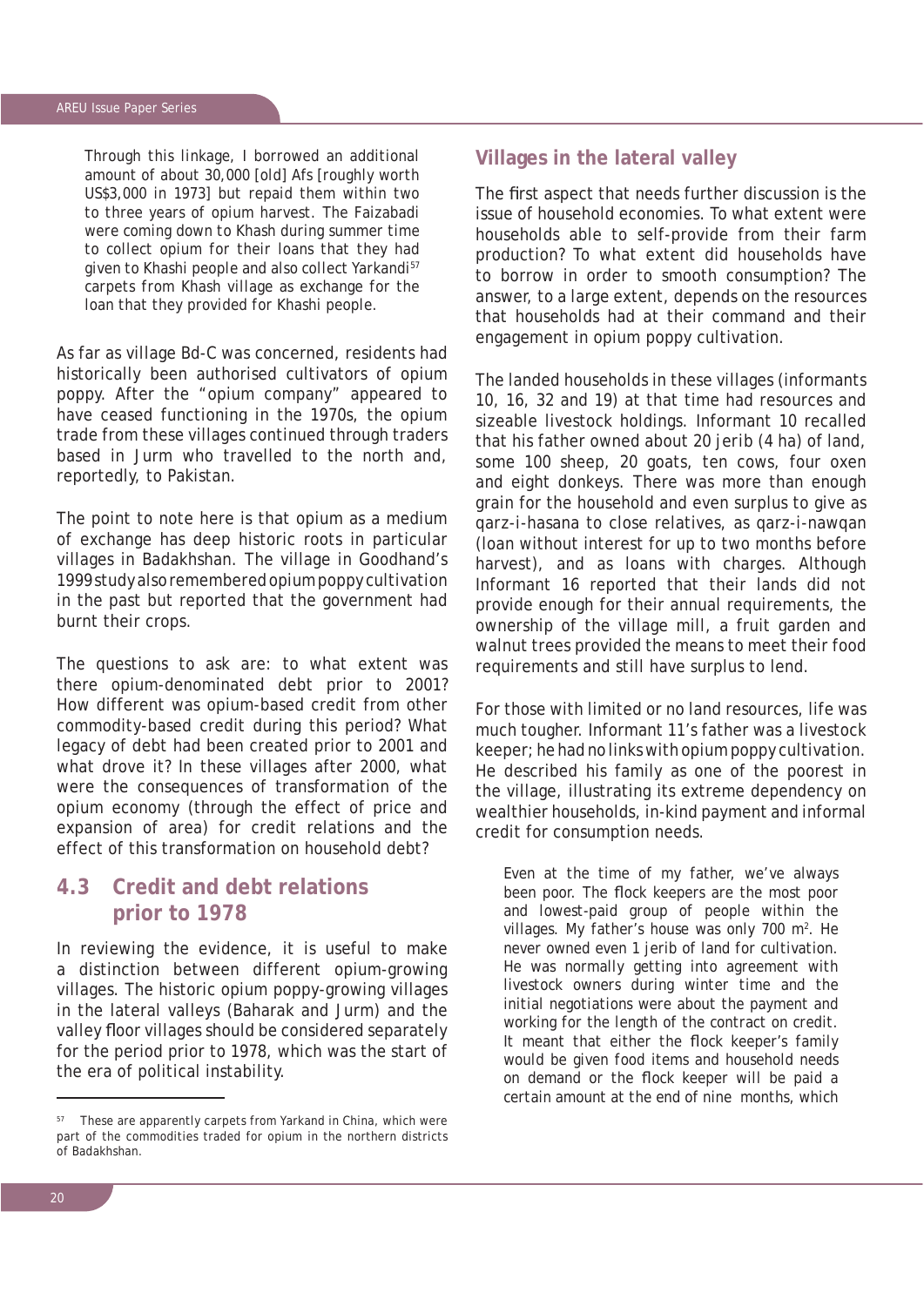> Through this linkage, I borrowed an additional amount of about 30,000 [old] Afs [roughly worth US$3,000 in 1973] but repaid them within two to three years of opium harvest. The Faizabadi were coming down to Khash during summer time to collect opium for their loans that they had given to Khashi people and also collect Yarkandi[57] carpets from Khash village as exchange for the loan that they provided for Khashi people.

As far as village Bd-C was concerned, residents had historically been authorised cultivators of opium poppy. After the "opium company" appeared to have ceased functioning in the 1970s, the opium trade from these villages continued through traders based in Jurm who travelled to the north and, reportedly, to Pakistan.

The point to note here is that opium as a medium of exchange has deep historic roots in particular villages in Badakhshan. The village in Goodhand's 1999 study also remembered opium poppy cultivation in the past but reported that the government had burnt their crops.

The questions to ask are: to what extent was there opium-denominated debt prior to 2001? How different was opium-based credit from other commodity-based credit during this period? What legacy of debt had been created prior to 2001 and what drove it? In these villages after 2000, what were the consequences of transformation of the opium economy (through the effect of price and expansion of area) for credit relations and the effect of this transformation on household debt?

## 4.3 Credit and debt relations prior to 1978

In reviewing the evidence, it is useful to make a distinction between different opium-growing villages. The historic opium poppy-growing villages in the lateral valleys (Baharak and Jurm) and the valley floor villages should be considered separately for the period prior to 1978, which was the start of the era of political instability.

### Villages in the lateral valley

The first aspect that needs further discussion is the issue of household economies. To what extent were households able to self-provide from their farm production? To what extent did households have to borrow in order to smooth consumption? The answer, to a large extent, depends on the resources that households had at their command and their engagement in opium poppy cultivation.

The landed households in these villages (informants 10, 16, 32 and 19) at that time had resources and sizeable livestock holdings. Informant 10 recalled that his father owned about 20 jerib (4 ha) of land, some 100 sheep, 20 goats, ten cows, four oxen and eight donkeys. There was more than enough grain for the household and even surplus to give as qarz-i-hasana to close relatives, as qarz-i-nawqan (loan without interest for up to two months before harvest), and as loans with charges. Although Informant 16 reported that their lands did not provide enough for their annual requirements, the ownership of the village mill, a fruit garden and walnut trees provided the means to meet their food requirements and still have surplus to lend.

For those with limited or no land resources, life was much tougher. Informant 11's father was a livestock keeper; he had no links with opium poppy cultivation. He described his family as one of the poorest in the village, illustrating its extreme dependency on wealthier households, in-kind payment and informal credit for consumption needs.

> Even at the time of my father, we've always been poor. The flock keepers are the most poor and lowest-paid group of people within the villages. My father's house was only 700 m$^2$. He never owned even 1 jerib of land for cultivation. He was normally getting into agreement with livestock owners during winter time and the initial negotiations were about the payment and working for the length of the contract on credit. It meant that either the flock keeper's family would be given food items and household needs on demand or the flock keeper will be paid a certain amount at the end of nine months, which

---

[57] These are apparently carpets from Yarkand in China, which were part of the commodities traded for opium in the northern districts of Badakhshan.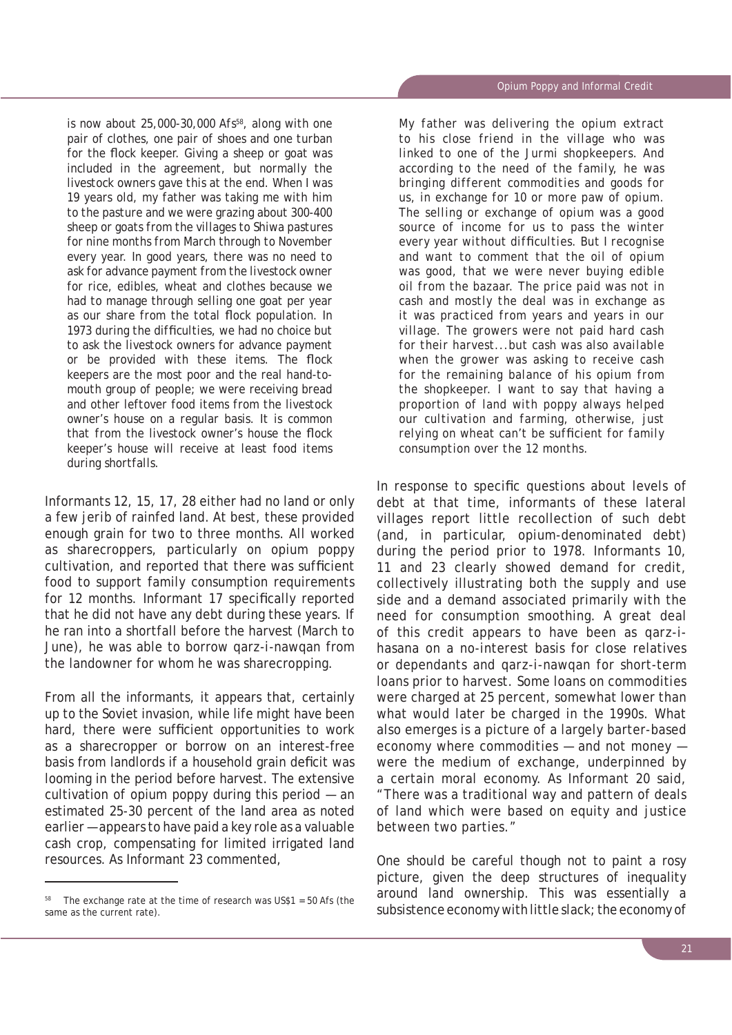is now about 25,000-30,000 Afs[58], along with one pair of clothes, one pair of shoes and one turban for the flock keeper. Giving a sheep or goat was included in the agreement, but normally the livestock owners gave this at the end. When I was 19 years old, my father was taking me with him to the pasture and we were grazing about 300-400 sheep or goats from the villages to Shiwa pastures for nine months from March through to November every year. In good years, there was no need to ask for advance payment from the livestock owner for rice, edibles, wheat and clothes because we had to manage through selling one goat per year as our share from the total flock population. In 1973 during the difficulties, we had no choice but to ask the livestock owners for advance payment or be provided with these items. The flock keepers are the most poor and the real hand-to-mouth group of people; we were receiving bread and other leftover food items from the livestock owner's house on a regular basis. It is common that from the livestock owner's house the flock keeper's house will receive at least food items during shortfalls.

Informants 12, 15, 17, 28 either had no land or only a few jerib of rainfed land. At best, these provided enough grain for two to three months. All worked as sharecroppers, particularly on opium poppy cultivation, and reported that there was sufficient food to support family consumption requirements for 12 months. Informant 17 specifically reported that he did not have any debt during these years. If he ran into a shortfall before the harvest (March to June), he was able to borrow qarz-i-nawqan from the landowner for whom he was sharecropping.

From all the informants, it appears that, certainly up to the Soviet invasion, while life might have been hard, there were sufficient opportunities to work as a sharecropper or borrow on an interest-free basis from landlords if a household grain deficit was looming in the period before harvest. The extensive cultivation of opium poppy during this period — an estimated 25-30 percent of the land area as noted earlier — appears to have paid a key role as a valuable cash crop, compensating for limited irrigated land resources. As Informant 23 commented,

> My father was delivering the opium extract to his close friend in the village who was linked to one of the Jurmi shopkeepers. And according to the need of the family, he was bringing different commodities and goods for us, in exchange for 10 or more paw of opium. The selling or exchange of opium was a good source of income for us to pass the winter every year without difficulties. But I recognise and want to comment that the oil of opium was good, that we were never buying edible oil from the bazaar. The price paid was not in cash and mostly the deal was in exchange as it was practiced from years and years in our village. The growers were not paid hard cash for their harvest...but cash was also available when the grower was asking to receive cash for the remaining balance of his opium from the shopkeeper. I want to say that having a proportion of land with poppy always helped our cultivation and farming, otherwise, just relying on wheat can't be sufficient for family consumption over the 12 months.

In response to specific questions about levels of debt at that time, informants of these lateral villages report little recollection of such debt (and, in particular, opium-denominated debt) during the period prior to 1978. Informants 10, 11 and 23 clearly showed demand for credit, collectively illustrating both the supply and use side and a demand associated primarily with the need for consumption smoothing. A great deal of this credit appears to have been as qarz-i-hasana on a no-interest basis for close relatives or dependants and qarz-i-nawqan for short-term loans prior to harvest. Some loans on commodities were charged at 25 percent, somewhat lower than what would later be charged in the 1990s. What also emerges is a picture of a largely barter-based economy where commodities — and not money — were the medium of exchange, underpinned by a certain moral economy. As Informant 20 said, "There was a traditional way and pattern of deals of land which were based on equity and justice between two parties."

One should be careful though not to paint a rosy picture, given the deep structures of inequality around land ownership. This was essentially a subsistence economy with little slack; the economy of

[58] The exchange rate at the time of research was US$1 = 50 Afs (the same as the current rate).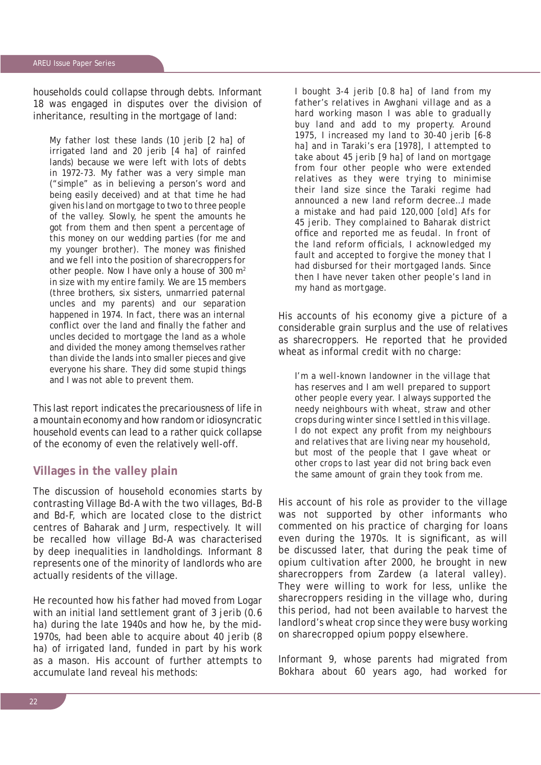households could collapse through debts. Informant 18 was engaged in disputes over the division of inheritance, resulting in the mortgage of land:

> My father lost these lands (10 jerib [2 ha] of irrigated land and 20 jerib [4 ha] of rainfed lands) because we were left with lots of debts in 1972-73. My father was a very simple man ("simple" as in believing a person's word and being easily deceived) and at that time he had given his land on mortgage to two to three people of the valley. Slowly, he spent the amounts he got from them and then spent a percentage of this money on our wedding parties (for me and my younger brother). The money was finished and we fell into the position of sharecroppers for other people. Now I have only a house of 300 m$^2$ in size with my entire family. We are 15 members (three brothers, six sisters, unmarried paternal uncles and my parents) and our separation happened in 1974. In fact, there was an internal conflict over the land and finally the father and uncles decided to mortgage the land as a whole and divided the money among themselves rather than divide the lands into smaller pieces and give everyone his share. They did some stupid things and I was not able to prevent them.

This last report indicates the precariousness of life in a mountain economy and how random or idiosyncratic household events can lead to a rather quick collapse of the economy of even the relatively well-off.

## Villages in the valley plain

The discussion of household economies starts by contrasting Village Bd-A with the two villages, Bd-B and Bd-F, which are located close to the district centres of Baharak and Jurm, respectively. It will be recalled how village Bd-A was characterised by deep inequalities in landholdings. Informant 8 represents one of the minority of landlords who are actually residents of the village.

He recounted how his father had moved from Logar with an initial land settlement grant of 3 jerib (0.6 ha) during the late 1940s and how he, by the mid-1970s, had been able to acquire about 40 jerib (8 ha) of irrigated land, funded in part by his work as a mason. His account of further attempts to accumulate land reveal his methods:

> I bought 3-4 jerib [0.8 ha] of land from my father's relatives in Awghani village and as a hard working mason I was able to gradually buy land and add to my property. Around 1975, I increased my land to 30-40 jerib [6-8 ha] and in Taraki's era [1978], I attempted to take about 45 jerib [9 ha] of land on mortgage from four other people who were extended relatives as they were trying to minimise their land size since the Taraki regime had announced a new land reform decree…I made a mistake and had paid 120,000 [old] Afs for 45 jerib. They complained to Baharak district office and reported me as feudal. In front of the land reform officials, I acknowledged my fault and accepted to forgive the money that I had disbursed for their mortgaged lands. Since then I have never taken other people's land in my hand as mortgage.

His accounts of his economy give a picture of a considerable grain surplus and the use of relatives as sharecroppers. He reported that he provided wheat as informal credit with no charge:

> I'm a well-known landowner in the village that has reserves and I am well prepared to support other people every year. I always supported the needy neighbours with wheat, straw and other crops during winter since I settled in this village. I do not expect any profit from my neighbours and relatives that are living near my household, but most of the people that I gave wheat or other crops to last year did not bring back even the same amount of grain they took from me.

His account of his role as provider to the village was not supported by other informants who commented on his practice of charging for loans even during the 1970s. It is significant, as will be discussed later, that during the peak time of opium cultivation after 2000, he brought in new sharecroppers from Zardew (a lateral valley). They were willing to work for less, unlike the sharecroppers residing in the village who, during this period, had not been available to harvest the landlord's wheat crop since they were busy working on sharecropped opium poppy elsewhere.

Informant 9, whose parents had migrated from Bokhara about 60 years ago, had worked for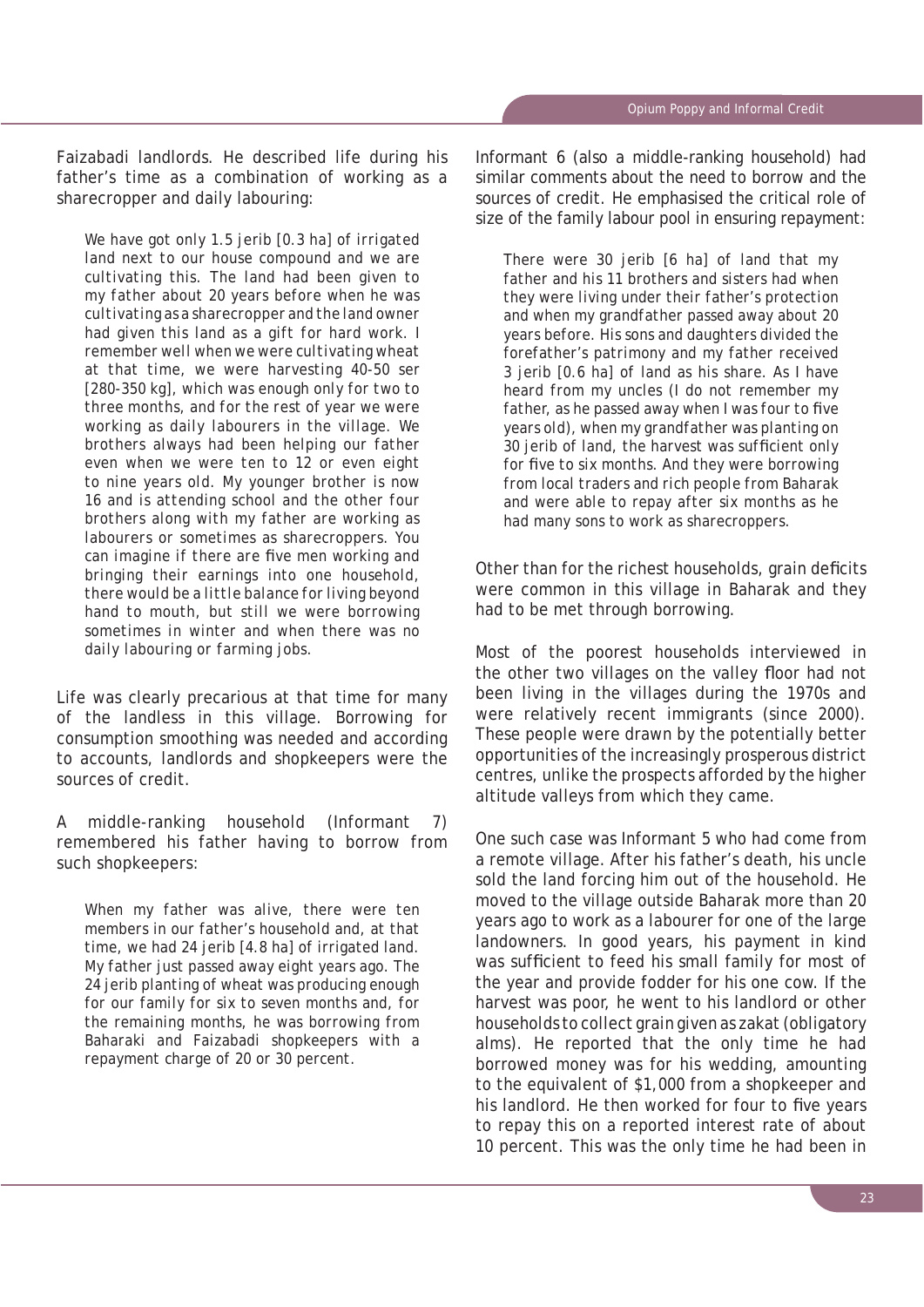Faizabadi landlords. He described life during his father's time as a combination of working as a sharecropper and daily labouring:

> We have got only 1.5 jerib [0.3 ha] of irrigated land next to our house compound and we are cultivating this. The land had been given to my father about 20 years before when he was cultivating as a sharecropper and the land owner had given this land as a gift for hard work. I remember well when we were cultivating wheat at that time, we were harvesting 40-50 ser [280-350 kg], which was enough only for two to three months, and for the rest of year we were working as daily labourers in the village. We brothers always had been helping our father even when we were ten to 12 or even eight to nine years old. My younger brother is now 16 and is attending school and the other four brothers along with my father are working as labourers or sometimes as sharecroppers. You can imagine if there are five men working and bringing their earnings into one household, there would be a little balance for living beyond hand to mouth, but still we were borrowing sometimes in winter and when there was no daily labouring or farming jobs.

Life was clearly precarious at that time for many of the landless in this village. Borrowing for consumption smoothing was needed and according to accounts, landlords and shopkeepers were the sources of credit.

A middle-ranking household (Informant 7) remembered his father having to borrow from such shopkeepers:

> When my father was alive, there were ten members in our father's household and, at that time, we had 24 jerib [4.8 ha] of irrigated land. My father just passed away eight years ago. The 24 jerib planting of wheat was producing enough for our family for six to seven months and, for the remaining months, he was borrowing from Baharaki and Faizabadi shopkeepers with a repayment charge of 20 or 30 percent.

Informant 6 (also a middle-ranking household) had similar comments about the need to borrow and the sources of credit. He emphasised the critical role of size of the family labour pool in ensuring repayment:

> There were 30 jerib [6 ha] of land that my father and his 11 brothers and sisters had when they were living under their father's protection and when my grandfather passed away about 20 years before. His sons and daughters divided the forefather's patrimony and my father received 3 jerib [0.6 ha] of land as his share. As I have heard from my uncles (I do not remember my father, as he passed away when I was four to five years old), when my grandfather was planting on 30 jerib of land, the harvest was sufficient only for five to six months. And they were borrowing from local traders and rich people from Baharak and were able to repay after six months as he had many sons to work as sharecroppers.

Other than for the richest households, grain deficits were common in this village in Baharak and they had to be met through borrowing.

Most of the poorest households interviewed in the other two villages on the valley floor had not been living in the villages during the 1970s and were relatively recent immigrants (since 2000). These people were drawn by the potentially better opportunities of the increasingly prosperous district centres, unlike the prospects afforded by the higher altitude valleys from which they came.

One such case was Informant 5 who had come from a remote village. After his father's death, his uncle sold the land forcing him out of the household. He moved to the village outside Baharak more than 20 years ago to work as a labourer for one of the large landowners. In good years, his payment in kind was sufficient to feed his small family for most of the year and provide fodder for his one cow. If the harvest was poor, he went to his landlord or other households to collect grain given as zakat (obligatory alms). He reported that the only time he had borrowed money was for his wedding, amounting to the equivalent of $1,000 from a shopkeeper and his landlord. He then worked for four to five years to repay this on a reported interest rate of about 10 percent. This was the only time he had been in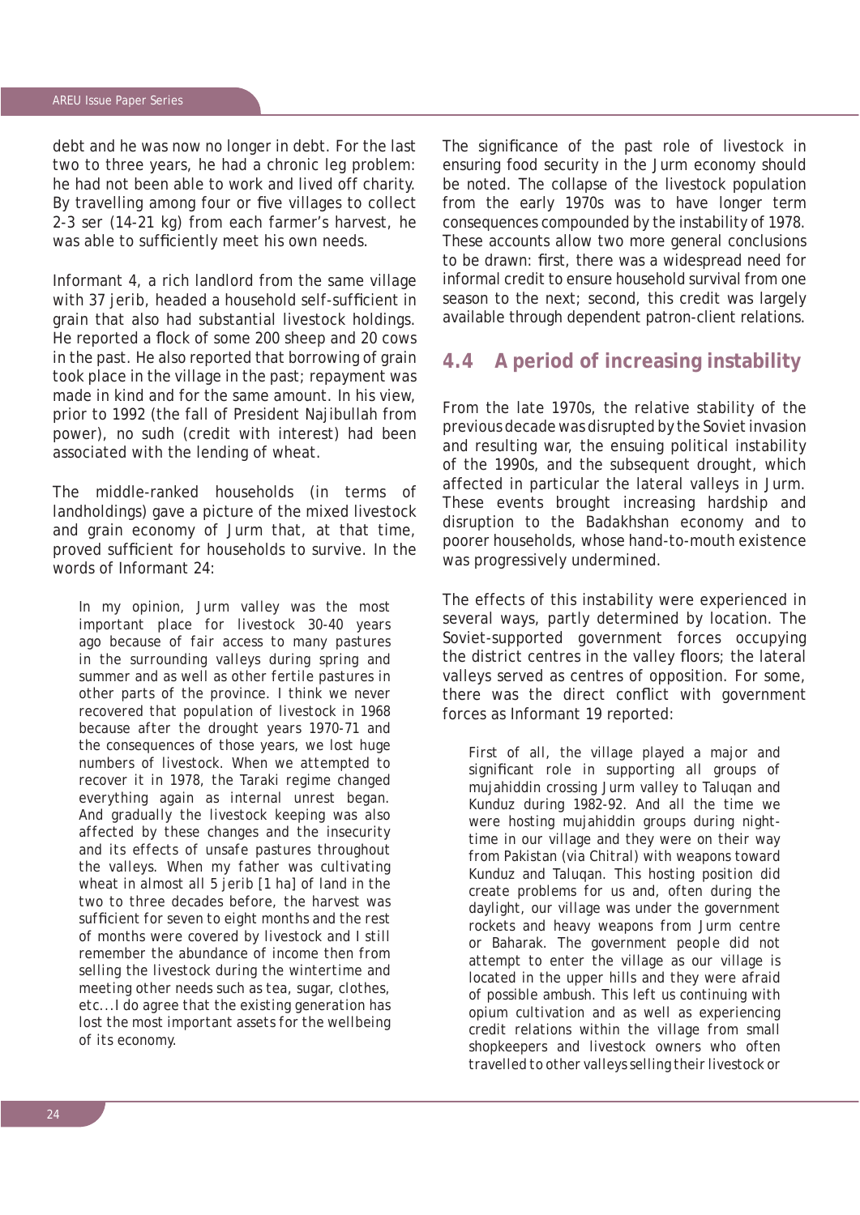debt and he was now no longer in debt. For the last two to three years, he had a chronic leg problem: he had not been able to work and lived off charity. By travelling among four or five villages to collect 2-3 ser (14-21 kg) from each farmer's harvest, he was able to sufficiently meet his own needs.

Informant 4, a rich landlord from the same village with 37 jerib, headed a household self-sufficient in grain that also had substantial livestock holdings. He reported a flock of some 200 sheep and 20 cows in the past. He also reported that borrowing of grain took place in the village in the past; repayment was made in kind and for the same amount. In his view, prior to 1992 (the fall of President Najibullah from power), no sudh (credit with interest) had been associated with the lending of wheat.

The middle-ranked households (in terms of landholdings) gave a picture of the mixed livestock and grain economy of Jurm that, at that time, proved sufficient for households to survive. In the words of Informant 24:

> In my opinion, Jurm valley was the most important place for livestock 30-40 years ago because of fair access to many pastures in the surrounding valleys during spring and summer and as well as other fertile pastures in other parts of the province. I think we never recovered that population of livestock in 1968 because after the drought years 1970-71 and the consequences of those years, we lost huge numbers of livestock. When we attempted to recover it in 1978, the Taraki regime changed everything again as internal unrest began. And gradually the livestock keeping was also affected by these changes and the insecurity and its effects of unsafe pastures throughout the valleys. When my father was cultivating wheat in almost all 5 jerib [1 ha] of land in the two to three decades before, the harvest was sufficient for seven to eight months and the rest of months were covered by livestock and I still remember the abundance of income then from selling the livestock during the wintertime and meeting other needs such as tea, sugar, clothes, etc...I do agree that the existing generation has lost the most important assets for the wellbeing of its economy.

The significance of the past role of livestock in ensuring food security in the Jurm economy should be noted. The collapse of the livestock population from the early 1970s was to have longer term consequences compounded by the instability of 1978. These accounts allow two more general conclusions to be drawn: first, there was a widespread need for informal credit to ensure household survival from one season to the next; second, this credit was largely available through dependent patron-client relations.

## 4.4 A period of increasing instability

From the late 1970s, the relative stability of the previous decade was disrupted by the Soviet invasion and resulting war, the ensuing political instability of the 1990s, and the subsequent drought, which affected in particular the lateral valleys in Jurm. These events brought increasing hardship and disruption to the Badakhshan economy and to poorer households, whose hand-to-mouth existence was progressively undermined.

The effects of this instability were experienced in several ways, partly determined by location. The Soviet-supported government forces occupying the district centres in the valley floors; the lateral valleys served as centres of opposition. For some, there was the direct conflict with government forces as Informant 19 reported:

> First of all, the village played a major and significant role in supporting all groups of mujahiddin crossing Jurm valley to Taluqan and Kunduz during 1982-92. And all the time we were hosting mujahiddin groups during night-time in our village and they were on their way from Pakistan (via Chitral) with weapons toward Kunduz and Taluqan. This hosting position did create problems for us and, often during the daylight, our village was under the government rockets and heavy weapons from Jurm centre or Baharak. The government people did not attempt to enter the village as our village is located in the upper hills and they were afraid of possible ambush. This left us continuing with opium cultivation and as well as experiencing credit relations within the village from small shopkeepers and livestock owners who often travelled to other valleys selling their livestock or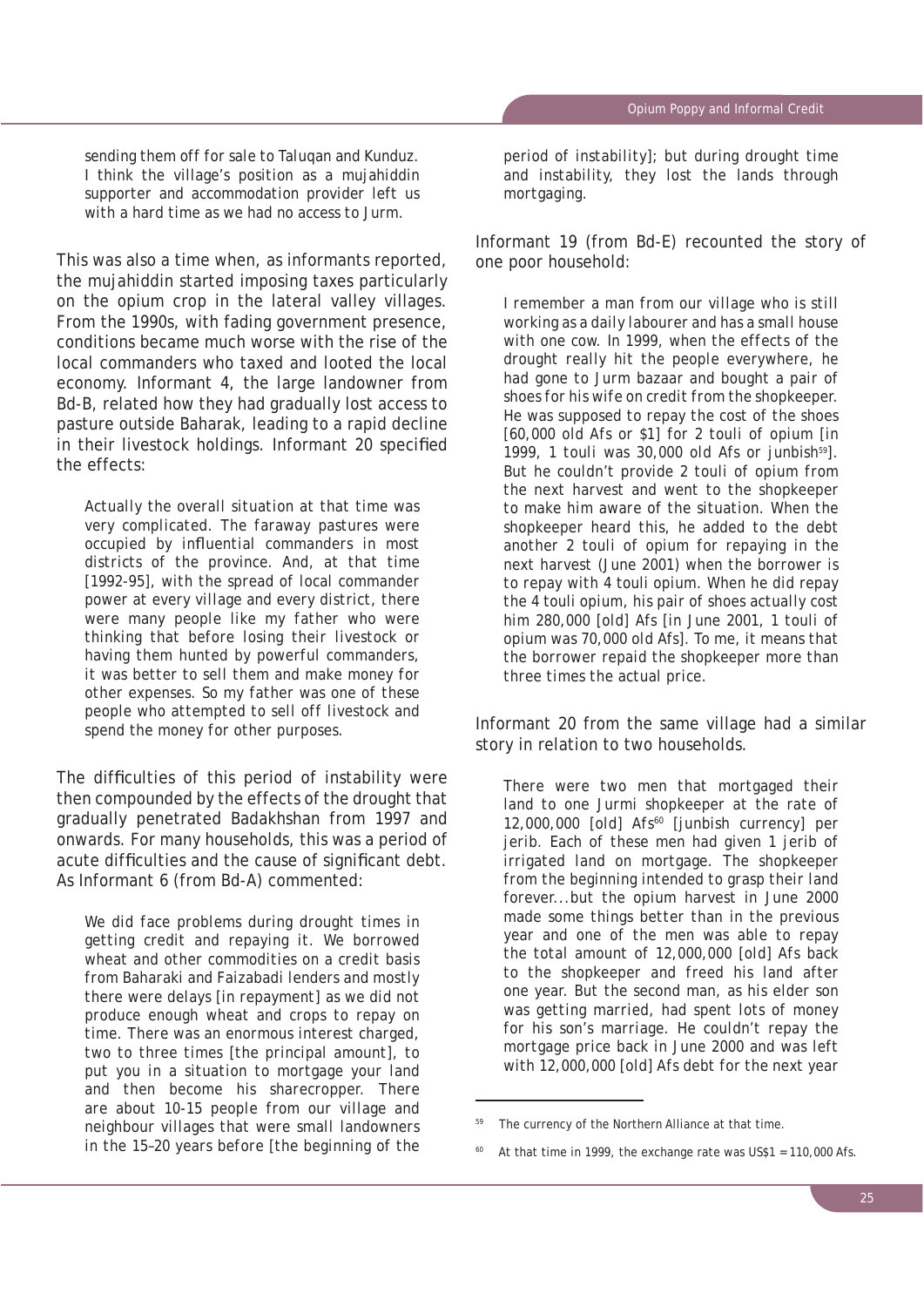> sending them off for sale to Taluqan and Kunduz. I think the village's position as a mujahiddin supporter and accommodation provider left us with a hard time as we had no access to Jurm.

This was also a time when, as informants reported, the mujahiddin started imposing taxes particularly on the opium crop in the lateral valley villages. From the 1990s, with fading government presence, conditions became much worse with the rise of the local commanders who taxed and looted the local economy. Informant 4, the large landowner from Bd-B, related how they had gradually lost access to pasture outside Baharak, leading to a rapid decline in their livestock holdings. Informant 20 specified the effects:

> Actually the overall situation at that time was very complicated. The faraway pastures were occupied by influential commanders in most districts of the province. And, at that time [1992-95], with the spread of local commander power at every village and every district, there were many people like my father who were thinking that before losing their livestock or having them hunted by powerful commanders, it was better to sell them and make money for other expenses. So my father was one of these people who attempted to sell off livestock and spend the money for other purposes.

The difficulties of this period of instability were then compounded by the effects of the drought that gradually penetrated Badakhshan from 1997 and onwards. For many households, this was a period of acute difficulties and the cause of significant debt. As Informant 6 (from Bd-A) commented:

> We did face problems during drought times in getting credit and repaying it. We borrowed wheat and other commodities on a credit basis from Baharaki and Faizabadi lenders and mostly there were delays [in repayment] as we did not produce enough wheat and crops to repay on time. There was an enormous interest charged, two to three times [the principal amount], to put you in a situation to mortgage your land and then become his sharecropper. There are about 10-15 people from our village and neighbour villages that were small landowners in the 15–20 years before [the beginning of the period of instability]; but during drought time and instability, they lost the lands through mortgaging.

Informant 19 (from Bd-E) recounted the story of one poor household:

> I remember a man from our village who is still working as a daily labourer and has a small house with one cow. In 1999, when the effects of the drought really hit the people everywhere, he had gone to Jurm bazaar and bought a pair of shoes for his wife on credit from the shopkeeper. He was supposed to repay the cost of the shoes [60,000 old Afs or $1] for 2 touli of opium [in 1999, 1 touli was 30,000 old Afs or junbish[59]]. But he couldn't provide 2 touli of opium from the next harvest and went to the shopkeeper to make him aware of the situation. When the shopkeeper heard this, he added to the debt another 2 touli of opium for repaying in the next harvest (June 2001) when the borrower is to repay with 4 touli opium. When he did repay the 4 touli opium, his pair of shoes actually cost him 280,000 [old] Afs [in June 2001, 1 touli of opium was 70,000 old Afs]. To me, it means that the borrower repaid the shopkeeper more than three times the actual price.

Informant 20 from the same village had a similar story in relation to two households.

> There were two men that mortgaged their land to one Jurmi shopkeeper at the rate of 12,000,000 [old] Afs[60] [junbish currency] per jerib. Each of these men had given 1 jerib of irrigated land on mortgage. The shopkeeper from the beginning intended to grasp their land forever...but the opium harvest in June 2000 made some things better than in the previous year and one of the men was able to repay the total amount of 12,000,000 [old] Afs back to the shopkeeper and freed his land after one year. But the second man, as his elder son was getting married, had spent lots of money for his son's marriage. He couldn't repay the mortgage price back in June 2000 and was left with 12,000,000 [old] Afs debt for the next year

---

[59] The currency of the Northern Alliance at that time.

[60] At that time in 1999, the exchange rate was US$1 = 110,000 Afs.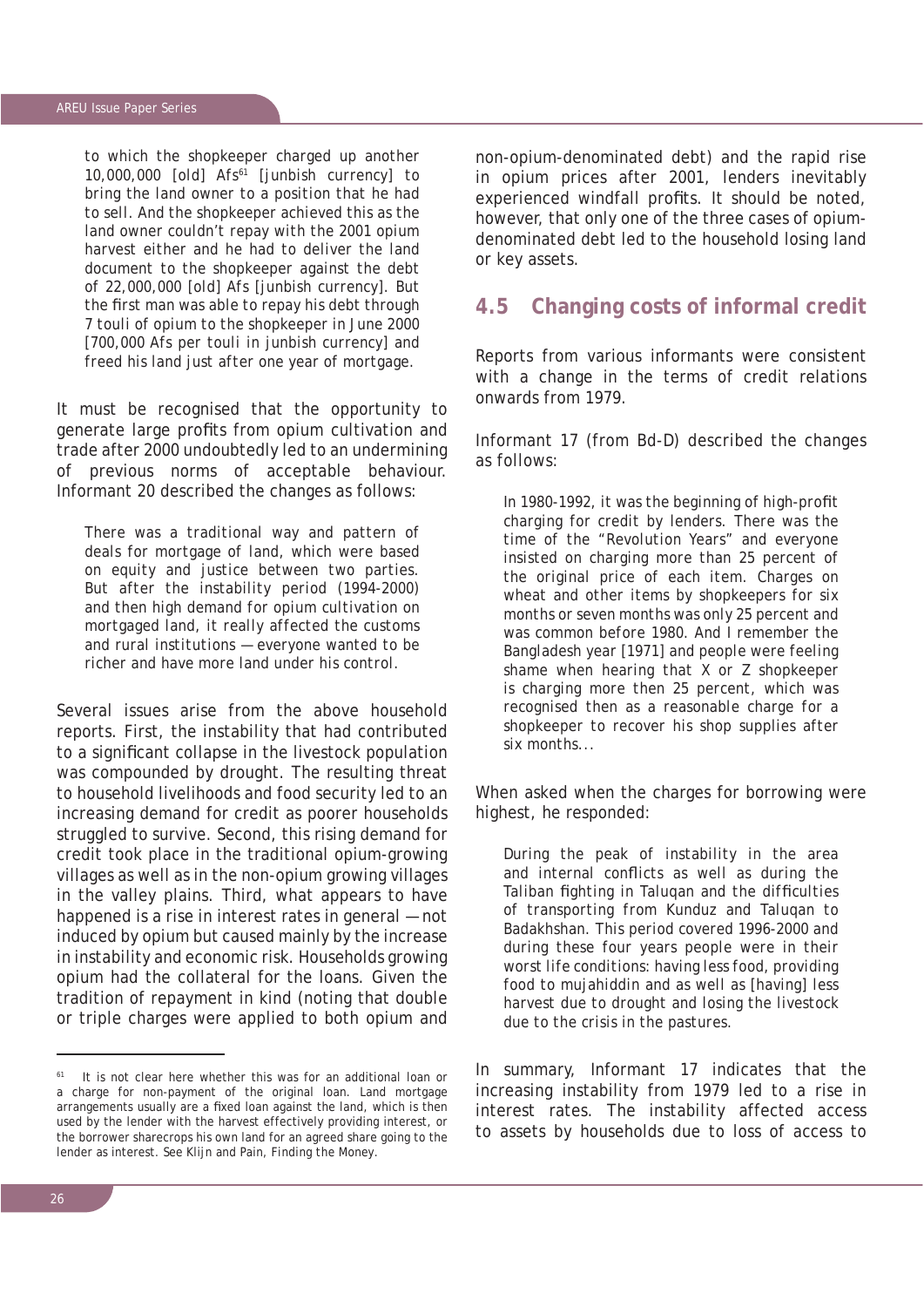> to which the shopkeeper charged up another 10,000,000 [old] Afs[61] [junbish currency] to bring the land owner to a position that he had to sell. And the shopkeeper achieved this as the land owner couldn't repay with the 2001 opium harvest either and he had to deliver the land document to the shopkeeper against the debt of 22,000,000 [old] Afs [junbish currency]. But the first man was able to repay his debt through 7 touli of opium to the shopkeeper in June 2000 [700,000 Afs per touli in junbish currency] and freed his land just after one year of mortgage.

It must be recognised that the opportunity to generate large profits from opium cultivation and trade after 2000 undoubtedly led to an undermining of previous norms of acceptable behaviour. Informant 20 described the changes as follows:

> There was a traditional way and pattern of deals for mortgage of land, which were based on equity and justice between two parties. But after the instability period (1994-2000) and then high demand for opium cultivation on mortgaged land, it really affected the customs and rural institutions — everyone wanted to be richer and have more land under his control.

Several issues arise from the above household reports. First, the instability that had contributed to a significant collapse in the livestock population was compounded by drought. The resulting threat to household livelihoods and food security led to an increasing demand for credit as poorer households struggled to survive. Second, this rising demand for credit took place in the traditional opium-growing villages as well as in the non-opium growing villages in the valley plains. Third, what appears to have happened is a rise in interest rates in general — not induced by opium but caused mainly by the increase in instability and economic risk. Households growing opium had the collateral for the loans. Given the tradition of repayment in kind (noting that double or triple charges were applied to both opium and non-opium-denominated debt) and the rapid rise in opium prices after 2001, lenders inevitably experienced windfall profits. It should be noted, however, that only one of the three cases of opium-denominated debt led to the household losing land or key assets.

## 4.5 Changing costs of informal credit

Reports from various informants were consistent with a change in the terms of credit relations onwards from 1979.

Informant 17 (from Bd-D) described the changes as follows:

> In 1980-1992, it was the beginning of high-profit charging for credit by lenders. There was the time of the "Revolution Years" and everyone insisted on charging more than 25 percent of the original price of each item. Charges on wheat and other items by shopkeepers for six months or seven months was only 25 percent and was common before 1980. And I remember the Bangladesh year [1971] and people were feeling shame when hearing that X or Z shopkeeper is charging more then 25 percent, which was recognised then as a reasonable charge for a shopkeeper to recover his shop supplies after six months...

When asked when the charges for borrowing were highest, he responded:

> During the peak of instability in the area and internal conflicts as well as during the Taliban fighting in Taluqan and the difficulties of transporting from Kunduz and Taluqan to Badakhshan. This period covered 1996-2000 and during these four years people were in their worst life conditions: having less food, providing food to mujahiddin and as well as [having] less harvest due to drought and losing the livestock due to the crisis in the pastures.

In summary, Informant 17 indicates that the increasing instability from 1979 led to a rise in interest rates. The instability affected access to assets by households due to loss of access to

---

[61] It is not clear here whether this was for an additional loan or a charge for non-payment of the original loan. Land mortgage arrangements usually are a fixed loan against the land, which is then used by the lender with the harvest effectively providing interest, or the borrower sharecrops his own land for an agreed share going to the lender as interest. See Klijn and Pain, Finding the Money.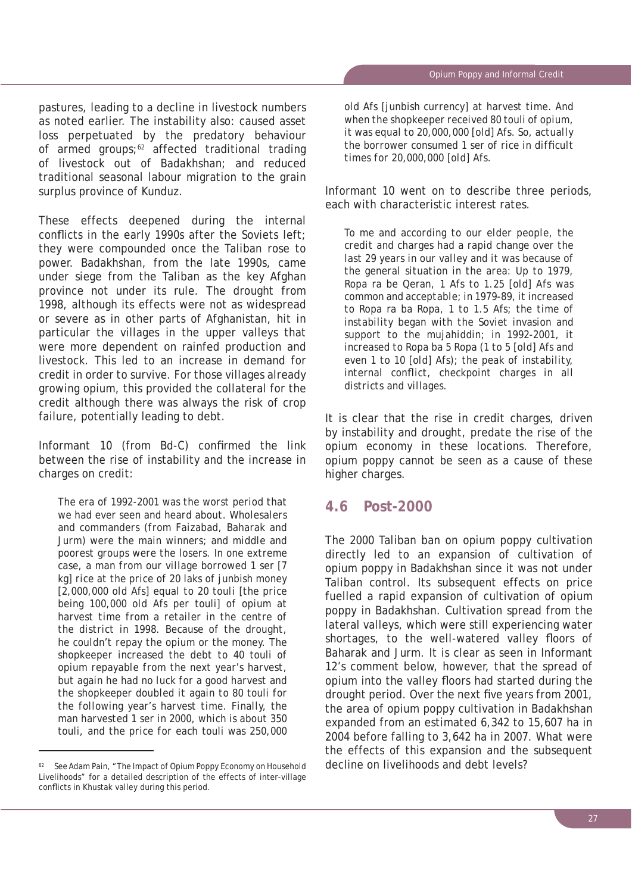pastures, leading to a decline in livestock numbers as noted earlier. The instability also: caused asset loss perpetuated by the predatory behaviour of armed groups;[62] affected traditional trading of livestock out of Badakhshan; and reduced traditional seasonal labour migration to the grain surplus province of Kunduz.

These effects deepened during the internal conflicts in the early 1990s after the Soviets left; they were compounded once the Taliban rose to power. Badakhshan, from the late 1990s, came under siege from the Taliban as the key Afghan province not under its rule. The drought from 1998, although its effects were not as widespread or severe as in other parts of Afghanistan, hit in particular the villages in the upper valleys that were more dependent on rainfed production and livestock. This led to an increase in demand for credit in order to survive. For those villages already growing opium, this provided the collateral for the credit although there was always the risk of crop failure, potentially leading to debt.

Informant 10 (from Bd-C) confirmed the link between the rise of instability and the increase in charges on credit:

> The era of 1992-2001 was the worst period that we had ever seen and heard about. Wholesalers and commanders (from Faizabad, Baharak and Jurm) were the main winners; and middle and poorest groups were the losers. In one extreme case, a man from our village borrowed 1 ser [7 kg] rice at the price of 20 laks of junbish money [2,000,000 old Afs] equal to 20 touli [the price being 100,000 old Afs per touli] of opium at harvest time from a retailer in the centre of the district in 1998. Because of the drought, he couldn't repay the opium or the money. The shopkeeper increased the debt to 40 touli of opium repayable from the next year's harvest, but again he had no luck for a good harvest and the shopkeeper doubled it again to 80 touli for the following year's harvest time. Finally, the man harvested 1 ser in 2000, which is about 350 touli, and the price for each touli was 250,000 old Afs [junbish currency] at harvest time. And when the shopkeeper received 80 touli of opium, it was equal to 20,000,000 [old] Afs. So, actually the borrower consumed 1 ser of rice in difficult times for 20,000,000 [old] Afs.

Informant 10 went on to describe three periods, each with characteristic interest rates.

> To me and according to our elder people, the credit and charges had a rapid change over the last 29 years in our valley and it was because of the general situation in the area: Up to 1979, Ropa ra be Qeran, 1 Afs to 1.25 [old] Afs was common and acceptable; in 1979-89, it increased to Ropa ra ba Ropa, 1 to 1.5 Afs; the time of instability began with the Soviet invasion and support to the mujahiddin; in 1992-2001, it increased to Ropa ba 5 Ropa (1 to 5 [old] Afs and even 1 to 10 [old] Afs); the peak of instability, internal conflict, checkpoint charges in all districts and villages.

It is clear that the rise in credit charges, driven by instability and drought, predate the rise of the opium economy in these locations. Therefore, opium poppy cannot be seen as a cause of these higher charges.

## 4.6 Post-2000

The 2000 Taliban ban on opium poppy cultivation directly led to an expansion of cultivation of opium poppy in Badakhshan since it was not under Taliban control. Its subsequent effects on price fuelled a rapid expansion of cultivation of opium poppy in Badakhshan. Cultivation spread from the lateral valleys, which were still experiencing water shortages, to the well-watered valley floors of Baharak and Jurm. It is clear as seen in Informant 12's comment below, however, that the spread of opium into the valley floors had started during the drought period. Over the next five years from 2001, the area of opium poppy cultivation in Badakhshan expanded from an estimated 6,342 to 15,607 ha in 2004 before falling to 3,642 ha in 2007. What were the effects of this expansion and the subsequent decline on livelihoods and debt levels?

[62] See Adam Pain, "The Impact of Opium Poppy Economy on Household Livelihoods" for a detailed description of the effects of inter-village conflicts in Khustak valley during this period.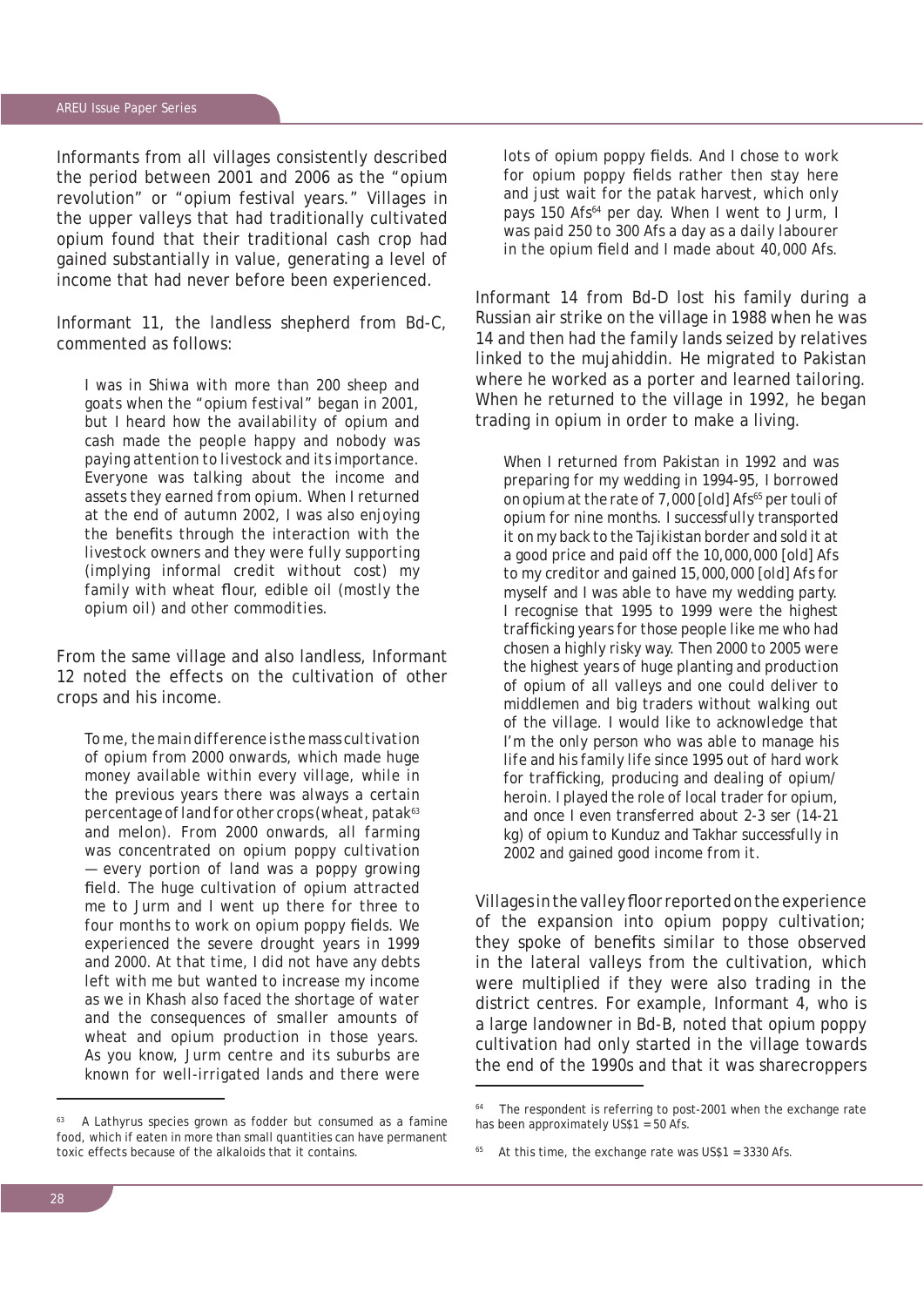Informants from all villages consistently described the period between 2001 and 2006 as the "opium revolution" or "opium festival years." Villages in the upper valleys that had traditionally cultivated opium found that their traditional cash crop had gained substantially in value, generating a level of income that had never before been experienced.

Informant 11, the landless shepherd from Bd-C, commented as follows:

> I was in Shiwa with more than 200 sheep and goats when the "opium festival" began in 2001, but I heard how the availability of opium and cash made the people happy and nobody was paying attention to livestock and its importance. Everyone was talking about the income and assets they earned from opium. When I returned at the end of autumn 2002, I was also enjoying the benefits through the interaction with the livestock owners and they were fully supporting (implying informal credit without cost) my family with wheat flour, edible oil (mostly the opium oil) and other commodities.

From the same village and also landless, Informant 12 noted the effects on the cultivation of other crops and his income.

> To me, the main difference is the mass cultivation of opium from 2000 onwards, which made huge money available within every village, while in the previous years there was always a certain percentage of land for other crops (wheat, patak[63] and melon). From 2000 onwards, all farming was concentrated on opium poppy cultivation — every portion of land was a poppy growing field. The huge cultivation of opium attracted me to Jurm and I went up there for three to four months to work on opium poppy fields. We experienced the severe drought years in 1999 and 2000. At that time, I did not have any debts left with me but wanted to increase my income as we in Khash also faced the shortage of water and the consequences of smaller amounts of wheat and opium production in those years. As you know, Jurm centre and its suburbs are known for well-irrigated lands and there were lots of opium poppy fields. And I chose to work for opium poppy fields rather then stay here and just wait for the patak harvest, which only pays 150 Afs[64] per day. When I went to Jurm, I was paid 250 to 300 Afs a day as a daily labourer in the opium field and I made about 40,000 Afs.

Informant 14 from Bd-D lost his family during a Russian air strike on the village in 1988 when he was 14 and then had the family lands seized by relatives linked to the mujahiddin. He migrated to Pakistan where he worked as a porter and learned tailoring. When he returned to the village in 1992, he began trading in opium in order to make a living.

> When I returned from Pakistan in 1992 and was preparing for my wedding in 1994-95, I borrowed on opium at the rate of 7,000 [old] Afs[65] per touli of opium for nine months. I successfully transported it on my back to the Tajikistan border and sold it at a good price and paid off the 10,000,000 [old] Afs to my creditor and gained 15,000,000 [old] Afs for myself and I was able to have my wedding party. I recognise that 1995 to 1999 were the highest trafficking years for those people like me who had chosen a highly risky way. Then 2000 to 2005 were the highest years of huge planting and production of opium of all valleys and one could deliver to middlemen and big traders without walking out of the village. I would like to acknowledge that I'm the only person who was able to manage his life and his family life since 1995 out of hard work for trafficking, producing and dealing of opium/heroin. I played the role of local trader for opium, and once I even transferred about 2-3 ser (14-21 kg) of opium to Kunduz and Takhar successfully in 2002 and gained good income from it.

Villages in the valley floor reported on the experience of the expansion into opium poppy cultivation; they spoke of benefits similar to those observed in the lateral valleys from the cultivation, which were multiplied if they were also trading in the district centres. For example, Informant 4, who is a large landowner in Bd-B, noted that opium poppy cultivation had only started in the village towards the end of the 1990s and that it was sharecroppers

---

[63] A Lathyrus species grown as fodder but consumed as a famine food, which if eaten in more than small quantities can have permanent toxic effects because of the alkaloids that it contains.

[64] The respondent is referring to post-2001 when the exchange rate has been approximately US$1 = 50 Afs.

[65] At this time, the exchange rate was US$1 = 3330 Afs.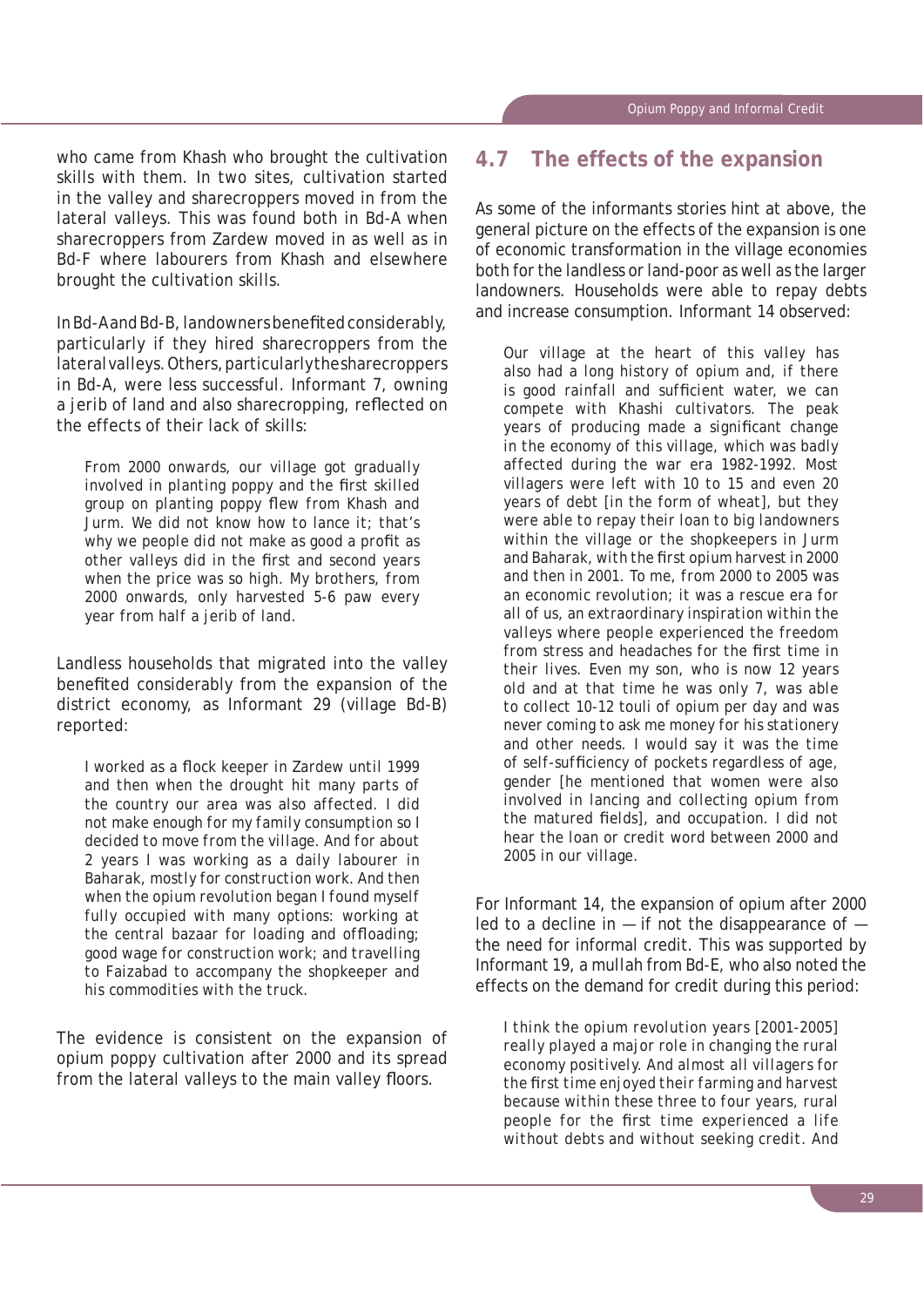who came from Khash who brought the cultivation skills with them. In two sites, cultivation started in the valley and sharecroppers moved in from the lateral valleys. This was found both in Bd-A when sharecroppers from Zardew moved in as well as in Bd-F where labourers from Khash and elsewhere brought the cultivation skills.

In Bd-A and Bd-B, landowners benefited considerably, particularly if they hired sharecroppers from the lateral valleys. Others, particularly the sharecroppers in Bd-A, were less successful. Informant 7, owning a jerib of land and also sharecropping, reflected on the effects of their lack of skills:

> From 2000 onwards, our village got gradually involved in planting poppy and the first skilled group on planting poppy flew from Khash and Jurm. We did not know how to lance it; that's why we people did not make as good a profit as other valleys did in the first and second years when the price was so high. My brothers, from 2000 onwards, only harvested 5-6 paw every year from half a jerib of land.

Landless households that migrated into the valley benefited considerably from the expansion of the district economy, as Informant 29 (village Bd-B) reported:

> I worked as a flock keeper in Zardew until 1999 and then when the drought hit many parts of the country our area was also affected. I did not make enough for my family consumption so I decided to move from the village. And for about 2 years I was working as a daily labourer in Baharak, mostly for construction work. And then when the opium revolution began I found myself fully occupied with many options: working at the central bazaar for loading and offloading; good wage for construction work; and travelling to Faizabad to accompany the shopkeeper and his commodities with the truck.

The evidence is consistent on the expansion of opium poppy cultivation after 2000 and its spread from the lateral valleys to the main valley floors.

## 4.7 The effects of the expansion

As some of the informants stories hint at above, the general picture on the effects of the expansion is one of economic transformation in the village economies both for the landless or land-poor as well as the larger landowners. Households were able to repay debts and increase consumption. Informant 14 observed:

> Our village at the heart of this valley has also had a long history of opium and, if there is good rainfall and sufficient water, we can compete with Khashi cultivators. The peak years of producing made a significant change in the economy of this village, which was badly affected during the war era 1982-1992. Most villagers were left with 10 to 15 and even 20 years of debt [in the form of wheat], but they were able to repay their loan to big landowners within the village or the shopkeepers in Jurm and Baharak, with the first opium harvest in 2000 and then in 2001. To me, from 2000 to 2005 was an economic revolution; it was a rescue era for all of us, an extraordinary inspiration within the valleys where people experienced the freedom from stress and headaches for the first time in their lives. Even my son, who is now 12 years old and at that time he was only 7, was able to collect 10-12 touli of opium per day and was never coming to ask me money for his stationery and other needs. I would say it was the time of self-sufficiency of pockets regardless of age, gender [he mentioned that women were also involved in lancing and collecting opium from the matured fields], and occupation. I did not hear the loan or credit word between 2000 and 2005 in our village.

For Informant 14, the expansion of opium after 2000 led to a decline in — if not the disappearance of — the need for informal credit. This was supported by Informant 19, a mullah from Bd-E, who also noted the effects on the demand for credit during this period:

> I think the opium revolution years [2001-2005] really played a major role in changing the rural economy positively. And almost all villagers for the first time enjoyed their farming and harvest because within these three to four years, rural people for the first time experienced a life without debts and without seeking credit. And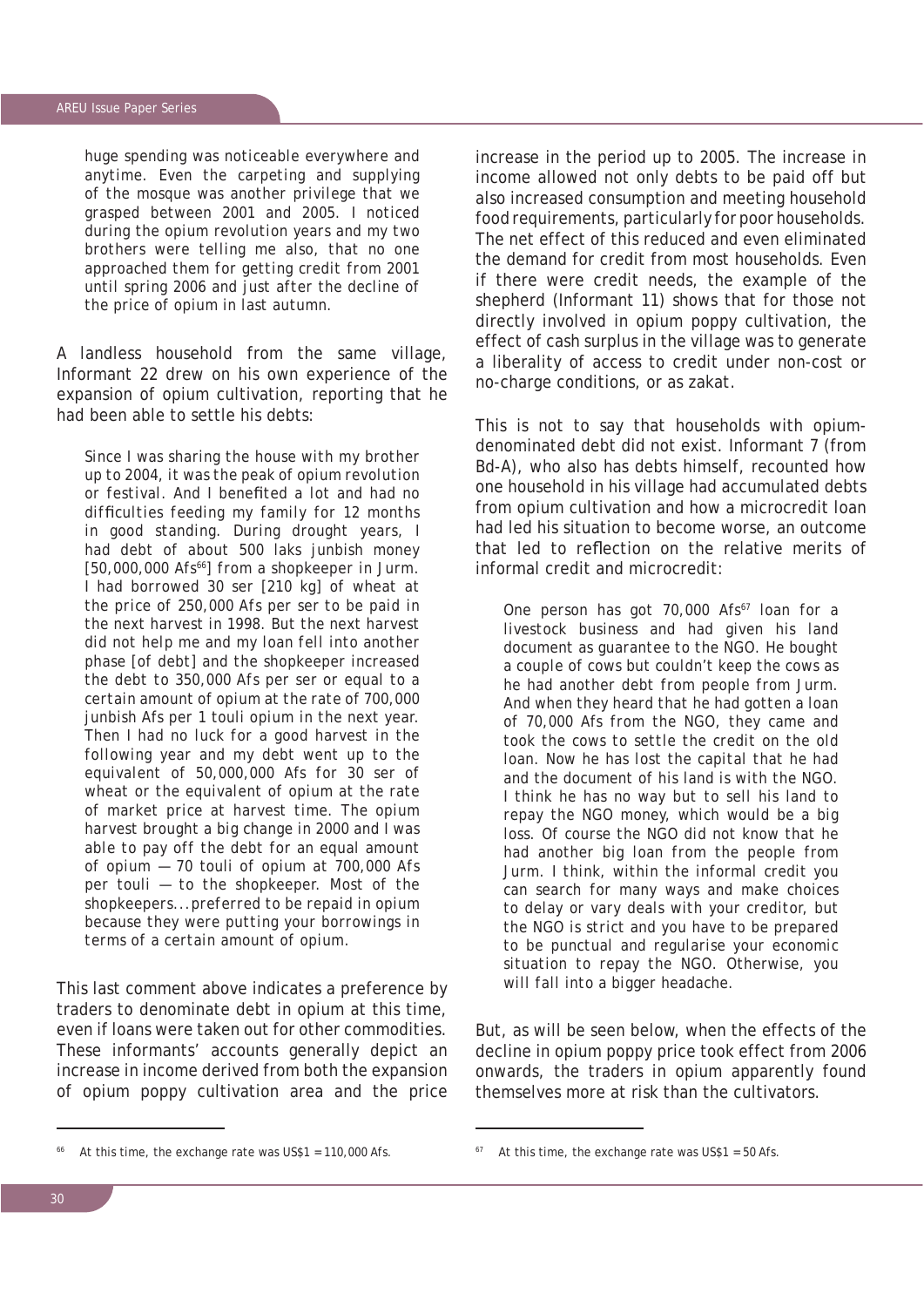> huge spending was noticeable everywhere and anytime. Even the carpeting and supplying of the mosque was another privilege that we grasped between 2001 and 2005. I noticed during the opium revolution years and my two brothers were telling me also, that no one approached them for getting credit from 2001 until spring 2006 and just after the decline of the price of opium in last autumn.

A landless household from the same village, Informant 22 drew on his own experience of the expansion of opium cultivation, reporting that he had been able to settle his debts:

> Since I was sharing the house with my brother up to 2004, it was the peak of opium revolution or festival. And I benefited a lot and had no difficulties feeding my family for 12 months in good standing. During drought years, I had debt of about 500 laks junbish money [50,000,000 Afs[66]] from a shopkeeper in Jurm. I had borrowed 30 ser [210 kg] of wheat at the price of 250,000 Afs per ser to be paid in the next harvest in 1998. But the next harvest did not help me and my loan fell into another phase [of debt] and the shopkeeper increased the debt to 350,000 Afs per ser or equal to a certain amount of opium at the rate of 700,000 junbish Afs per 1 touli opium in the next year. Then I had no luck for a good harvest in the following year and my debt went up to the equivalent of 50,000,000 Afs for 30 ser of wheat or the equivalent of opium at the rate of market price at harvest time. The opium harvest brought a big change in 2000 and I was able to pay off the debt for an equal amount of opium — 70 touli of opium at 700,000 Afs per touli — to the shopkeeper. Most of the shopkeepers...preferred to be repaid in opium because they were putting your borrowings in terms of a certain amount of opium.

This last comment above indicates a preference by traders to denominate debt in opium at this time, even if loans were taken out for other commodities. These informants' accounts generally depict an increase in income derived from both the expansion of opium poppy cultivation area and the price increase in the period up to 2005. The increase in income allowed not only debts to be paid off but also increased consumption and meeting household food requirements, particularly for poor households. The net effect of this reduced and even eliminated the demand for credit from most households. Even if there were credit needs, the example of the shepherd (Informant 11) shows that for those not directly involved in opium poppy cultivation, the effect of cash surplus in the village was to generate a liberality of access to credit under non-cost or no-charge conditions, or as zakat.

This is not to say that households with opium-denominated debt did not exist. Informant 7 (from Bd-A), who also has debts himself, recounted how one household in his village had accumulated debts from opium cultivation and how a microcredit loan had led his situation to become worse, an outcome that led to reflection on the relative merits of informal credit and microcredit:

> One person has got 70,000 Afs[67] loan for a livestock business and had given his land document as guarantee to the NGO. He bought a couple of cows but couldn't keep the cows as he had another debt from people from Jurm. And when they heard that he had gotten a loan of 70,000 Afs from the NGO, they came and took the cows to settle the credit on the old loan. Now he has lost the capital that he had and the document of his land is with the NGO. I think he has no way but to sell his land to repay the NGO money, which would be a big loss. Of course the NGO did not know that he had another big loan from the people from Jurm. I think, within the informal credit you can search for many ways and make choices to delay or vary deals with your creditor, but the NGO is strict and you have to be prepared to be punctual and regularise your economic situation to repay the NGO. Otherwise, you will fall into a bigger headache.

But, as will be seen below, when the effects of the decline in opium poppy price took effect from 2006 onwards, the traders in opium apparently found themselves more at risk than the cultivators.

---

[66] At this time, the exchange rate was US$1 = 110,000 Afs.

[67] At this time, the exchange rate was US$1 = 50 Afs.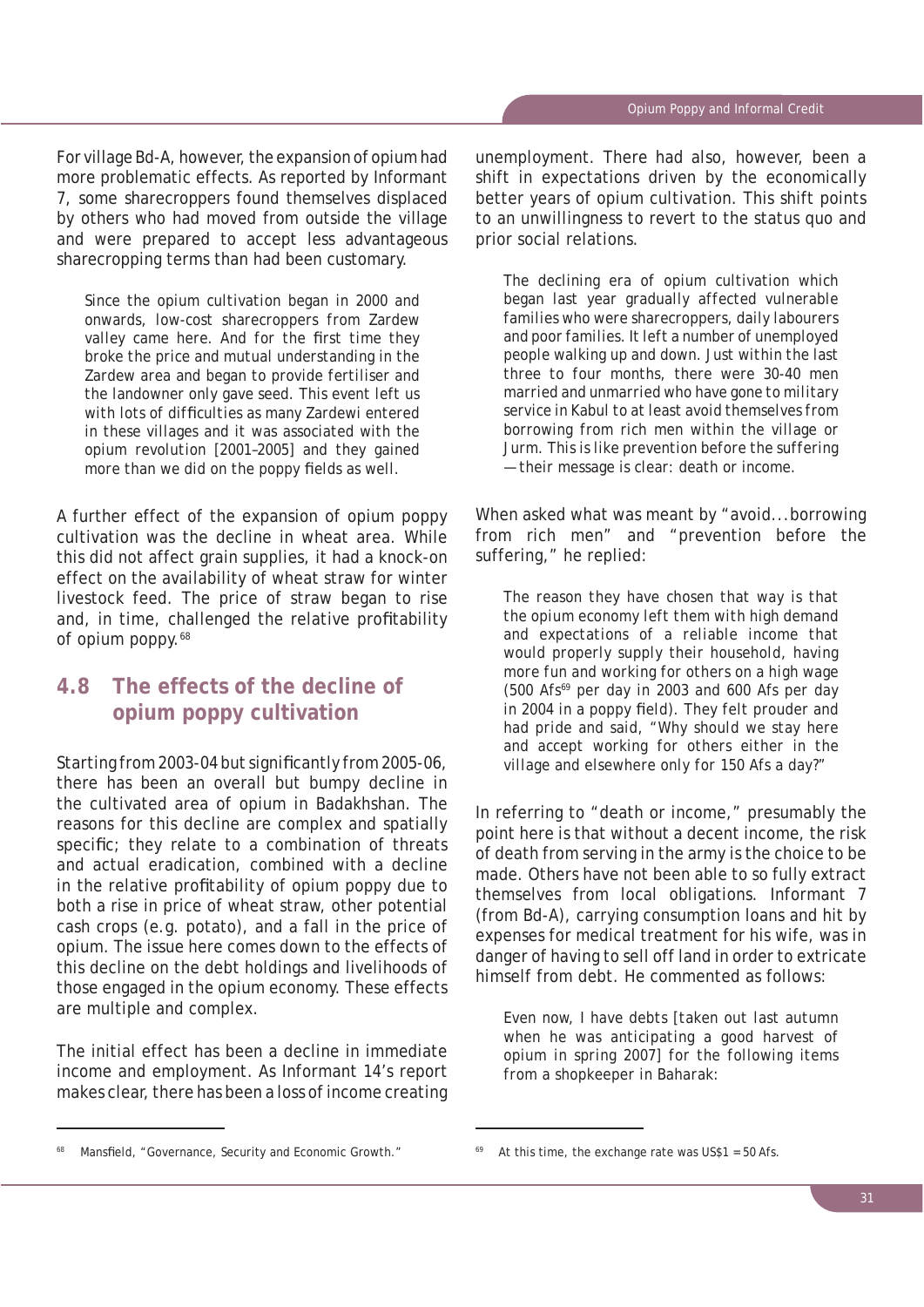For village Bd-A, however, the expansion of opium had more problematic effects. As reported by Informant 7, some sharecroppers found themselves displaced by others who had moved from outside the village and were prepared to accept less advantageous sharecropping terms than had been customary.

> Since the opium cultivation began in 2000 and onwards, low-cost sharecroppers from Zardew valley came here. And for the first time they broke the price and mutual understanding in the Zardew area and began to provide fertiliser and the landowner only gave seed. This event left us with lots of difficulties as many Zardewi entered in these villages and it was associated with the opium revolution [2001–2005] and they gained more than we did on the poppy fields as well.

A further effect of the expansion of opium poppy cultivation was the decline in wheat area. While this did not affect grain supplies, it had a knock-on effect on the availability of wheat straw for winter livestock feed. The price of straw began to rise and, in time, challenged the relative profitability of opium poppy.[68]

## 4.8 The effects of the decline of opium poppy cultivation

Starting from 2003-04 but significantly from 2005-06, there has been an overall but bumpy decline in the cultivated area of opium in Badakhshan. The reasons for this decline are complex and spatially specific; they relate to a combination of threats and actual eradication, combined with a decline in the relative profitability of opium poppy due to both a rise in price of wheat straw, other potential cash crops (e.g. potato), and a fall in the price of opium. The issue here comes down to the effects of this decline on the debt holdings and livelihoods of those engaged in the opium economy. These effects are multiple and complex.

The initial effect has been a decline in immediate income and employment. As Informant 14's report makes clear, there has been a loss of income creating unemployment. There had also, however, been a shift in expectations driven by the economically better years of opium cultivation. This shift points to an unwillingness to revert to the status quo and prior social relations.

> The declining era of opium cultivation which began last year gradually affected vulnerable families who were sharecroppers, daily labourers and poor families. It left a number of unemployed people walking up and down. Just within the last three to four months, there were 30-40 men married and unmarried who have gone to military service in Kabul to at least avoid themselves from borrowing from rich men within the village or Jurm. This is like prevention before the suffering—their message is clear: death or income.

When asked what was meant by "avoid...borrowing from rich men" and "prevention before the suffering," he replied:

> The reason they have chosen that way is that the opium economy left them with high demand and expectations of a reliable income that would properly supply their household, having more fun and working for others on a high wage (500 Afs[69] per day in 2003 and 600 Afs per day in 2004 in a poppy field). They felt prouder and had pride and said, "Why should we stay here and accept working for others either in the village and elsewhere only for 150 Afs a day?"

In referring to "death or income," presumably the point here is that without a decent income, the risk of death from serving in the army is the choice to be made. Others have not been able to so fully extract themselves from local obligations. Informant 7 (from Bd-A), carrying consumption loans and hit by expenses for medical treatment for his wife, was in danger of having to sell off land in order to extricate himself from debt. He commented as follows:

> Even now, I have debts [taken out last autumn when he was anticipating a good harvest of opium in spring 2007] for the following items from a shopkeeper in Baharak:

---

[68] Mansfield, "Governance, Security and Economic Growth."

[69] At this time, the exchange rate was US$1 = 50 Afs.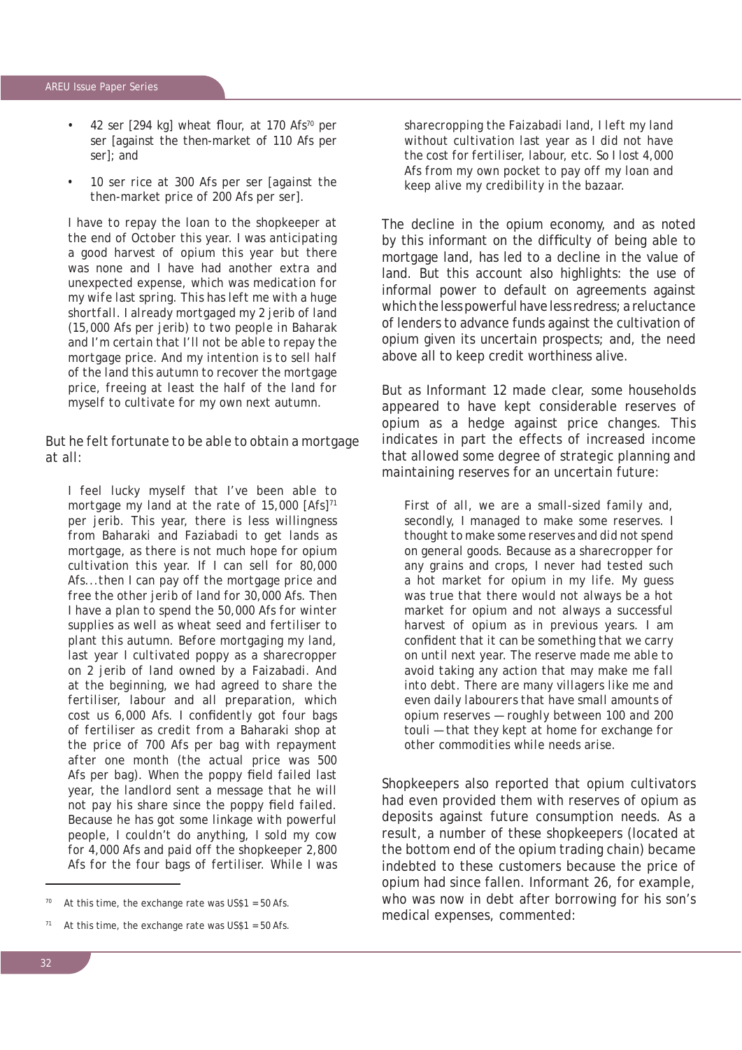- 42 ser [294 kg] wheat flour, at 170 Afs[70] per ser [against the then-market of 110 Afs per ser]; and
- 10 ser rice at 300 Afs per ser [against the then-market price of 200 Afs per ser].

> I have to repay the loan to the shopkeeper at the end of October this year. I was anticipating a good harvest of opium this year but there was none and I have had another extra and unexpected expense, which was medication for my wife last spring. This has left me with a huge shortfall. I already mortgaged my 2 jerib of land (15,000 Afs per jerib) to two people in Baharak and I'm certain that I'll not be able to repay the mortgage price. And my intention is to sell half of the land this autumn to recover the mortgage price, freeing at least the half of the land for myself to cultivate for my own next autumn.

But he felt fortunate to be able to obtain a mortgage at all:

> I feel lucky myself that I've been able to mortgage my land at the rate of 15,000 [Afs][71] per jerib. This year, there is less willingness from Baharaki and Faziabadi to get lands as mortgage, as there is not much hope for opium cultivation this year. If I can sell for 80,000 Afs...then I can pay off the mortgage price and free the other jerib of land for 30,000 Afs. Then I have a plan to spend the 50,000 Afs for winter supplies as well as wheat seed and fertiliser to plant this autumn. Before mortgaging my land, last year I cultivated poppy as a sharecropper on 2 jerib of land owned by a Faizabadi. And at the beginning, we had agreed to share the fertiliser, labour and all preparation, which cost us 6,000 Afs. I confidently got four bags of fertiliser as credit from a Baharaki shop at the price of 700 Afs per bag with repayment after one month (the actual price was 500 Afs per bag). When the poppy field failed last year, the landlord sent a message that he will not pay his share since the poppy field failed. Because he has got some linkage with powerful people, I couldn't do anything, I sold my cow for 4,000 Afs and paid off the shopkeeper 2,800 Afs for the four bags of fertiliser. While I was sharecropping the Faizabadi land, I left my land without cultivation last year as I did not have the cost for fertiliser, labour, etc. So I lost 4,000 Afs from my own pocket to pay off my loan and keep alive my credibility in the bazaar.

The decline in the opium economy, and as noted by this informant on the difficulty of being able to mortgage land, has led to a decline in the value of land. But this account also highlights: the use of informal power to default on agreements against which the less powerful have less redress; a reluctance of lenders to advance funds against the cultivation of opium given its uncertain prospects; and, the need above all to keep credit worthiness alive.

But as Informant 12 made clear, some households appeared to have kept considerable reserves of opium as a hedge against price changes. This indicates in part the effects of increased income that allowed some degree of strategic planning and maintaining reserves for an uncertain future:

> First of all, we are a small-sized family and, secondly, I managed to make some reserves. I thought to make some reserves and did not spend on general goods. Because as a sharecropper for any grains and crops, I never had tested such a hot market for opium in my life. My guess was true that there would not always be a hot market for opium and not always a successful harvest of opium as in previous years. I am confident that it can be something that we carry on until next year. The reserve made me able to avoid taking any action that may make me fall into debt. There are many villagers like me and even daily labourers that have small amounts of opium reserves — roughly between 100 and 200 touli — that they kept at home for exchange for other commodities while needs arise.

Shopkeepers also reported that opium cultivators had even provided them with reserves of opium as deposits against future consumption needs. As a result, a number of these shopkeepers (located at the bottom end of the opium trading chain) became indebted to these customers because the price of opium had since fallen. Informant 26, for example, who was now in debt after borrowing for his son's medical expenses, commented:

---

[70] At this time, the exchange rate was US$1 = 50 Afs.

[71] At this time, the exchange rate was US$1 = 50 Afs.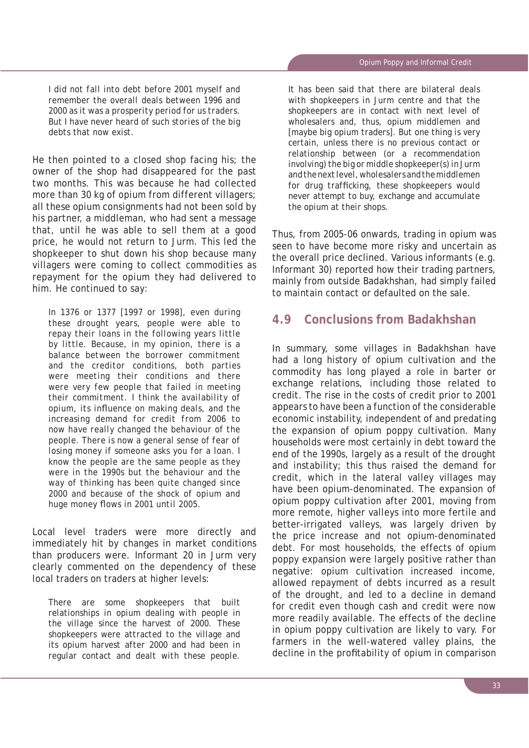> I did not fall into debt before 2001 myself and remember the overall deals between 1996 and 2000 as it was a prosperity period for us traders. But I have never heard of such stories of the big debts that now exist.

He then pointed to a closed shop facing his; the owner of the shop had disappeared for the past two months. This was because he had collected more than 30 kg of opium from different villagers; all these opium consignments had not been sold by his partner, a middleman, who had sent a message that, until he was able to sell them at a good price, he would not return to Jurm. This led the shopkeeper to shut down his shop because many villagers were coming to collect commodities as repayment for the opium they had delivered to him. He continued to say:

> In 1376 or 1377 [1997 or 1998], even during these drought years, people were able to repay their loans in the following years little by little. Because, in my opinion, there is a balance between the borrower commitment and the creditor conditions, both parties were meeting their conditions and there were very few people that failed in meeting their commitment. I think the availability of opium, its influence on making deals, and the increasing demand for credit from 2006 to now have really changed the behaviour of the people. There is now a general sense of fear of losing money if someone asks you for a loan. I know the people are the same people as they were in the 1990s but the behaviour and the way of thinking has been quite changed since 2000 and because of the shock of opium and huge money flows in 2001 until 2005.

Local level traders were more directly and immediately hit by changes in market conditions than producers were. Informant 20 in Jurm very clearly commented on the dependency of these local traders on traders at higher levels:

> There are some shopkeepers that built relationships in opium dealing with people in the village since the harvest of 2000. These shopkeepers were attracted to the village and its opium harvest after 2000 and had been in regular contact and dealt with these people. It has been said that there are bilateral deals with shopkeepers in Jurm centre and that the shopkeepers are in contact with next level of wholesalers and, thus, opium middlemen and [maybe big opium traders]. But one thing is very certain, unless there is no previous contact or relationship between (or a recommendation involving) the big or middle shopkeeper(s) in Jurm and the next level, wholesalers and the middlemen for drug trafficking, these shopkeepers would never attempt to buy, exchange and accumulate the opium at their shops.

Thus, from 2005-06 onwards, trading in opium was seen to have become more risky and uncertain as the overall price declined. Various informants (e.g. Informant 30) reported how their trading partners, mainly from outside Badakhshan, had simply failed to maintain contact or defaulted on the sale.

## 4.9 Conclusions from Badakhshan

In summary, some villages in Badakhshan have had a long history of opium cultivation and the commodity has long played a role in barter or exchange relations, including those related to credit. The rise in the costs of credit prior to 2001 appears to have been a function of the considerable economic instability, independent of and predating the expansion of opium poppy cultivation. Many households were most certainly in debt toward the end of the 1990s, largely as a result of the drought and instability; this thus raised the demand for credit, which in the lateral valley villages may have been opium-denominated. The expansion of opium poppy cultivation after 2001, moving from more remote, higher valleys into more fertile and better-irrigated valleys, was largely driven by the price increase and not opium-denominated debt. For most households, the effects of opium poppy expansion were largely positive rather than negative: opium cultivation increased income, allowed repayment of debts incurred as a result of the drought, and led to a decline in demand for credit even though cash and credit were now more readily available. The effects of the decline in opium poppy cultivation are likely to vary. For farmers in the well-watered valley plains, the decline in the profitability of opium in comparison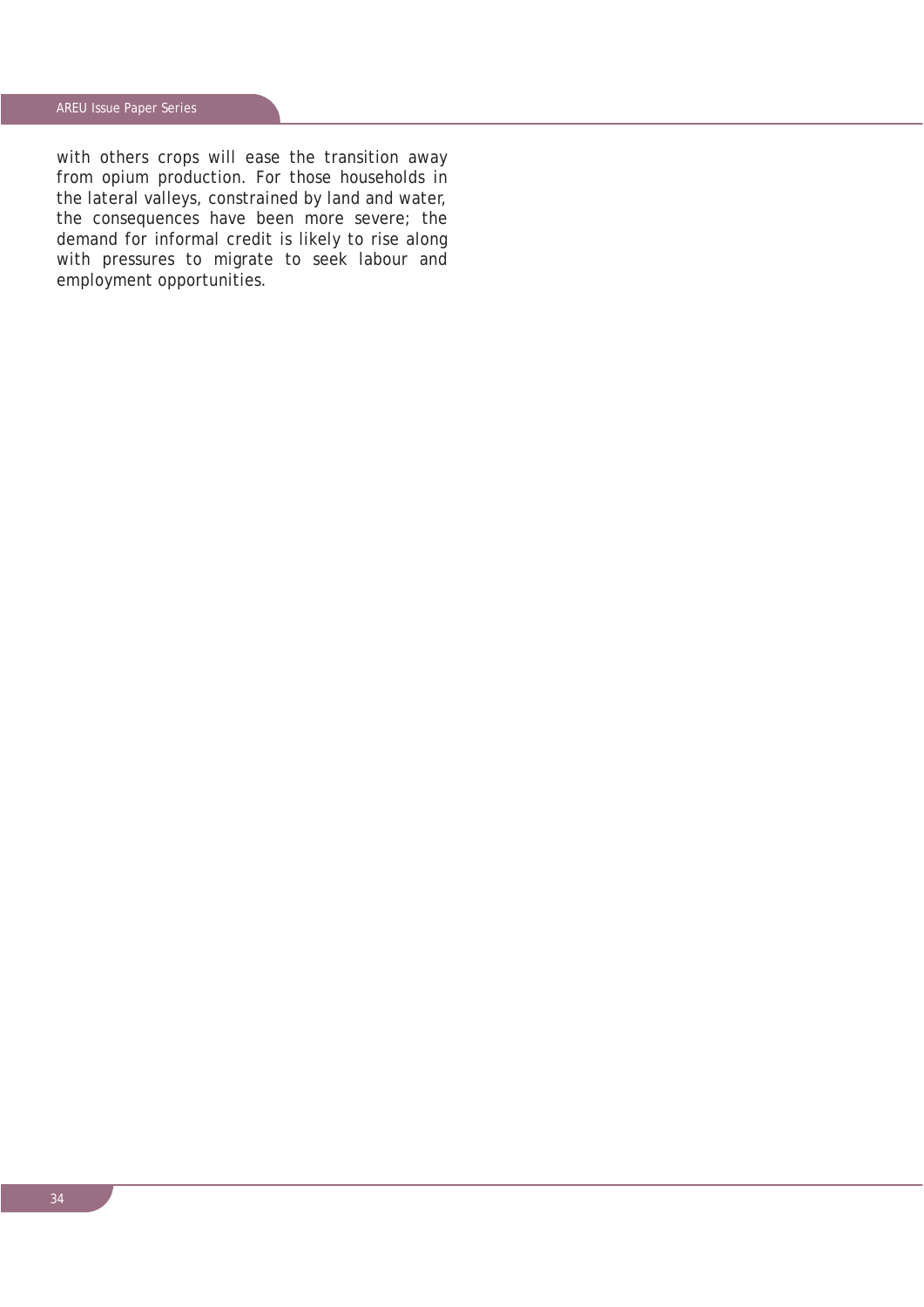with others crops will ease the transition away from opium production. For those households in the lateral valleys, constrained by land and water, the consequences have been more severe; the demand for informal credit is likely to rise along with pressures to migrate to seek labour and employment opportunities.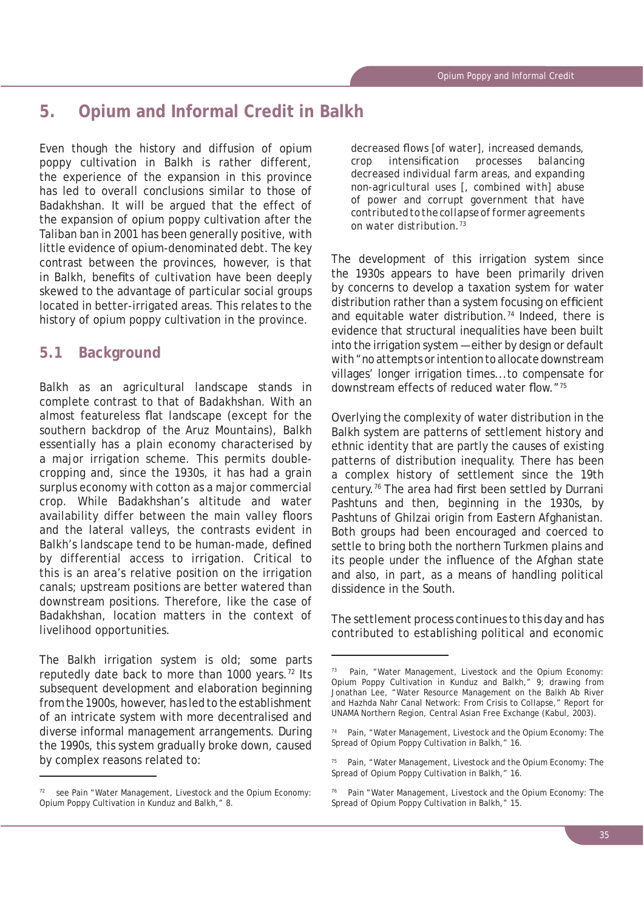# 5. Opium and Informal Credit in Balkh

Even though the history and diffusion of opium poppy cultivation in Balkh is rather different, the experience of the expansion in this province has led to overall conclusions similar to those of Badakhshan. It will be argued that the effect of the expansion of opium poppy cultivation after the Taliban ban in 2001 has been generally positive, with little evidence of opium-denominated debt. The key contrast between the provinces, however, is that in Balkh, benefits of cultivation have been deeply skewed to the advantage of particular social groups located in better-irrigated areas. This relates to the history of opium poppy cultivation in the province.

## 5.1 Background

Balkh as an agricultural landscape stands in complete contrast to that of Badakhshan. With an almost featureless flat landscape (except for the southern backdrop of the Aruz Mountains), Balkh essentially has a plain economy characterised by a major irrigation scheme. This permits double-cropping and, since the 1930s, it has had a grain surplus economy with cotton as a major commercial crop. While Badakhshan's altitude and water availability differ between the main valley floors and the lateral valleys, the contrasts evident in Balkh's landscape tend to be human-made, defined by differential access to irrigation. Critical to this is an area's relative position on the irrigation canals; upstream positions are better watered than downstream positions. Therefore, like the case of Badakhshan, location matters in the context of livelihood opportunities.

The Balkh irrigation system is old; some parts reputedly date back to more than 1000 years.[72] Its subsequent development and elaboration beginning from the 1900s, however, has led to the establishment of an intricate system with more decentralised and diverse informal management arrangements. During the 1990s, this system gradually broke down, caused by complex reasons related to:

> decreased flows [of water], increased demands, crop intensification processes balancing decreased individual farm areas, and expanding non-agricultural uses [, combined with] abuse of power and corrupt government that have contributed to the collapse of former agreements on water distribution.[73]

The development of this irrigation system since the 1930s appears to have been primarily driven by concerns to develop a taxation system for water distribution rather than a system focusing on efficient and equitable water distribution.[74] Indeed, there is evidence that structural inequalities have been built into the irrigation system — either by design or default with "no attempts or intention to allocate downstream villages' longer irrigation times...to compensate for downstream effects of reduced water flow."[75]

Overlying the complexity of water distribution in the Balkh system are patterns of settlement history and ethnic identity that are partly the causes of existing patterns of distribution inequality. There has been a complex history of settlement since the 19th century.[76] The area had first been settled by Durrani Pashtuns and then, beginning in the 1930s, by Pashtuns of Ghilzai origin from Eastern Afghanistan. Both groups had been encouraged and coerced to settle to bring both the northern Turkmen plains and its people under the influence of the Afghan state and also, in part, as a means of handling political dissidence in the South.

The settlement process continues to this day and has contributed to establishing political and economic

---

[72] see Pain "Water Management, Livestock and the Opium Economy: Opium Poppy Cultivation in Kunduz and Balkh," 8.

[73] Pain, "Water Management, Livestock and the Opium Economy: Opium Poppy Cultivation in Kunduz and Balkh," 9; drawing from Jonathan Lee, "Water Resource Management on the Balkh Ab River and Hazhda Nahr Canal Network: From Crisis to Collapse," Report for UNAMA Northern Region, Central Asian Free Exchange (Kabul, 2003).

[74] Pain, "Water Management, Livestock and the Opium Economy: The Spread of Opium Poppy Cultivation in Balkh," 16.

[75] Pain, "Water Management, Livestock and the Opium Economy: The Spread of Opium Poppy Cultivation in Balkh," 16.

[76] Pain "Water Management, Livestock and the Opium Economy: The Spread of Opium Poppy Cultivation in Balkh," 15.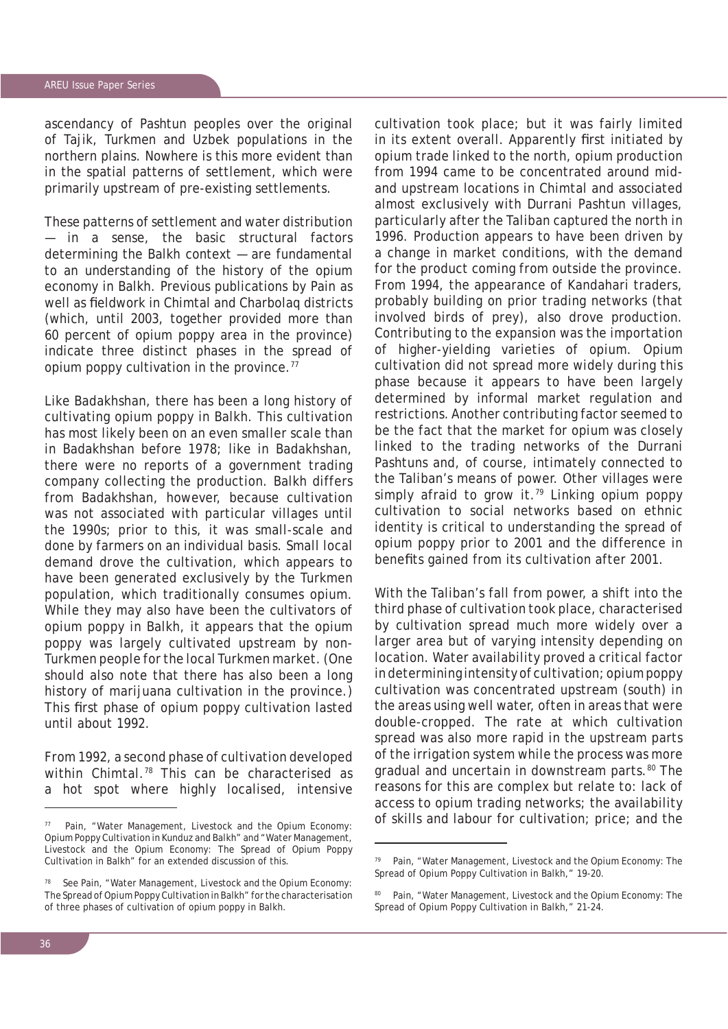ascendancy of Pashtun peoples over the original of Tajik, Turkmen and Uzbek populations in the northern plains. Nowhere is this more evident than in the spatial patterns of settlement, which were primarily upstream of pre-existing settlements.

These patterns of settlement and water distribution — in a sense, the basic structural factors determining the Balkh context — are fundamental to an understanding of the history of the opium economy in Balkh. Previous publications by Pain as well as fieldwork in Chimtal and Charbolaq districts (which, until 2003, together provided more than 60 percent of opium poppy area in the province) indicate three distinct phases in the spread of opium poppy cultivation in the province.[77]

Like Badakhshan, there has been a long history of cultivating opium poppy in Balkh. This cultivation has most likely been on an even smaller scale than in Badakhshan before 1978; like in Badakhshan, there were no reports of a government trading company collecting the production. Balkh differs from Badakhshan, however, because cultivation was not associated with particular villages until the 1990s; prior to this, it was small-scale and done by farmers on an individual basis. Small local demand drove the cultivation, which appears to have been generated exclusively by the Turkmen population, which traditionally consumes opium. While they may also have been the cultivators of opium poppy in Balkh, it appears that the opium poppy was largely cultivated upstream by non-Turkmen people for the local Turkmen market. (One should also note that there has also been a long history of marijuana cultivation in the province.) This first phase of opium poppy cultivation lasted until about 1992.

From 1992, a second phase of cultivation developed within Chimtal.[78] This can be characterised as a hot spot where highly localised, intensive cultivation took place; but it was fairly limited in its extent overall. Apparently first initiated by opium trade linked to the north, opium production from 1994 came to be concentrated around mid- and upstream locations in Chimtal and associated almost exclusively with Durrani Pashtun villages, particularly after the Taliban captured the north in 1996. Production appears to have been driven by a change in market conditions, with the demand for the product coming from outside the province. From 1994, the appearance of Kandahari traders, probably building on prior trading networks (that involved birds of prey), also drove production. Contributing to the expansion was the importation of higher-yielding varieties of opium. Opium cultivation did not spread more widely during this phase because it appears to have been largely determined by informal market regulation and restrictions. Another contributing factor seemed to be the fact that the market for opium was closely linked to the trading networks of the Durrani Pashtuns and, of course, intimately connected to the Taliban's means of power. Other villages were simply afraid to grow it.[79] Linking opium poppy cultivation to social networks based on ethnic identity is critical to understanding the spread of opium poppy prior to 2001 and the difference in benefits gained from its cultivation after 2001.

With the Taliban's fall from power, a shift into the third phase of cultivation took place, characterised by cultivation spread much more widely over a larger area but of varying intensity depending on location. Water availability proved a critical factor in determining intensity of cultivation; opium poppy cultivation was concentrated upstream (south) in the areas using well water, often in areas that were double-cropped. The rate at which cultivation spread was also more rapid in the upstream parts of the irrigation system while the process was more gradual and uncertain in downstream parts.[80] The reasons for this are complex but relate to: lack of access to opium trading networks; the availability of skills and labour for cultivation; price; and the

---

[77] Pain, "Water Management, Livestock and the Opium Economy: Opium Poppy Cultivation in Kunduz and Balkh" and "Water Management, Livestock and the Opium Economy: The Spread of Opium Poppy Cultivation in Balkh" for an extended discussion of this.

[78] See Pain, "Water Management, Livestock and the Opium Economy: The Spread of Opium Poppy Cultivation in Balkh" for the characterisation of three phases of cultivation of opium poppy in Balkh.

[79] Pain, "Water Management, Livestock and the Opium Economy: The Spread of Opium Poppy Cultivation in Balkh," 19-20.

[80] Pain, "Water Management, Livestock and the Opium Economy: The Spread of Opium Poppy Cultivation in Balkh," 21-24.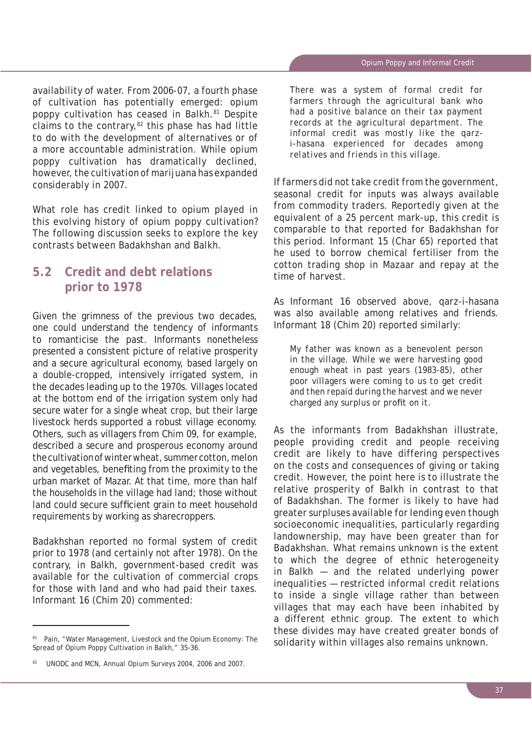availability of water. From 2006-07, a fourth phase of cultivation has potentially emerged: opium poppy cultivation has ceased in Balkh.[81] Despite claims to the contrary,[82] this phase has had little to do with the development of alternatives or of a more accountable administration. While opium poppy cultivation has dramatically declined, however, the cultivation of marijuana has expanded considerably in 2007.

What role has credit linked to opium played in this evolving history of opium poppy cultivation? The following discussion seeks to explore the key contrasts between Badakhshan and Balkh.

## 5.2 Credit and debt relations prior to 1978

Given the grimness of the previous two decades, one could understand the tendency of informants to romanticise the past. Informants nonetheless presented a consistent picture of relative prosperity and a secure agricultural economy, based largely on a double-cropped, intensively irrigated system, in the decades leading up to the 1970s. Villages located at the bottom end of the irrigation system only had secure water for a single wheat crop, but their large livestock herds supported a robust village economy. Others, such as villagers from Chim 09, for example, described a secure and prosperous economy around the cultivation of winter wheat, summer cotton, melon and vegetables, benefiting from the proximity to the urban market of Mazar. At that time, more than half the households in the village had land; those without land could secure sufficient grain to meet household requirements by working as sharecroppers.

Badakhshan reported no formal system of credit prior to 1978 (and certainly not after 1978). On the contrary, in Balkh, government-based credit was available for the cultivation of commercial crops for those with land and who had paid their taxes. Informant 16 (Chim 20) commented:

> There was a system of formal credit for farmers through the agricultural bank who had a positive balance on their tax payment records at the agricultural department. The informal credit was mostly like the qarz-i-hasana experienced for decades among relatives and friends in this village.

If farmers did not take credit from the government, seasonal credit for inputs was always available from commodity traders. Reportedly given at the equivalent of a 25 percent mark-up, this credit is comparable to that reported for Badakhshan for this period. Informant 15 (Char 65) reported that he used to borrow chemical fertiliser from the cotton trading shop in Mazaar and repay at the time of harvest.

As Informant 16 observed above, qarz-i-hasana was also available among relatives and friends. Informant 18 (Chim 20) reported similarly:

> My father was known as a benevolent person in the village. While we were harvesting good enough wheat in past years (1983-85), other poor villagers were coming to us to get credit and then repaid during the harvest and we never charged any surplus or profit on it.

As the informants from Badakhshan illustrate, people providing credit and people receiving credit are likely to have differing perspectives on the costs and consequences of giving or taking credit. However, the point here is to illustrate the relative prosperity of Balkh in contrast to that of Badakhshan. The former is likely to have had greater surpluses available for lending even though socioeconomic inequalities, particularly regarding landownership, may have been greater than for Badakhshan. What remains unknown is the extent to which the degree of ethnic heterogeneity in Balkh — and the related underlying power inequalities — restricted informal credit relations to inside a single village rather than between villages that may each have been inhabited by a different ethnic group. The extent to which these divides may have created greater bonds of solidarity within villages also remains unknown.

---

[81] Pain, "Water Management, Livestock and the Opium Economy: The Spread of Opium Poppy Cultivation in Balkh," 35-36.

[82] UNODC and MCN, Annual Opium Surveys 2004, 2006 and 2007.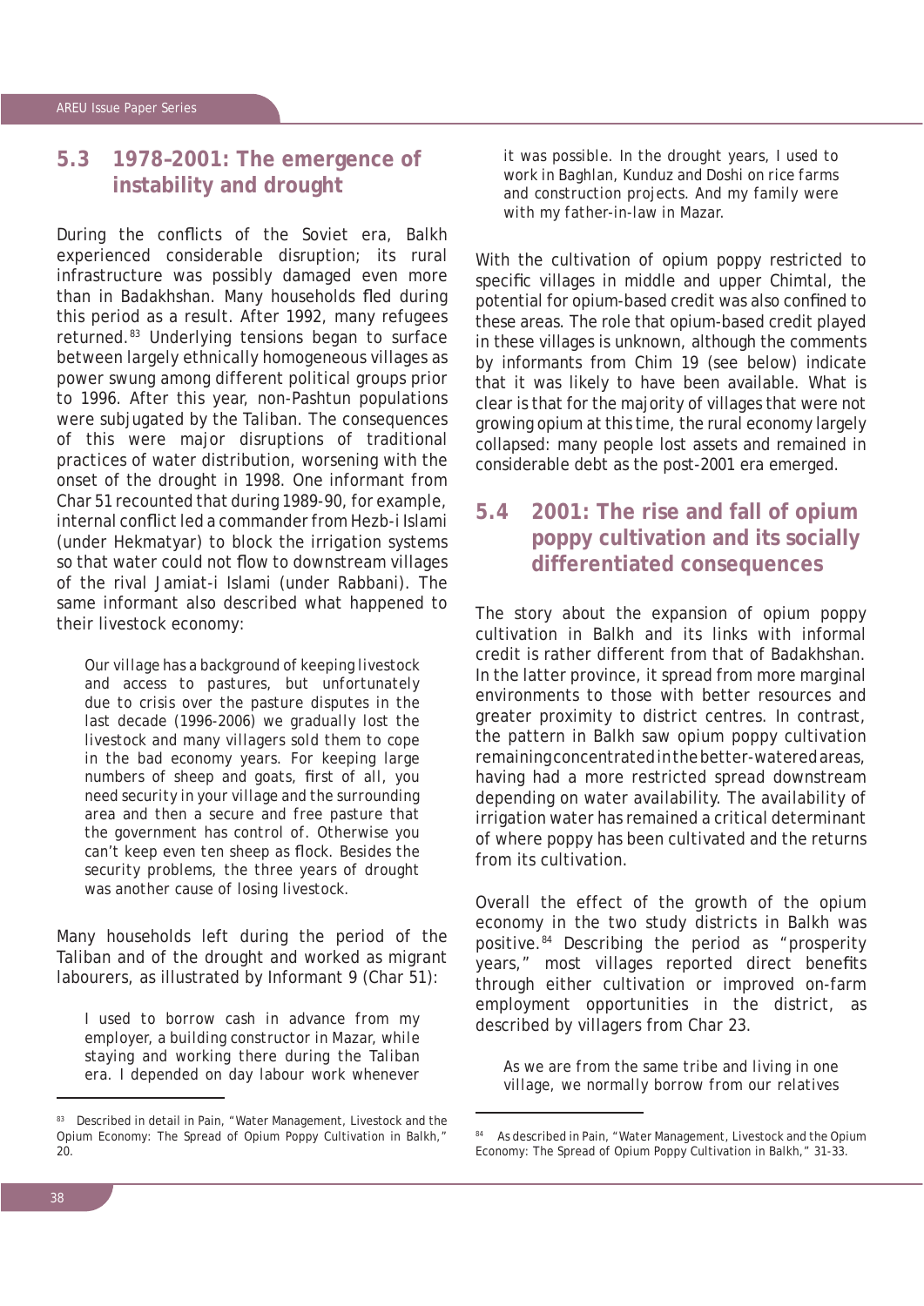## 5.3 1978–2001: The emergence of instability and drought

During the conflicts of the Soviet era, Balkh experienced considerable disruption; its rural infrastructure was possibly damaged even more than in Badakhshan. Many households fled during this period as a result. After 1992, many refugees returned.[83] Underlying tensions began to surface between largely ethnically homogeneous villages as power swung among different political groups prior to 1996. After this year, non-Pashtun populations were subjugated by the Taliban. The consequences of this were major disruptions of traditional practices of water distribution, worsening with the onset of the drought in 1998. One informant from Char 51 recounted that during 1989-90, for example, internal conflict led a commander from Hezb-i Islami (under Hekmatyar) to block the irrigation systems so that water could not flow to downstream villages of the rival Jamiat-i Islami (under Rabbani). The same informant also described what happened to their livestock economy:

> Our village has a background of keeping livestock and access to pastures, but unfortunately due to crisis over the pasture disputes in the last decade (1996-2006) we gradually lost the livestock and many villagers sold them to cope in the bad economy years. For keeping large numbers of sheep and goats, first of all, you need security in your village and the surrounding area and then a secure and free pasture that the government has control of. Otherwise you can't keep even ten sheep as flock. Besides the security problems, the three years of drought was another cause of losing livestock.

Many households left during the period of the Taliban and of the drought and worked as migrant labourers, as illustrated by Informant 9 (Char 51):

> I used to borrow cash in advance from my employer, a building constructor in Mazar, while staying and working there during the Taliban era. I depended on day labour work whenever it was possible. In the drought years, I used to work in Baghlan, Kunduz and Doshi on rice farms and construction projects. And my family were with my father-in-law in Mazar.

With the cultivation of opium poppy restricted to specific villages in middle and upper Chimtal, the potential for opium-based credit was also confined to these areas. The role that opium-based credit played in these villages is unknown, although the comments by informants from Chim 19 (see below) indicate that it was likely to have been available. What is clear is that for the majority of villages that were not growing opium at this time, the rural economy largely collapsed: many people lost assets and remained in considerable debt as the post-2001 era emerged.

## 5.4 2001: The rise and fall of opium poppy cultivation and its socially differentiated consequences

The story about the expansion of opium poppy cultivation in Balkh and its links with informal credit is rather different from that of Badakhshan. In the latter province, it spread from more marginal environments to those with better resources and greater proximity to district centres. In contrast, the pattern in Balkh saw opium poppy cultivation remaining concentrated in the better-watered areas, having had a more restricted spread downstream depending on water availability. The availability of irrigation water has remained a critical determinant of where poppy has been cultivated and the returns from its cultivation.

Overall the effect of the growth of the opium economy in the two study districts in Balkh was positive.[84] Describing the period as "prosperity years," most villages reported direct benefits through either cultivation or improved on-farm employment opportunities in the district, as described by villagers from Char 23.

> As we are from the same tribe and living in one village, we normally borrow from our relatives

---

[83] Described in detail in Pain, "Water Management, Livestock and the Opium Economy: The Spread of Opium Poppy Cultivation in Balkh," 20.

[84] As described in Pain, "Water Management, Livestock and the Opium Economy: The Spread of Opium Poppy Cultivation in Balkh," 31-33.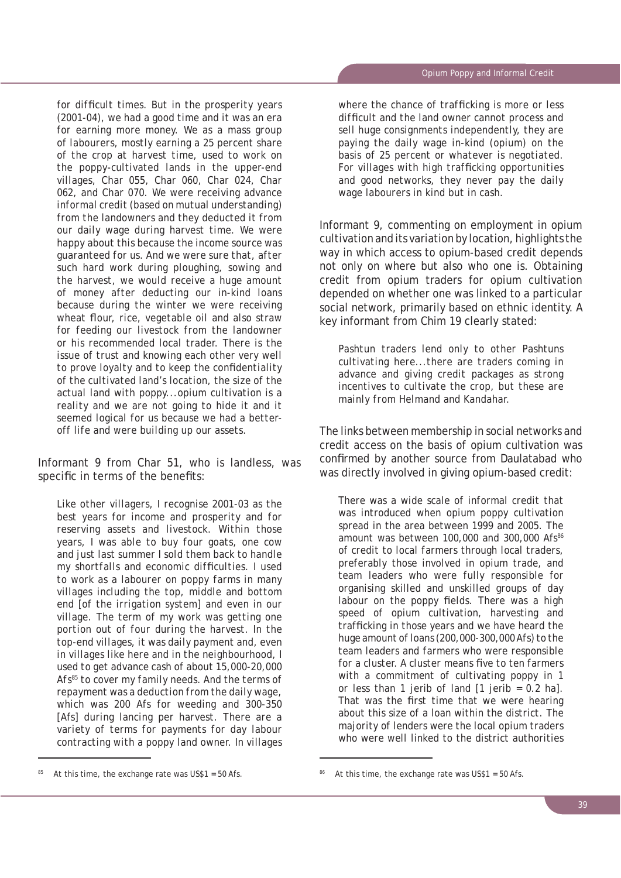for difficult times. But in the prosperity years (2001-04), we had a good time and it was an era for earning more money. We as a mass group of labourers, mostly earning a 25 percent share of the crop at harvest time, used to work on the poppy-cultivated lands in the upper-end villages, Char 055, Char 060, Char 024, Char 062, and Char 070. We were receiving advance informal credit (based on mutual understanding) from the landowners and they deducted it from our daily wage during harvest time. We were happy about this because the income source was guaranteed for us. And we were sure that, after such hard work during ploughing, sowing and the harvest, we would receive a huge amount of money after deducting our in-kind loans because during the winter we were receiving wheat flour, rice, vegetable oil and also straw for feeding our livestock from the landowner or his recommended local trader. There is the issue of trust and knowing each other very well to prove loyalty and to keep the confidentiality of the cultivated land's location, the size of the actual land with poppy...opium cultivation is a reality and we are not going to hide it and it seemed logical for us because we had a better-off life and were building up our assets.

Informant 9 from Char 51, who is landless, was specific in terms of the benefits:

> Like other villagers, I recognise 2001-03 as the best years for income and prosperity and for reserving assets and livestock. Within those years, I was able to buy four goats, one cow and just last summer I sold them back to handle my shortfalls and economic difficulties. I used to work as a labourer on poppy farms in many villages including the top, middle and bottom end [of the irrigation system] and even in our village. The term of my work was getting one portion out of four during the harvest. In the top-end villages, it was daily payment and, even in villages like here and in the neighbourhood, I used to get advance cash of about 15,000-20,000 Afs[85] to cover my family needs. And the terms of repayment was a deduction from the daily wage, which was 200 Afs for weeding and 300-350 [Afs] during lancing per harvest. There are a variety of terms for payments for day labour contracting with a poppy land owner. In villages where the chance of trafficking is more or less difficult and the land owner cannot process and sell huge consignments independently, they are paying the daily wage in-kind (opium) on the basis of 25 percent or whatever is negotiated. For villages with high trafficking opportunities and good networks, they never pay the daily wage labourers in kind but in cash.

Informant 9, commenting on employment in opium cultivation and its variation by location, highlights the way in which access to opium-based credit depends not only on where but also who one is. Obtaining credit from opium traders for opium cultivation depended on whether one was linked to a particular social network, primarily based on ethnic identity. A key informant from Chim 19 clearly stated:

> Pashtun traders lend only to other Pashtuns cultivating here...there are traders coming in advance and giving credit packages as strong incentives to cultivate the crop, but these are mainly from Helmand and Kandahar.

The links between membership in social networks and credit access on the basis of opium cultivation was confirmed by another source from Daulatabad who was directly involved in giving opium-based credit:

> There was a wide scale of informal credit that was introduced when opium poppy cultivation spread in the area between 1999 and 2005. The amount was between 100,000 and 300,000 Afs[86] of credit to local farmers through local traders, preferably those involved in opium trade, and team leaders who were fully responsible for organising skilled and unskilled groups of day labour on the poppy fields. There was a high speed of opium cultivation, harvesting and trafficking in those years and we have heard the huge amount of loans (200,000-300,000 Afs) to the team leaders and farmers who were responsible for a cluster. A cluster means five to ten farmers with a commitment of cultivating poppy in 1 or less than 1 jerib of land [1 jerib = 0.2 ha]. That was the first time that we were hearing about this size of a loan within the district. The majority of lenders were the local opium traders who were well linked to the district authorities

[85] At this time, the exchange rate was US$1 = 50 Afs.

[86] At this time, the exchange rate was US$1 = 50 Afs.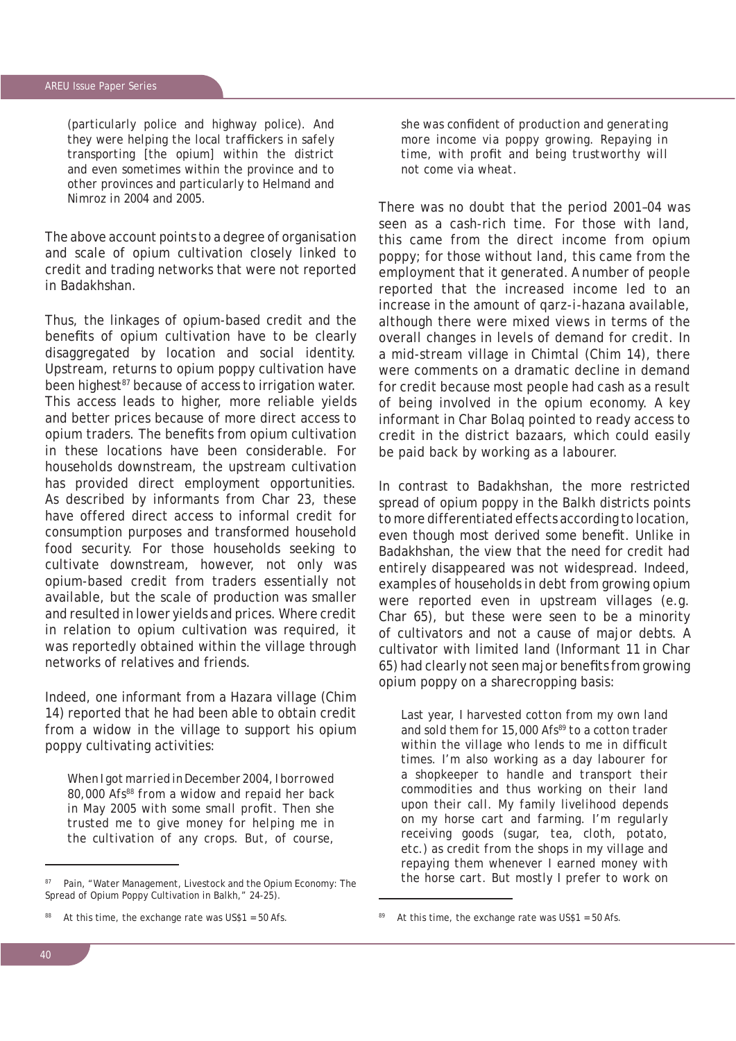> (particularly police and highway police). And they were helping the local traffickers in safely transporting [the opium] within the district and even sometimes within the province and to other provinces and particularly to Helmand and Nimroz in 2004 and 2005.

The above account points to a degree of organisation and scale of opium cultivation closely linked to credit and trading networks that were not reported in Badakhshan.

Thus, the linkages of opium-based credit and the benefits of opium cultivation have to be clearly disaggregated by location and social identity. Upstream, returns to opium poppy cultivation have been highest[87] because of access to irrigation water. This access leads to higher, more reliable yields and better prices because of more direct access to opium traders. The benefits from opium cultivation in these locations have been considerable. For households downstream, the upstream cultivation has provided direct employment opportunities. As described by informants from Char 23, these have offered direct access to informal credit for consumption purposes and transformed household food security. For those households seeking to cultivate downstream, however, not only was opium-based credit from traders essentially not available, but the scale of production was smaller and resulted in lower yields and prices. Where credit in relation to opium cultivation was required, it was reportedly obtained within the village through networks of relatives and friends.

Indeed, one informant from a Hazara village (Chim 14) reported that he had been able to obtain credit from a widow in the village to support his opium poppy cultivating activities:

> When I got married in December 2004, I borrowed 80,000 Afs[88] from a widow and repaid her back in May 2005 with some small profit. Then she trusted me to give money for helping me in the cultivation of any crops. But, of course, she was confident of production and generating more income via poppy growing. Repaying in time, with profit and being trustworthy will not come via wheat.

There was no doubt that the period 2001–04 was seen as a cash-rich time. For those with land, this came from the direct income from opium poppy; for those without land, this came from the employment that it generated. A number of people reported that the increased income led to an increase in the amount of qarz-i-hazana available, although there were mixed views in terms of the overall changes in levels of demand for credit. In a mid-stream village in Chimtal (Chim 14), there were comments on a dramatic decline in demand for credit because most people had cash as a result of being involved in the opium economy. A key informant in Char Bolaq pointed to ready access to credit in the district bazaars, which could easily be paid back by working as a labourer.

In contrast to Badakhshan, the more restricted spread of opium poppy in the Balkh districts points to more differentiated effects according to location, even though most derived some benefit. Unlike in Badakhshan, the view that the need for credit had entirely disappeared was not widespread. Indeed, examples of households in debt from growing opium were reported even in upstream villages (e.g. Char 65), but these were seen to be a minority of cultivators and not a cause of major debts. A cultivator with limited land (Informant 11 in Char 65) had clearly not seen major benefits from growing opium poppy on a sharecropping basis:

> Last year, I harvested cotton from my own land and sold them for 15,000 Afs[89] to a cotton trader within the village who lends to me in difficult times. I'm also working as a day labourer for a shopkeeper to handle and transport their commodities and thus working on their land upon their call. My family livelihood depends on my horse cart and farming. I'm regularly receiving goods (sugar, tea, cloth, potato, etc.) as credit from the shops in my village and repaying them whenever I earned money with the horse cart. But mostly I prefer to work on

---

[87] Pain, "Water Management, Livestock and the Opium Economy: The Spread of Opium Poppy Cultivation in Balkh," 24-25).

[88] At this time, the exchange rate was US$1 = 50 Afs.

[89] At this time, the exchange rate was US$1 = 50 Afs.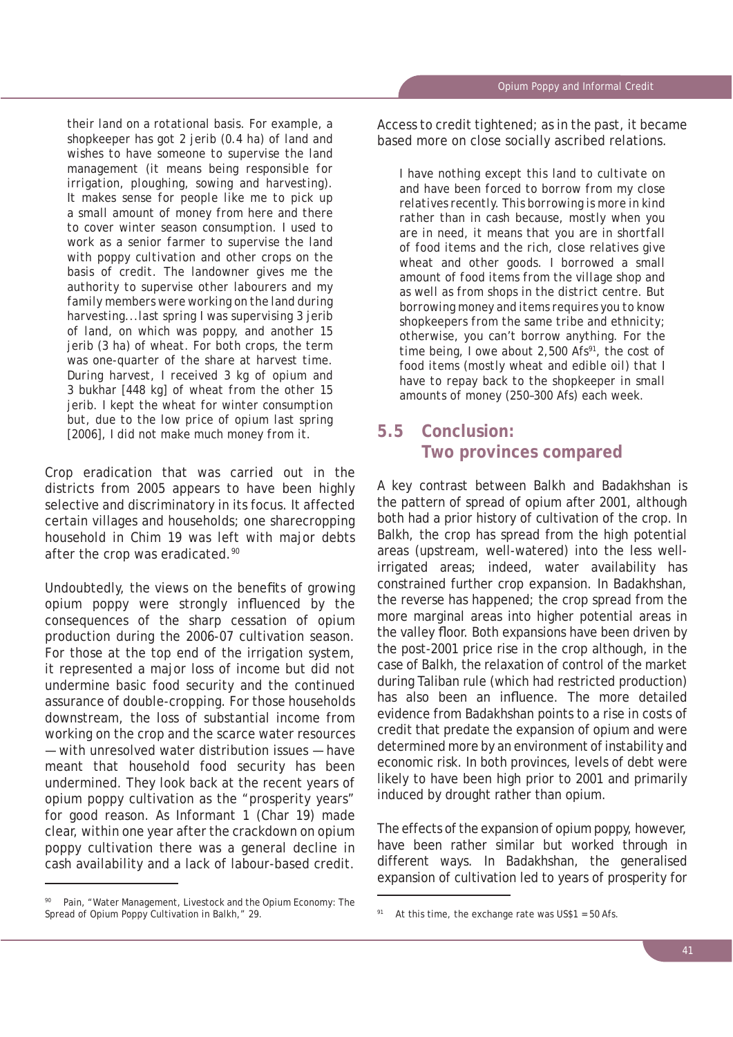> their land on a rotational basis. For example, a shopkeeper has got 2 jerib (0.4 ha) of land and wishes to have someone to supervise the land management (it means being responsible for irrigation, ploughing, sowing and harvesting). It makes sense for people like me to pick up a small amount of money from here and there to cover winter season consumption. I used to work as a senior farmer to supervise the land with poppy cultivation and other crops on the basis of credit. The landowner gives me the authority to supervise other labourers and my family members were working on the land during harvesting...last spring I was supervising 3 jerib of land, on which was poppy, and another 15 jerib (3 ha) of wheat. For both crops, the term was one-quarter of the share at harvest time. During harvest, I received 3 kg of opium and 3 bukhar [448 kg] of wheat from the other 15 jerib. I kept the wheat for winter consumption but, due to the low price of opium last spring [2006], I did not make much money from it.

Crop eradication that was carried out in the districts from 2005 appears to have been highly selective and discriminatory in its focus. It affected certain villages and households; one sharecropping household in Chim 19 was left with major debts after the crop was eradicated.[90]

Undoubtedly, the views on the benefits of growing opium poppy were strongly influenced by the consequences of the sharp cessation of opium production during the 2006-07 cultivation season. For those at the top end of the irrigation system, it represented a major loss of income but did not undermine basic food security and the continued assurance of double-cropping. For those households downstream, the loss of substantial income from working on the crop and the scarce water resources — with unresolved water distribution issues — have meant that household food security has been undermined. They look back at the recent years of opium poppy cultivation as the "prosperity years" for good reason. As Informant 1 (Char 19) made clear, within one year after the crackdown on opium poppy cultivation there was a general decline in cash availability and a lack of labour-based credit. Access to credit tightened; as in the past, it became based more on close socially ascribed relations.

> I have nothing except this land to cultivate on and have been forced to borrow from my close relatives recently. This borrowing is more in kind rather than in cash because, mostly when you are in need, it means that you are in shortfall of food items and the rich, close relatives give wheat and other goods. I borrowed a small amount of food items from the village shop and as well as from shops in the district centre. But borrowing money and items requires you to know shopkeepers from the same tribe and ethnicity; otherwise, you can't borrow anything. For the time being, I owe about 2,500 Afs[91], the cost of food items (mostly wheat and edible oil) that I have to repay back to the shopkeeper in small amounts of money (250–300 Afs) each week.

## 5.5 Conclusion: Two provinces compared

A key contrast between Balkh and Badakhshan is the pattern of spread of opium after 2001, although both had a prior history of cultivation of the crop. In Balkh, the crop has spread from the high potential areas (upstream, well-watered) into the less well-irrigated areas; indeed, water availability has constrained further crop expansion. In Badakhshan, the reverse has happened; the crop spread from the more marginal areas into higher potential areas in the valley floor. Both expansions have been driven by the post-2001 price rise in the crop although, in the case of Balkh, the relaxation of control of the market during Taliban rule (which had restricted production) has also been an influence. The more detailed evidence from Badakhshan points to a rise in costs of credit that predate the expansion of opium and were determined more by an environment of instability and economic risk. In both provinces, levels of debt were likely to have been high prior to 2001 and primarily induced by drought rather than opium.

The effects of the expansion of opium poppy, however, have been rather similar but worked through in different ways. In Badakhshan, the generalised expansion of cultivation led to years of prosperity for

---

[90] Pain, "Water Management, Livestock and the Opium Economy: The Spread of Opium Poppy Cultivation in Balkh," 29.

[91] At this time, the exchange rate was US$1 = 50 Afs.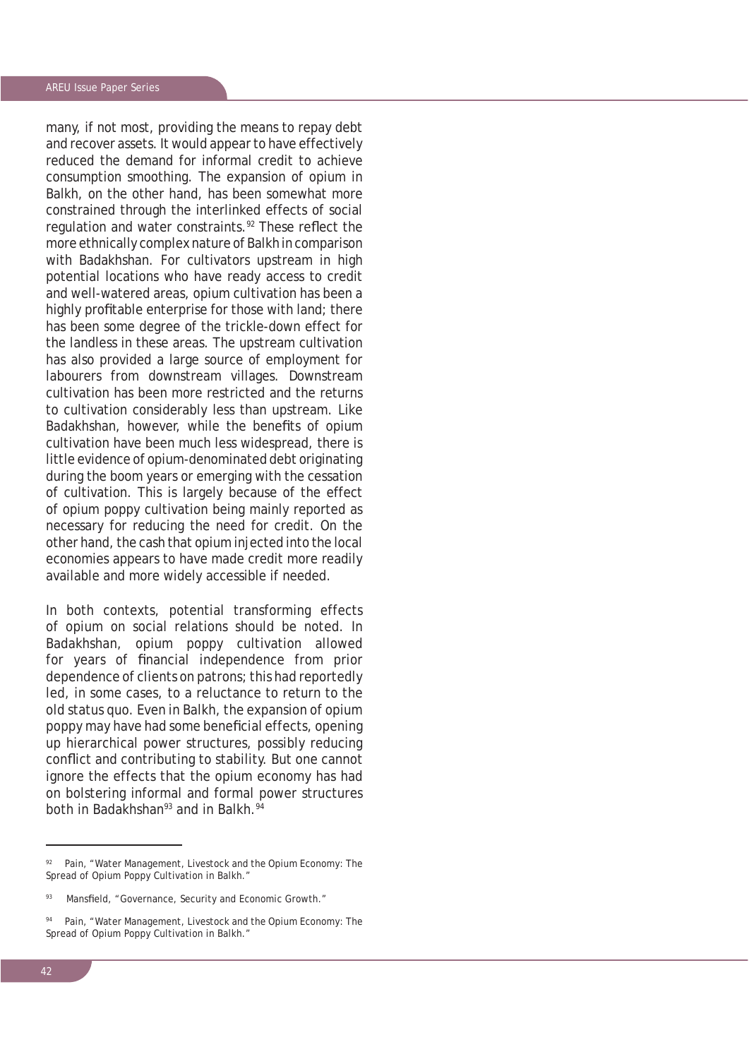many, if not most, providing the means to repay debt and recover assets. It would appear to have effectively reduced the demand for informal credit to achieve consumption smoothing. The expansion of opium in Balkh, on the other hand, has been somewhat more constrained through the interlinked effects of social regulation and water constraints.[92] These reflect the more ethnically complex nature of Balkh in comparison with Badakhshan. For cultivators upstream in high potential locations who have ready access to credit and well-watered areas, opium cultivation has been a highly profitable enterprise for those with land; there has been some degree of the trickle-down effect for the landless in these areas. The upstream cultivation has also provided a large source of employment for labourers from downstream villages. Downstream cultivation has been more restricted and the returns to cultivation considerably less than upstream. Like Badakhshan, however, while the benefits of opium cultivation have been much less widespread, there is little evidence of opium-denominated debt originating during the boom years or emerging with the cessation of cultivation. This is largely because of the effect of opium poppy cultivation being mainly reported as necessary for reducing the need for credit. On the other hand, the cash that opium injected into the local economies appears to have made credit more readily available and more widely accessible if needed.

In both contexts, potential transforming effects of opium on social relations should be noted. In Badakhshan, opium poppy cultivation allowed for years of financial independence from prior dependence of clients on patrons; this had reportedly led, in some cases, to a reluctance to return to the old status quo. Even in Balkh, the expansion of opium poppy may have had some beneficial effects, opening up hierarchical power structures, possibly reducing conflict and contributing to stability. But one cannot ignore the effects that the opium economy has had on bolstering informal and formal power structures both in Badakhshan[93] and in Balkh.[94]

---

[92] Pain, "Water Management, Livestock and the Opium Economy: The Spread of Opium Poppy Cultivation in Balkh."

[93] Mansfield, "Governance, Security and Economic Growth."

[94] Pain, "Water Management, Livestock and the Opium Economy: The Spread of Opium Poppy Cultivation in Balkh."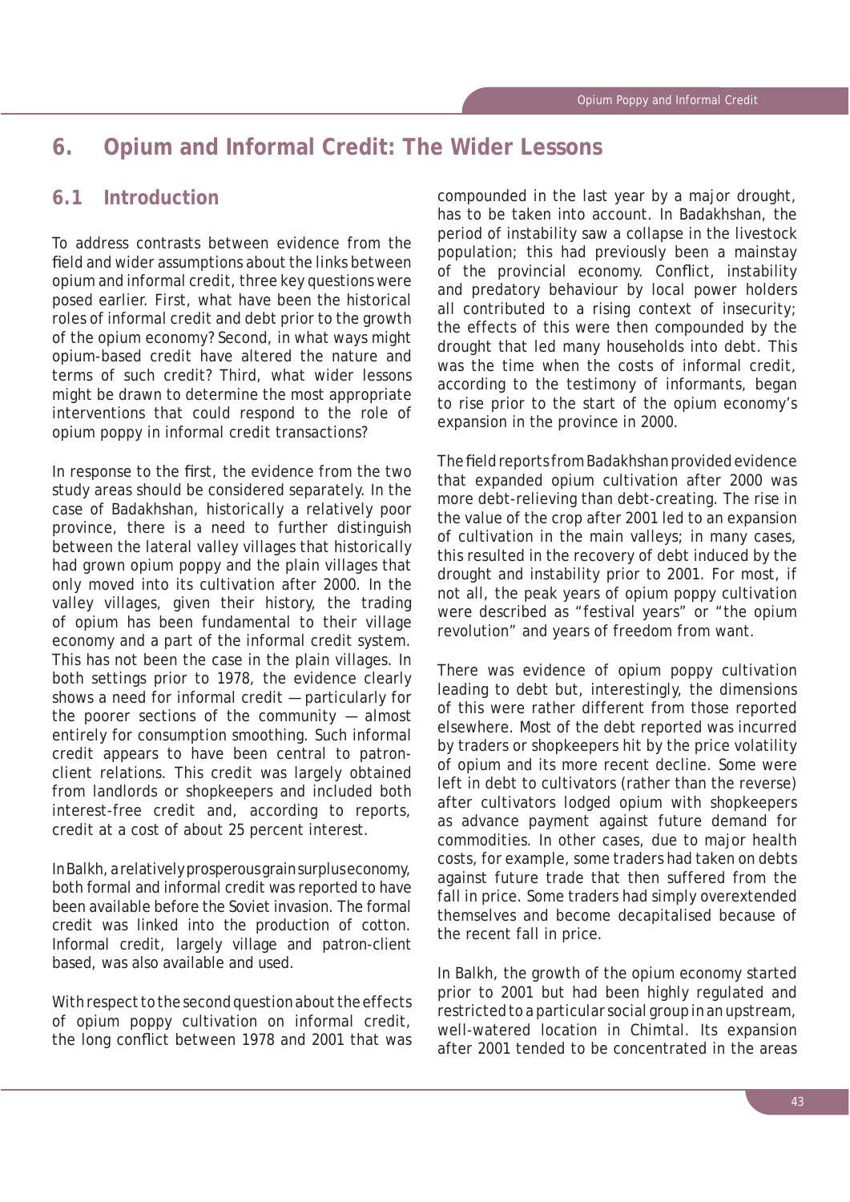# 6. Opium and Informal Credit: The Wider Lessons

## 6.1 Introduction

To address contrasts between evidence from the field and wider assumptions about the links between opium and informal credit, three key questions were posed earlier. First, what have been the historical roles of informal credit and debt prior to the growth of the opium economy? Second, in what ways might opium-based credit have altered the nature and terms of such credit? Third, what wider lessons might be drawn to determine the most appropriate interventions that could respond to the role of opium poppy in informal credit transactions?

In response to the first, the evidence from the two study areas should be considered separately. In the case of Badakhshan, historically a relatively poor province, there is a need to further distinguish between the lateral valley villages that historically had grown opium poppy and the plain villages that only moved into its cultivation after 2000. In the valley villages, given their history, the trading of opium has been fundamental to their village economy and a part of the informal credit system. This has not been the case in the plain villages. In both settings prior to 1978, the evidence clearly shows a need for informal credit — particularly for the poorer sections of the community — almost entirely for consumption smoothing. Such informal credit appears to have been central to patron-client relations. This credit was largely obtained from landlords or shopkeepers and included both interest-free credit and, according to reports, credit at a cost of about 25 percent interest.

In Balkh, a relatively prosperous grain surplus economy, both formal and informal credit was reported to have been available before the Soviet invasion. The formal credit was linked into the production of cotton. Informal credit, largely village and patron-client based, was also available and used.

With respect to the second question about the effects of opium poppy cultivation on informal credit, the long conflict between 1978 and 2001 that was compounded in the last year by a major drought, has to be taken into account. In Badakhshan, the period of instability saw a collapse in the livestock population; this had previously been a mainstay of the provincial economy. Conflict, instability and predatory behaviour by local power holders all contributed to a rising context of insecurity; the effects of this were then compounded by the drought that led many households into debt. This was the time when the costs of informal credit, according to the testimony of informants, began to rise prior to the start of the opium economy's expansion in the province in 2000.

The field reports from Badakhshan provided evidence that expanded opium cultivation after 2000 was more debt-relieving than debt-creating. The rise in the value of the crop after 2001 led to an expansion of cultivation in the main valleys; in many cases, this resulted in the recovery of debt induced by the drought and instability prior to 2001. For most, if not all, the peak years of opium poppy cultivation were described as "festival years" or "the opium revolution" and years of freedom from want.

There was evidence of opium poppy cultivation leading to debt but, interestingly, the dimensions of this were rather different from those reported elsewhere. Most of the debt reported was incurred by traders or shopkeepers hit by the price volatility of opium and its more recent decline. Some were left in debt to cultivators (rather than the reverse) after cultivators lodged opium with shopkeepers as advance payment against future demand for commodities. In other cases, due to major health costs, for example, some traders had taken on debts against future trade that then suffered from the fall in price. Some traders had simply overextended themselves and become decapitalised because of the recent fall in price.

In Balkh, the growth of the opium economy started prior to 2001 but had been highly regulated and restricted to a particular social group in an upstream, well-watered location in Chimtal. Its expansion after 2001 tended to be concentrated in the areas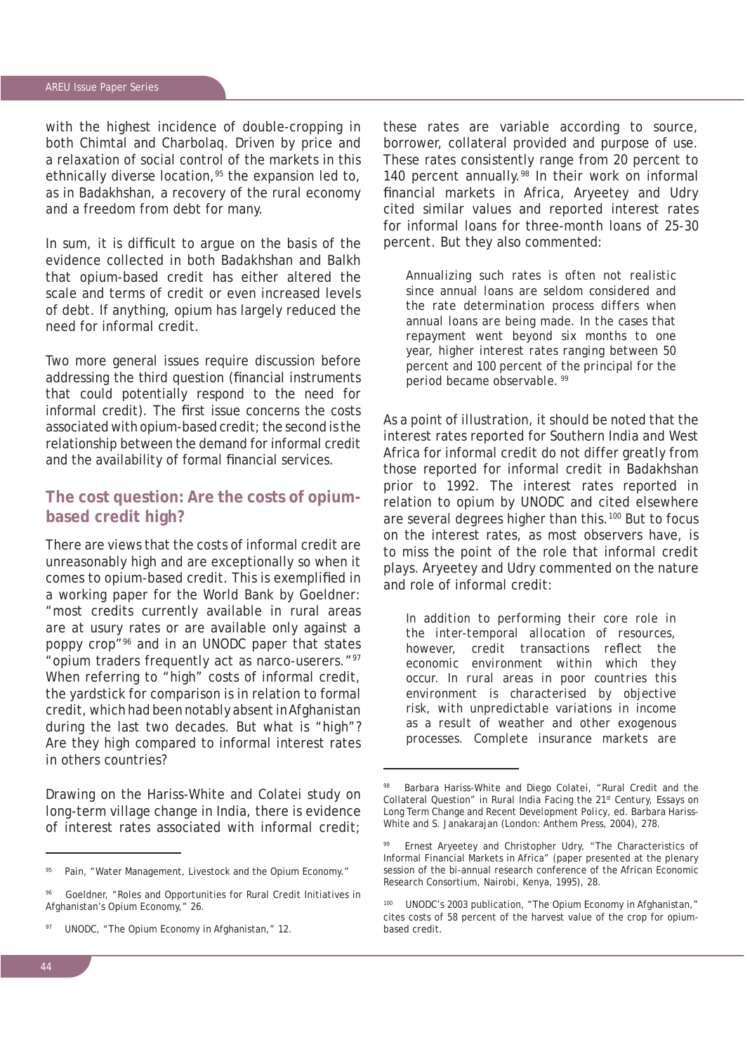with the highest incidence of double-cropping in both Chimtal and Charbolaq. Driven by price and a relaxation of social control of the markets in this ethnically diverse location,[95] the expansion led to, as in Badakhshan, a recovery of the rural economy and a freedom from debt for many.

In sum, it is difficult to argue on the basis of the evidence collected in both Badakhshan and Balkh that opium-based credit has either altered the scale and terms of credit or even increased levels of debt. If anything, opium has largely reduced the need for informal credit.

Two more general issues require discussion before addressing the third question (financial instruments that could potentially respond to the need for informal credit). The first issue concerns the costs associated with opium-based credit; the second is the relationship between the demand for informal credit and the availability of formal financial services.

## The cost question: Are the costs of opium-based credit high?

There are views that the costs of informal credit are unreasonably high and are exceptionally so when it comes to opium-based credit. This is exemplified in a working paper for the World Bank by Goeldner: "most credits currently available in rural areas are at usury rates or are available only against a poppy crop"[96] and in an UNODC paper that states "opium traders frequently act as narco-userers."[97] When referring to "high" costs of informal credit, the yardstick for comparison is in relation to formal credit, which had been notably absent in Afghanistan during the last two decades. But what is "high"? Are they high compared to informal interest rates in others countries?

Drawing on the Hariss-White and Colatei study on long-term village change in India, there is evidence of interest rates associated with informal credit; these rates are variable according to source, borrower, collateral provided and purpose of use. These rates consistently range from 20 percent to 140 percent annually.[98] In their work on informal financial markets in Africa, Aryeetey and Udry cited similar values and reported interest rates for informal loans for three-month loans of 25-30 percent. But they also commented:

> Annualizing such rates is often not realistic since annual loans are seldom considered and the rate determination process differs when annual loans are being made. In the cases that repayment went beyond six months to one year, higher interest rates ranging between 50 percent and 100 percent of the principal for the period became observable.[99]

As a point of illustration, it should be noted that the interest rates reported for Southern India and West Africa for informal credit do not differ greatly from those reported for informal credit in Badakhshan prior to 1992. The interest rates reported in relation to opium by UNODC and cited elsewhere are several degrees higher than this.[100] But to focus on the interest rates, as most observers have, is to miss the point of the role that informal credit plays. Aryeetey and Udry commented on the nature and role of informal credit:

> In addition to performing their core role in the inter-temporal allocation of resources, however, credit transactions reflect the economic environment within which they occur. In rural areas in poor countries this environment is characterised by objective risk, with unpredictable variations in income as a result of weather and other exogenous processes. Complete insurance markets are

---

[95] Pain, "Water Management, Livestock and the Opium Economy."

[96] Goeldner, "Roles and Opportunities for Rural Credit Initiatives in Afghanistan's Opium Economy," 26.

[97] UNODC, "The Opium Economy in Afghanistan," 12.

[98] Barbara Hariss-White and Diego Colatei, "Rural Credit and the Collateral Question" in Rural India Facing the 21st Century, Essays on Long Term Change and Recent Development Policy, ed. Barbara Hariss-White and S. Janakarajan (London: Anthem Press, 2004), 278.

[99] Ernest Aryeetey and Christopher Udry, "The Characteristics of Informal Financial Markets in Africa" (paper presented at the plenary session of the bi-annual research conference of the African Economic Research Consortium, Nairobi, Kenya, 1995), 28.

[100] UNODC's 2003 publication, "The Opium Economy in Afghanistan," cites costs of 58 percent of the harvest value of the crop for opium-based credit.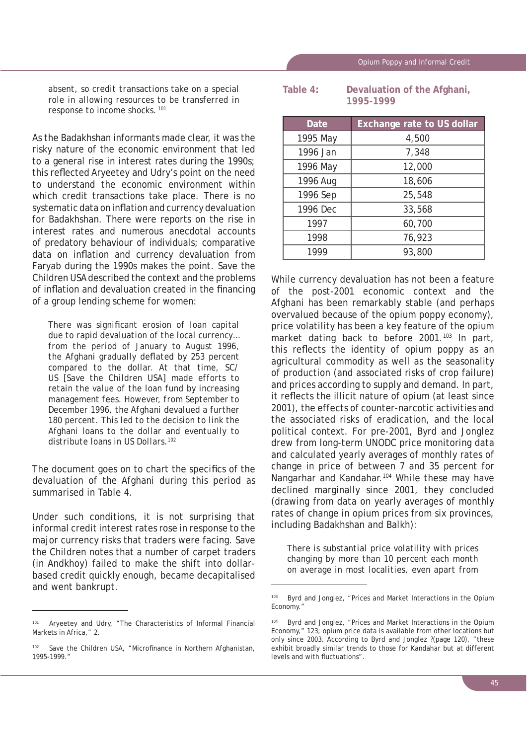absent, so credit transactions take on a special role in allowing resources to be transferred in response to income shocks.[101]

As the Badakhshan informants made clear, it was the risky nature of the economic environment that led to a general rise in interest rates during the 1990s; this reflected Aryeetey and Udry's point on the need to understand the economic environment within which credit transactions take place. There is no systematic data on inflation and currency devaluation for Badakhshan. There were reports on the rise in interest rates and numerous anecdotal accounts of predatory behaviour of individuals; comparative data on inflation and currency devaluation from Faryab during the 1990s makes the point. Save the Children USA described the context and the problems of inflation and devaluation created in the financing of a group lending scheme for women:

> There was significant erosion of loan capital due to rapid devaluation of the local currency… from the period of January to August 1996, the Afghani gradually deflated by 253 percent compared to the dollar. At that time, SC/US [Save the Children USA] made efforts to retain the value of the loan fund by increasing management fees. However, from September to December 1996, the Afghani devalued a further 180 percent. This led to the decision to link the Afghani loans to the dollar and eventually to distribute loans in US Dollars.[102]

The document goes on to chart the specifics of the devaluation of the Afghani during this period as summarised in Table 4.

Under such conditions, it is not surprising that informal credit interest rates rose in response to the major currency risks that traders were facing. Save the Children notes that a number of carpet traders (in Andkhoy) failed to make the shift into dollar-based credit quickly enough, became decapitalised and went bankrupt.

**Table 4: Devaluation of the Afghani, 1995-1999**

| Date | Exchange rate to US dollar |
|---|---|
| 1995 May | 4,500 |
| 1996 Jan | 7,348 |
| 1996 May | 12,000 |
| 1996 Aug | 18,606 |
| 1996 Sep | 25,548 |
| 1996 Dec | 33,568 |
| 1997 | 60,700 |
| 1998 | 76,923 |
| 1999 | 93,800 |

While currency devaluation has not been a feature of the post-2001 economic context and the Afghani has been remarkably stable (and perhaps overvalued because of the opium poppy economy), price volatility has been a key feature of the opium market dating back to before 2001.[103] In part, this reflects the identity of opium poppy as an agricultural commodity as well as the seasonality of production (and associated risks of crop failure) and prices according to supply and demand. In part, it reflects the illicit nature of opium (at least since 2001), the effects of counter-narcotic activities and the associated risks of eradication, and the local political context. For pre-2001, Byrd and Jonglez drew from long-term UNODC price monitoring data and calculated yearly averages of monthly rates of change in price of between 7 and 35 percent for Nangarhar and Kandahar.[104] While these may have declined marginally since 2001, they concluded (drawing from data on yearly averages of monthly rates of change in opium prices from six provinces, including Badakhshan and Balkh):

> There is substantial price volatility with prices changing by more than 10 percent each month on average in most localities, even apart from

---

[101] Aryeetey and Udry, "The Characteristics of Informal Financial Markets in Africa," 2.

[102] Save the Children USA, "Microfinance in Northern Afghanistan, 1995-1999."

[103] Byrd and Jonglez, "Prices and Market Interactions in the Opium Economy."

[104] Byrd and Jonglez, "Prices and Market Interactions in the Opium Economy," 123; opium price data is available from other locations but only since 2003. According to Byrd and Jonglez ?(page 120), "these exhibit broadly similar trends to those for Kandahar but at different levels and with fluctuations".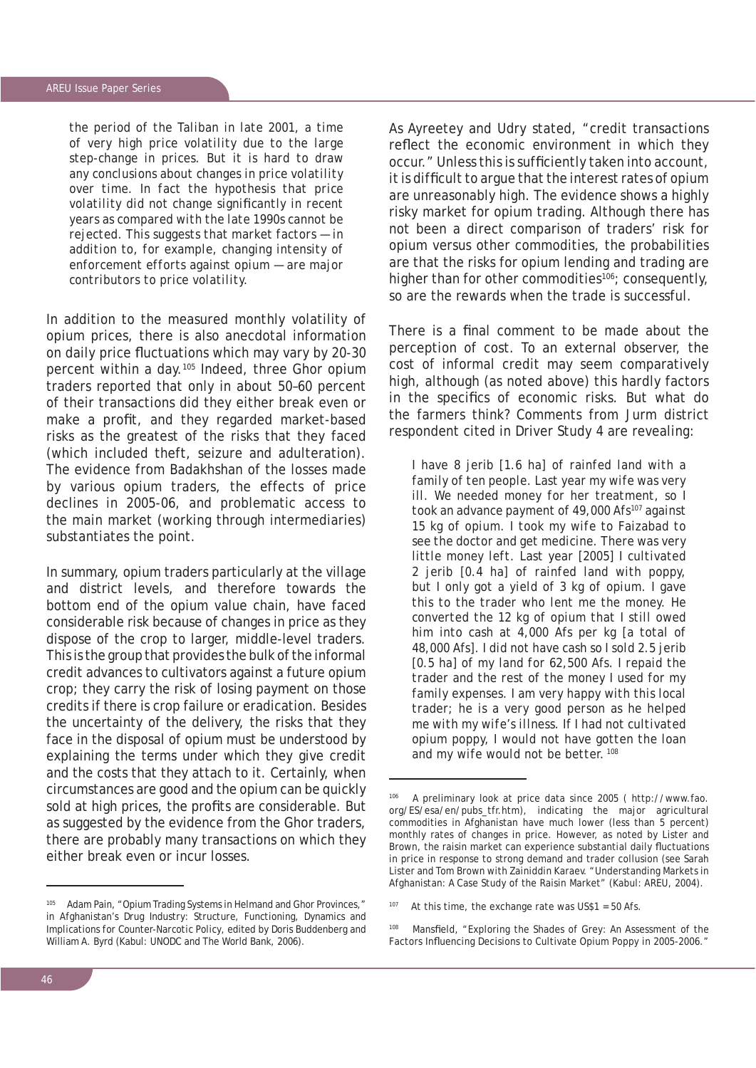> the period of the Taliban in late 2001, a time of very high price volatility due to the large step-change in prices. But it is hard to draw any conclusions about changes in price volatility over time. In fact the hypothesis that price volatility did not change significantly in recent years as compared with the late 1990s cannot be rejected. This suggests that market factors — in addition to, for example, changing intensity of enforcement efforts against opium — are major contributors to price volatility.

In addition to the measured monthly volatility of opium prices, there is also anecdotal information on daily price fluctuations which may vary by 20-30 percent within a day.[105] Indeed, three Ghor opium traders reported that only in about 50–60 percent of their transactions did they either break even or make a profit, and they regarded market-based risks as the greatest of the risks that they faced (which included theft, seizure and adulteration). The evidence from Badakhshan of the losses made by various opium traders, the effects of price declines in 2005-06, and problematic access to the main market (working through intermediaries) substantiates the point.

In summary, opium traders particularly at the village and district levels, and therefore towards the bottom end of the opium value chain, have faced considerable risk because of changes in price as they dispose of the crop to larger, middle-level traders. This is the group that provides the bulk of the informal credit advances to cultivators against a future opium crop; they carry the risk of losing payment on those credits if there is crop failure or eradication. Besides the uncertainty of the delivery, the risks that they face in the disposal of opium must be understood by explaining the terms under which they give credit and the costs that they attach to it. Certainly, when circumstances are good and the opium can be quickly sold at high prices, the profits are considerable. But as suggested by the evidence from the Ghor traders, there are probably many transactions on which they either break even or incur losses.

As Ayreetey and Udry stated, "credit transactions reflect the economic environment in which they occur." Unless this is sufficiently taken into account, it is difficult to argue that the interest rates of opium are unreasonably high. The evidence shows a highly risky market for opium trading. Although there has not been a direct comparison of traders' risk for opium versus other commodities, the probabilities are that the risks for opium lending and trading are higher than for other commodities[106]; consequently, so are the rewards when the trade is successful.

There is a final comment to be made about the perception of cost. To an external observer, the cost of informal credit may seem comparatively high, although (as noted above) this hardly factors in the specifics of economic risks. But what do the farmers think? Comments from Jurm district respondent cited in Driver Study 4 are revealing:

> I have 8 jerib [1.6 ha] of rainfed land with a family of ten people. Last year my wife was very ill. We needed money for her treatment, so I took an advance payment of 49,000 Afs[107] against 15 kg of opium. I took my wife to Faizabad to see the doctor and get medicine. There was very little money left. Last year [2005] I cultivated 2 jerib [0.4 ha] of rainfed land with poppy, but I only got a yield of 3 kg of opium. I gave this to the trader who lent me the money. He converted the 12 kg of opium that I still owed him into cash at 4,000 Afs per kg [a total of 48,000 Afs]. I did not have cash so I sold 2.5 jerib [0.5 ha] of my land for 62,500 Afs. I repaid the trader and the rest of the money I used for my family expenses. I am very happy with this local trader; he is a very good person as he helped me with my wife's illness. If I had not cultivated opium poppy, I would not have gotten the loan and my wife would not be better.[108]

---

[105] Adam Pain, "Opium Trading Systems in Helmand and Ghor Provinces," in Afghanistan's Drug Industry: Structure, Functioning, Dynamics and Implications for Counter-Narcotic Policy, edited by Doris Buddenberg and William A. Byrd (Kabul: UNODC and The World Bank, 2006).

[106] A preliminary look at price data since 2005 ( http://www.fao.org/ES/esa/en/pubs_tfr.htm), indicating the major agricultural commodities in Afghanistan have much lower (less than 5 percent) monthly rates of changes in price. However, as noted by Lister and Brown, the raisin market can experience substantial daily fluctuations in price in response to strong demand and trader collusion (see Sarah Lister and Tom Brown with Zainiddin Karaev. "Understanding Markets in Afghanistan: A Case Study of the Raisin Market" (Kabul: AREU, 2004).

[107] At this time, the exchange rate was US$1 = 50 Afs.

[108] Mansfield, "Exploring the Shades of Grey: An Assessment of the Factors Influencing Decisions to Cultivate Opium Poppy in 2005-2006."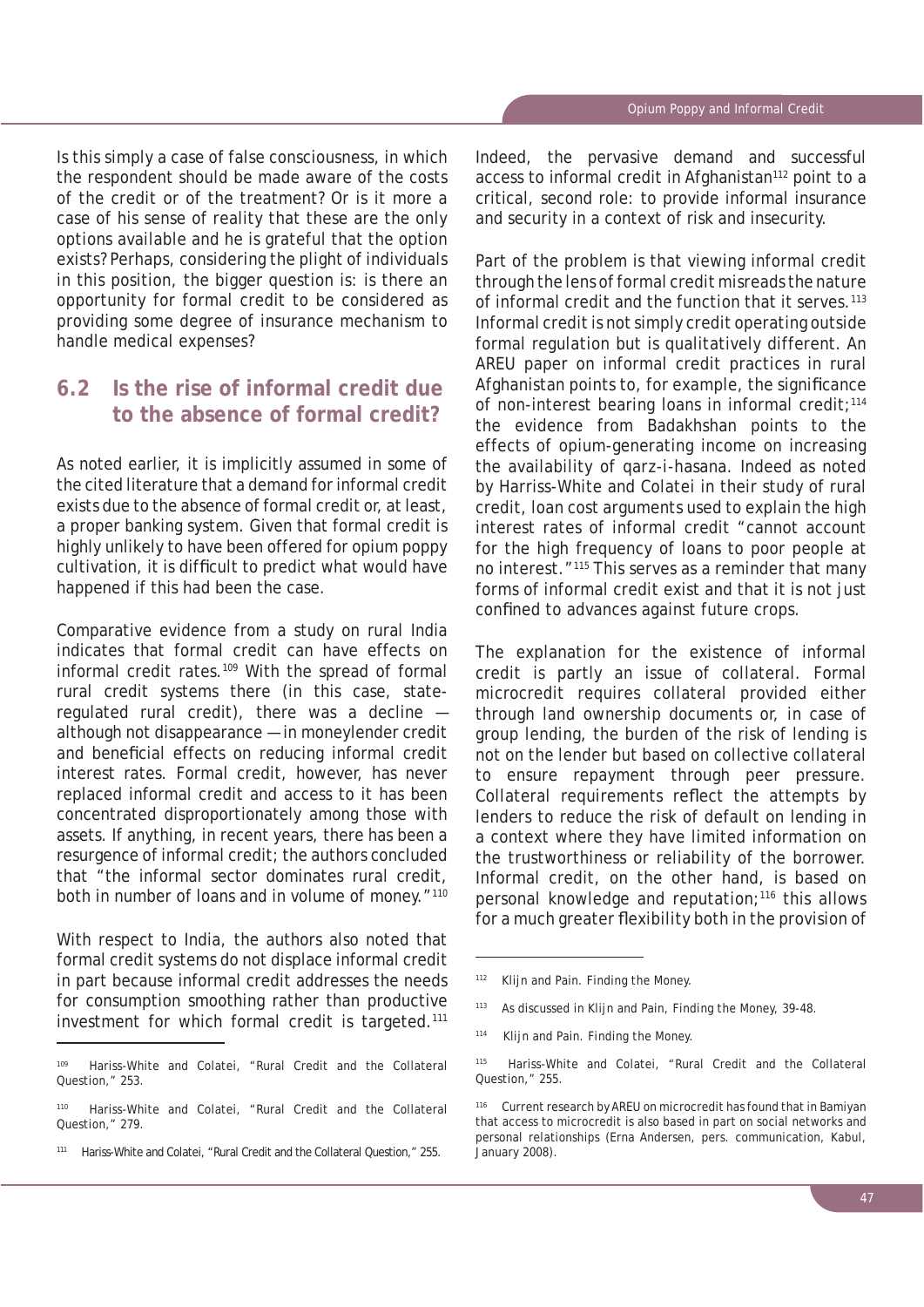Is this simply a case of false consciousness, in which the respondent should be made aware of the costs of the credit or of the treatment? Or is it more a case of his sense of reality that these are the only options available and he is grateful that the option exists? Perhaps, considering the plight of individuals in this position, the bigger question is: is there an opportunity for formal credit to be considered as providing some degree of insurance mechanism to handle medical expenses?

## 6.2 Is the rise of informal credit due to the absence of formal credit?

As noted earlier, it is implicitly assumed in some of the cited literature that a demand for informal credit exists due to the absence of formal credit or, at least, a proper banking system. Given that formal credit is highly unlikely to have been offered for opium poppy cultivation, it is difficult to predict what would have happened if this had been the case.

Comparative evidence from a study on rural India indicates that formal credit can have effects on informal credit rates.[109] With the spread of formal rural credit systems there (in this case, state-regulated rural credit), there was a decline — although not disappearance — in moneylender credit and beneficial effects on reducing informal credit interest rates. Formal credit, however, has never replaced informal credit and access to it has been concentrated disproportionately among those with assets. If anything, in recent years, there has been a resurgence of informal credit; the authors concluded that "the informal sector dominates rural credit, both in number of loans and in volume of money."[110]

With respect to India, the authors also noted that formal credit systems do not displace informal credit in part because informal credit addresses the needs for consumption smoothing rather than productive investment for which formal credit is targeted.[111] Indeed, the pervasive demand and successful access to informal credit in Afghanistan[112] point to a critical, second role: to provide informal insurance and security in a context of risk and insecurity.

Part of the problem is that viewing informal credit through the lens of formal credit misreads the nature of informal credit and the function that it serves.[113] Informal credit is not simply credit operating outside formal regulation but is qualitatively different. An AREU paper on informal credit practices in rural Afghanistan points to, for example, the significance of non-interest bearing loans in informal credit;[114] the evidence from Badakhshan points to the effects of opium-generating income on increasing the availability of *qarz-i-hasana*. Indeed as noted by Harriss-White and Colatei in their study of rural credit, loan cost arguments used to explain the high interest rates of informal credit "cannot account for the high frequency of loans to poor people at no interest."[115] This serves as a reminder that many forms of informal credit exist and that it is not just confined to advances against future crops.

The explanation for the existence of informal credit is partly an issue of collateral. Formal microcredit requires collateral provided either through land ownership documents or, in case of group lending, the burden of the risk of lending is not on the lender but based on collective collateral to ensure repayment through peer pressure. Collateral requirements reflect the attempts by lenders to reduce the risk of default on lending in a context where they have limited information on the trustworthiness or reliability of the borrower. Informal credit, on the other hand, is based on personal knowledge and reputation;[116] this allows for a much greater flexibility both in the provision of

---

[109] Hariss-White and Colatei, "Rural Credit and the Collateral Question," 253.

[110] Hariss-White and Colatei, "Rural Credit and the Collateral Question," 279.

[111] Hariss-White and Colatei, "Rural Credit and the Collateral Question," 255.

[112] Klijn and Pain. *Finding the Money*.

[113] As discussed in Klijn and Pain, *Finding the Money*, 39-48.

[114] Klijn and Pain. *Finding the Money*.

[115] Hariss-White and Colatei, "Rural Credit and the Collateral Question," 255.

[116] Current research by AREU on microcredit has found that in Bamiyan that access to microcredit is also based in part on social networks and personal relationships (Erna Andersen, pers. communication, Kabul, January 2008).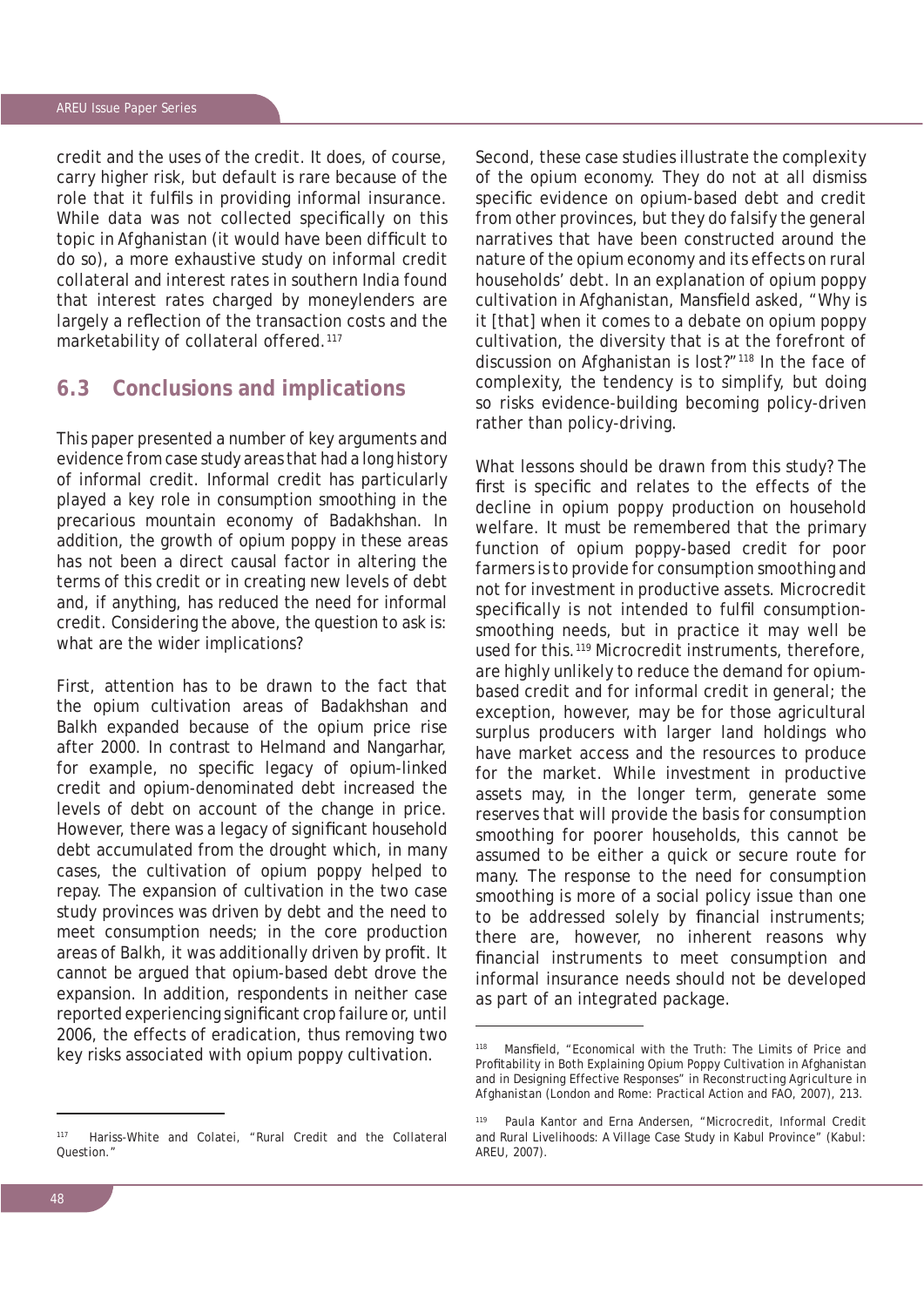credit and the uses of the credit. It does, of course, carry higher risk, but default is rare because of the role that it fulfils in providing informal insurance. While data was not collected specifically on this topic in Afghanistan (it would have been difficult to do so), a more exhaustive study on informal credit collateral and interest rates in southern India found that interest rates charged by moneylenders are largely a reflection of the transaction costs and the marketability of collateral offered.[117]

## 6.3 Conclusions and implications

This paper presented a number of key arguments and evidence from case study areas that had a long history of informal credit. Informal credit has particularly played a key role in consumption smoothing in the precarious mountain economy of Badakhshan. In addition, the growth of opium poppy in these areas has not been a direct causal factor in altering the terms of this credit or in creating new levels of debt and, if anything, has reduced the need for informal credit. Considering the above, the question to ask is: what are the wider implications?

First, attention has to be drawn to the fact that the opium cultivation areas of Badakhshan and Balkh expanded because of the opium price rise after 2000. In contrast to Helmand and Nangarhar, for example, no specific legacy of opium-linked credit and opium-denominated debt increased the levels of debt on account of the change in price. However, there was a legacy of significant household debt accumulated from the drought which, in many cases, the cultivation of opium poppy helped to repay. The expansion of cultivation in the two case study provinces was driven by debt and the need to meet consumption needs; in the core production areas of Balkh, it was additionally driven by profit. It cannot be argued that opium-based debt drove the expansion. In addition, respondents in neither case reported experiencing significant crop failure or, until 2006, the effects of eradication, thus removing two key risks associated with opium poppy cultivation.

Second, these case studies illustrate the complexity of the opium economy. They do not at all dismiss specific evidence on opium-based debt and credit from other provinces, but they do falsify the general narratives that have been constructed around the nature of the opium economy and its effects on rural households' debt. In an explanation of opium poppy cultivation in Afghanistan, Mansfield asked, "Why is it [that] when it comes to a debate on opium poppy cultivation, the diversity that is at the forefront of discussion on Afghanistan is lost?"[118] In the face of complexity, the tendency is to simplify, but doing so risks evidence-building becoming policy-driven rather than policy-driving.

What lessons should be drawn from this study? The first is specific and relates to the effects of the decline in opium poppy production on household welfare. It must be remembered that the primary function of opium poppy-based credit for poor farmers is to provide for consumption smoothing and not for investment in productive assets. Microcredit specifically is not intended to fulfil consumption-smoothing needs, but in practice it may well be used for this.[119] Microcredit instruments, therefore, are highly unlikely to reduce the demand for opium-based credit and for informal credit in general; the exception, however, may be for those agricultural surplus producers with larger land holdings who have market access and the resources to produce for the market. While investment in productive assets may, in the longer term, generate some reserves that will provide the basis for consumption smoothing for poorer households, this cannot be assumed to be either a quick or secure route for many. The response to the need for consumption smoothing is more of a social policy issue than one to be addressed solely by financial instruments; there are, however, no inherent reasons why financial instruments to meet consumption and informal insurance needs should not be developed as part of an integrated package.

---

[117] Hariss-White and Colatei, "Rural Credit and the Collateral Question."

[118] Mansfield, "Economical with the Truth: The Limits of Price and Profitability in Both Explaining Opium Poppy Cultivation in Afghanistan and in Designing Effective Responses" in Reconstructing Agriculture in Afghanistan (London and Rome: Practical Action and FAO, 2007), 213.

[119] Paula Kantor and Erna Andersen, "Microcredit, Informal Credit and Rural Livelihoods: A Village Case Study in Kabul Province" (Kabul: AREU, 2007).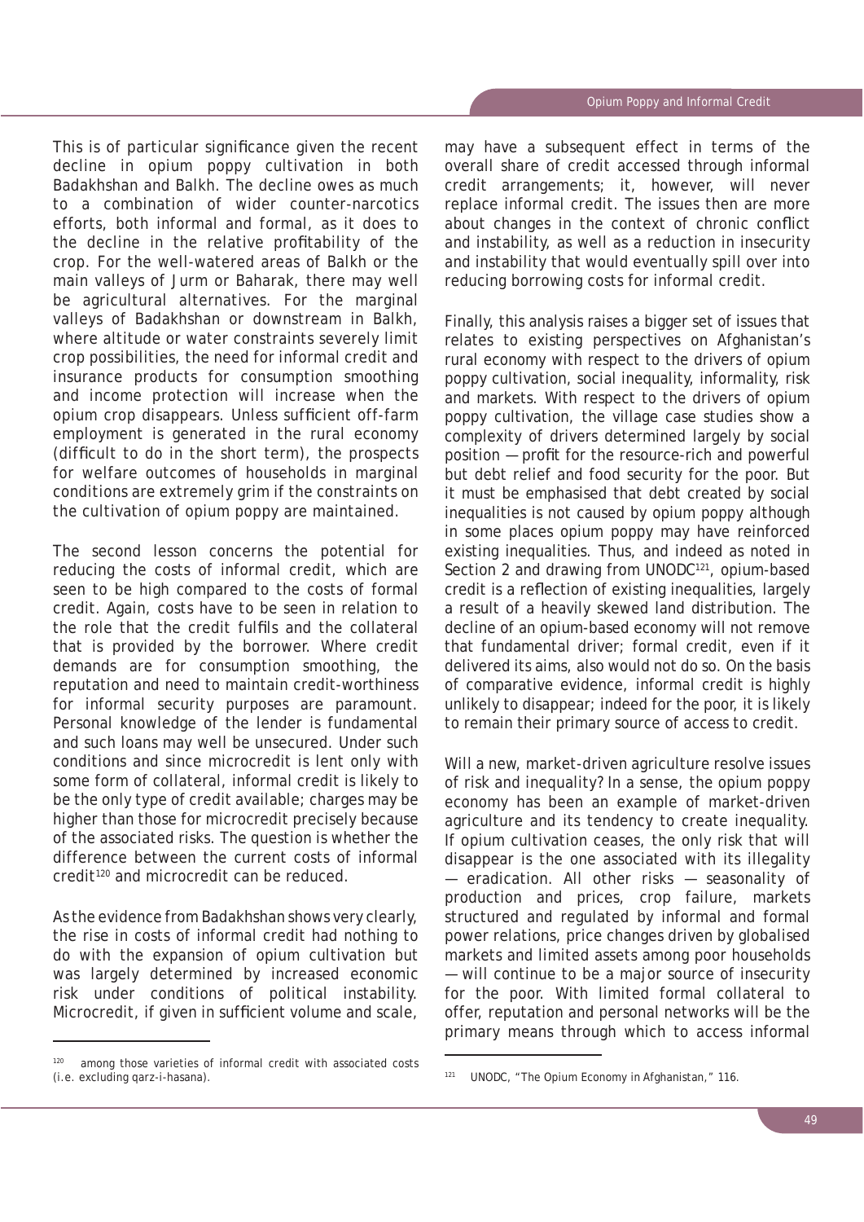This is of particular significance given the recent decline in opium poppy cultivation in both Badakhshan and Balkh. The decline owes as much to a combination of wider counter-narcotics efforts, both informal and formal, as it does to the decline in the relative profitability of the crop. For the well-watered areas of Balkh or the main valleys of Jurm or Baharak, there may well be agricultural alternatives. For the marginal valleys of Badakhshan or downstream in Balkh, where altitude or water constraints severely limit crop possibilities, the need for informal credit and insurance products for consumption smoothing and income protection will increase when the opium crop disappears. Unless sufficient off-farm employment is generated in the rural economy (difficult to do in the short term), the prospects for welfare outcomes of households in marginal conditions are extremely grim if the constraints on the cultivation of opium poppy are maintained.

The second lesson concerns the potential for reducing the costs of informal credit, which are seen to be high compared to the costs of formal credit. Again, costs have to be seen in relation to the role that the credit fulfils and the collateral that is provided by the borrower. Where credit demands are for consumption smoothing, the reputation and need to maintain credit-worthiness for informal security purposes are paramount. Personal knowledge of the lender is fundamental and such loans may well be unsecured. Under such conditions and since microcredit is lent only with some form of collateral, informal credit is likely to be the only type of credit available; charges may be higher than those for microcredit precisely because of the associated risks. The question is whether the difference between the current costs of informal credit[120] and microcredit can be reduced.

As the evidence from Badakhshan shows very clearly, the rise in costs of informal credit had nothing to do with the expansion of opium cultivation but was largely determined by increased economic risk under conditions of political instability. Microcredit, if given in sufficient volume and scale, may have a subsequent effect in terms of the overall share of credit accessed through informal credit arrangements; it, however, will never replace informal credit. The issues then are more about changes in the context of chronic conflict and instability, as well as a reduction in insecurity and instability that would eventually spill over into reducing borrowing costs for informal credit.

Finally, this analysis raises a bigger set of issues that relates to existing perspectives on Afghanistan's rural economy with respect to the drivers of opium poppy cultivation, social inequality, informality, risk and markets. With respect to the drivers of opium poppy cultivation, the village case studies show a complexity of drivers determined largely by social position — profit for the resource-rich and powerful but debt relief and food security for the poor. But it must be emphasised that debt created by social inequalities is not caused by opium poppy although in some places opium poppy may have reinforced existing inequalities. Thus, and indeed as noted in Section 2 and drawing from UNODC[121], opium-based credit is a reflection of existing inequalities, largely a result of a heavily skewed land distribution. The decline of an opium-based economy will not remove that fundamental driver; formal credit, even if it delivered its aims, also would not do so. On the basis of comparative evidence, informal credit is highly unlikely to disappear; indeed for the poor, it is likely to remain their primary source of access to credit.

Will a new, market-driven agriculture resolve issues of risk and inequality? In a sense, the opium poppy economy has been an example of market-driven agriculture and its tendency to create inequality. If opium cultivation ceases, the only risk that will disappear is the one associated with its illegality — eradication. All other risks — seasonality of production and prices, crop failure, markets structured and regulated by informal and formal power relations, price changes driven by globalised markets and limited assets among poor households — will continue to be a major source of insecurity for the poor. With limited formal collateral to offer, reputation and personal networks will be the primary means through which to access informal

[120] among those varieties of informal credit with associated costs (i.e. excluding qarz-i-hasana).

[121] UNODC, "The Opium Economy in Afghanistan," 116.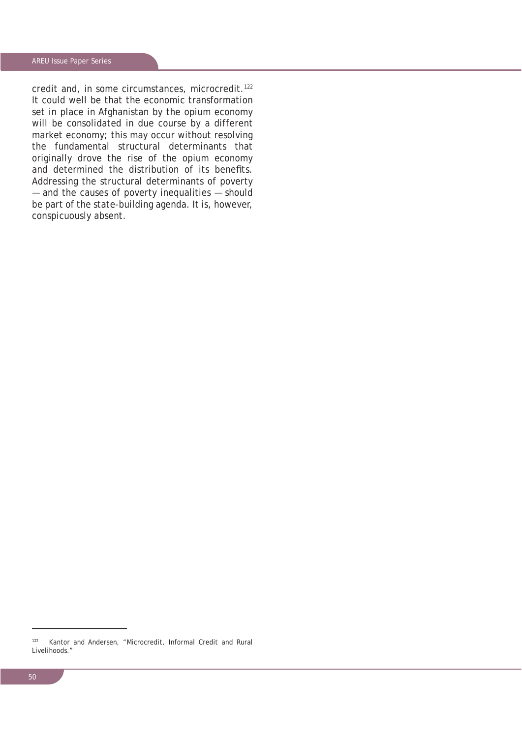credit and, in some circumstances, microcredit.[122] It could well be that the economic transformation set in place in Afghanistan by the opium economy will be consolidated in due course by a different market economy; this may occur without resolving the fundamental structural determinants that originally drove the rise of the opium economy and determined the distribution of its benefits. Addressing the structural determinants of poverty — and the causes of poverty inequalities — should be part of the state-building agenda. It is, however, conspicuously absent.

[122] Kantor and Andersen, "Microcredit, Informal Credit and Rural Livelihoods."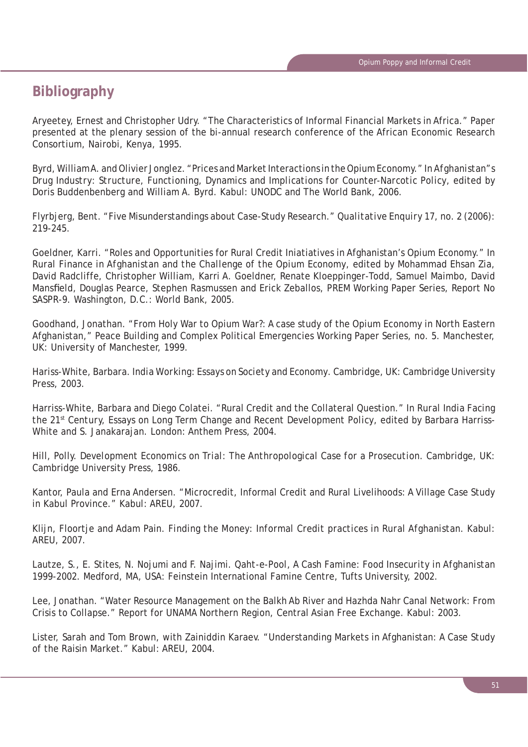## Bibliography

Aryeetey, Ernest and Christopher Udry. "The Characteristics of Informal Financial Markets in Africa." Paper presented at the plenary session of the bi-annual research conference of the African Economic Research Consortium, Nairobi, Kenya, 1995.

Byrd, William A. and Olivier Jonglez. "Prices and Market Interactions in the Opium Economy." In *Afghanistan"s Drug Industry: Structure, Functioning, Dynamics and Implications for Counter-Narcotic Policy*, edited by Doris Buddenbenberg and William A. Byrd. Kabul: UNODC and The World Bank, 2006.

Flyrbjerg, Bent. "Five Misunderstandings about Case-Study Research." *Qualitative Enquiry* 17, no. 2 (2006): 219-245.

Goeldner, Karri. "Roles and Opportunities for Rural Credit Iniatiatives in Afghanistan's Opium Economy." In *Rural Finance in Afghanistan and the Challenge of the Opium Economy*, edited by Mohammad Ehsan Zia, David Radcliffe, Christopher William, Karri A. Goeldner, Renate Kloeppinger-Todd, Samuel Maimbo, David Mansfield, Douglas Pearce, Stephen Rasmussen and Erick Zeballos, PREM Working Paper Series, Report No SASPR-9. Washington, D.C.: World Bank, 2005.

Goodhand, Jonathan. "From Holy War to Opium War?: A case study of the Opium Economy in North Eastern Afghanistan," Peace Building and Complex Political Emergencies Working Paper Series, no. 5. Manchester, UK: University of Manchester, 1999.

Hariss-White, Barbara. *India Working: Essays on Society and Economy*. Cambridge, UK: Cambridge University Press, 2003.

Harriss-White, Barbara and Diego Colatei. "Rural Credit and the Collateral Question." In *Rural India Facing the 21st Century, Essays on Long Term Change and Recent Development Policy*, edited by Barbara Harriss-White and S. Janakarajan. London: Anthem Press, 2004.

Hill, Polly. *Development Economics on Trial: The Anthropological Case for a Prosecution*. Cambridge, UK: Cambridge University Press, 1986.

Kantor, Paula and Erna Andersen. "Microcredit, Informal Credit and Rural Livelihoods: A Village Case Study in Kabul Province." Kabul: AREU, 2007.

Klijn, Floortje and Adam Pain. *Finding the Money: Informal Credit practices in Rural Afghanistan*. Kabul: AREU, 2007.

Lautze, S., E. Stites, N. Nojumi and F. Najimi. *Qaht-e-Pool, A Cash Famine: Food Insecurity in Afghanistan 1999-2002*. Medford, MA, USA: Feinstein International Famine Centre, Tufts University, 2002.

Lee, Jonathan. "Water Resource Management on the Balkh Ab River and Hazhda Nahr Canal Network: From Crisis to Collapse." Report for UNAMA Northern Region, Central Asian Free Exchange. Kabul: 2003.

Lister, Sarah and Tom Brown, with Zainiddin Karaev. "Understanding Markets in Afghanistan: A Case Study of the Raisin Market." Kabul: AREU, 2004.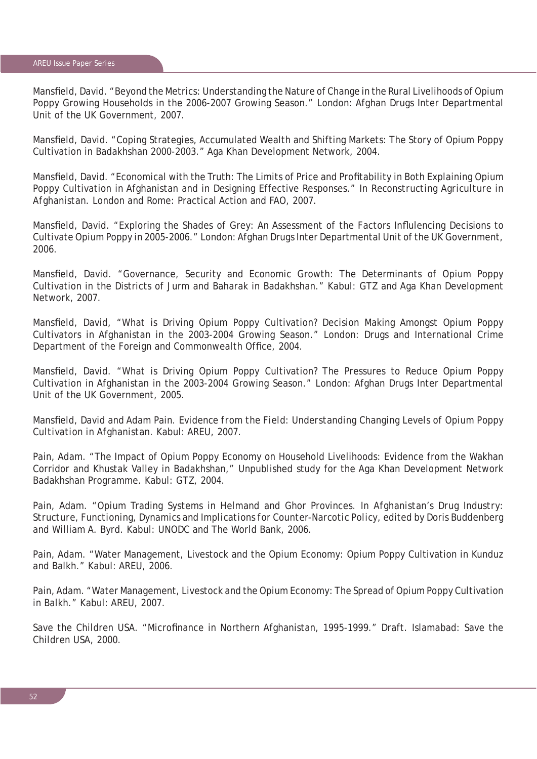Mansfield, David. "Beyond the Metrics: Understanding the Nature of Change in the Rural Livelihoods of Opium Poppy Growing Households in the 2006-2007 Growing Season." London: Afghan Drugs Inter Departmental Unit of the UK Government, 2007.

Mansfield, David. "Coping Strategies, Accumulated Wealth and Shifting Markets: The Story of Opium Poppy Cultivation in Badakhshan 2000-2003." Aga Khan Development Network, 2004.

Mansfield, David. "Economical with the Truth: The Limits of Price and Profitability in Both Explaining Opium Poppy Cultivation in Afghanistan and in Designing Effective Responses." In *Reconstructing Agriculture in Afghanistan*. London and Rome: Practical Action and FAO, 2007.

Mansfield, David. "Exploring the Shades of Grey: An Assessment of the Factors Influlencing Decisions to Cultivate Opium Poppy in 2005-2006." London: Afghan Drugs Inter Departmental Unit of the UK Government, 2006.

Mansfield, David. "Governance, Security and Economic Growth: The Determinants of Opium Poppy Cultivation in the Districts of Jurm and Baharak in Badakhshan." Kabul: GTZ and Aga Khan Development Network, 2007.

Mansfield, David, "What is Driving Opium Poppy Cultivation? Decision Making Amongst Opium Poppy Cultivators in Afghanistan in the 2003-2004 Growing Season." London: Drugs and International Crime Department of the Foreign and Commonwealth Office, 2004.

Mansfield, David. "What is Driving Opium Poppy Cultivation? The Pressures to Reduce Opium Poppy Cultivation in Afghanistan in the 2003-2004 Growing Season." London: Afghan Drugs Inter Departmental Unit of the UK Government, 2005.

Mansfield, David and Adam Pain. *Evidence from the Field: Understanding Changing Levels of Opium Poppy Cultivation in Afghanistan*. Kabul: AREU, 2007.

Pain, Adam. "The Impact of Opium Poppy Economy on Household Livelihoods: Evidence from the Wakhan Corridor and Khustak Valley in Badakhshan," Unpublished study for the Aga Khan Development Network Badakhshan Programme. Kabul: GTZ, 2004.

Pain, Adam. "Opium Trading Systems in Helmand and Ghor Provinces. In *Afghanistan's Drug Industry: Structure, Functioning, Dynamics and Implications for Counter-Narcotic Policy*, edited by Doris Buddenberg and William A. Byrd. Kabul: UNODC and The World Bank, 2006.

Pain, Adam. "Water Management, Livestock and the Opium Economy: Opium Poppy Cultivation in Kunduz and Balkh." Kabul: AREU, 2006.

Pain, Adam. "Water Management, Livestock and the Opium Economy: The Spread of Opium Poppy Cultivation in Balkh." Kabul: AREU, 2007.

Save the Children USA. "Microfinance in Northern Afghanistan, 1995-1999." Draft. Islamabad: Save the Children USA, 2000.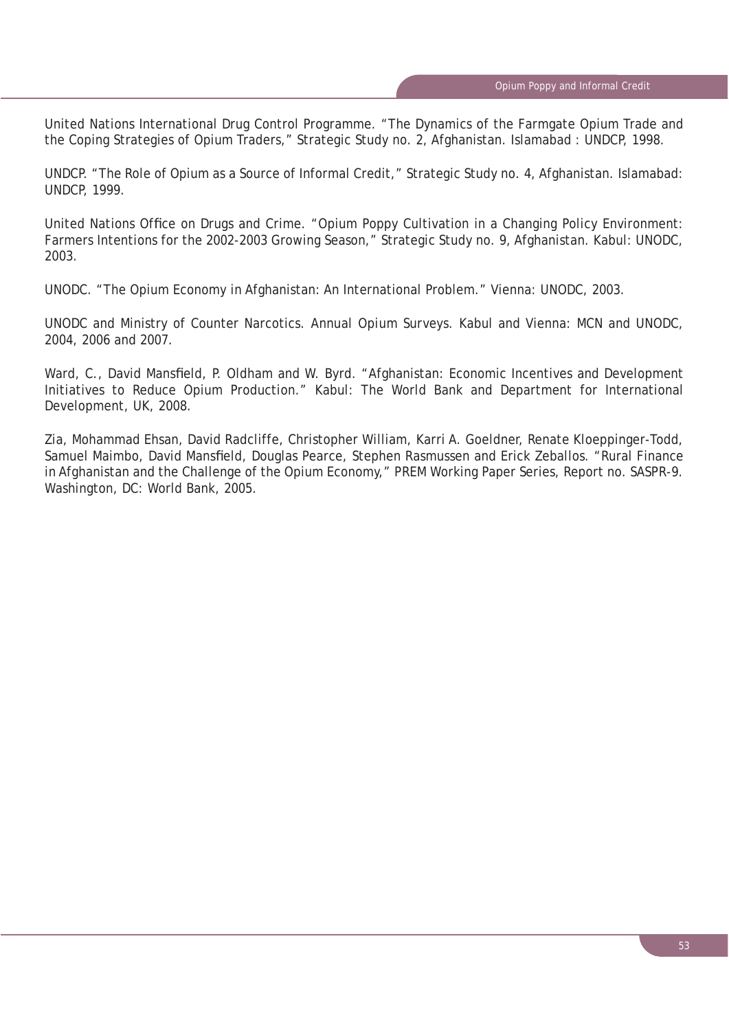United Nations International Drug Control Programme. “The Dynamics of the Farmgate Opium Trade and the Coping Strategies of Opium Traders,” Strategic Study no. 2, Afghanistan. Islamabad : UNDCP, 1998.

UNDCP. “The Role of Opium as a Source of Informal Credit,” Strategic Study no. 4, Afghanistan. Islamabad: UNDCP, 1999.

United Nations Office on Drugs and Crime. “Opium Poppy Cultivation in a Changing Policy Environment: Farmers Intentions for the 2002-2003 Growing Season,” Strategic Study no. 9, Afghanistan. Kabul: UNODC, 2003.

UNODC. “The Opium Economy in Afghanistan: An International Problem.” Vienna: UNODC, 2003.

UNODC and Ministry of Counter Narcotics. Annual Opium Surveys. Kabul and Vienna: MCN and UNODC, 2004, 2006 and 2007.

Ward, C., David Mansfield, P. Oldham and W. Byrd. “Afghanistan: Economic Incentives and Development Initiatives to Reduce Opium Production.” Kabul: The World Bank and Department for International Development, UK, 2008.

Zia, Mohammad Ehsan, David Radcliffe, Christopher William, Karri A. Goeldner, Renate Kloeppinger-Todd, Samuel Maimbo, David Mansfield, Douglas Pearce, Stephen Rasmussen and Erick Zeballos. “Rural Finance in Afghanistan and the Challenge of the Opium Economy,” PREM Working Paper Series, Report no. SASPR-9. Washington, DC: World Bank, 2005.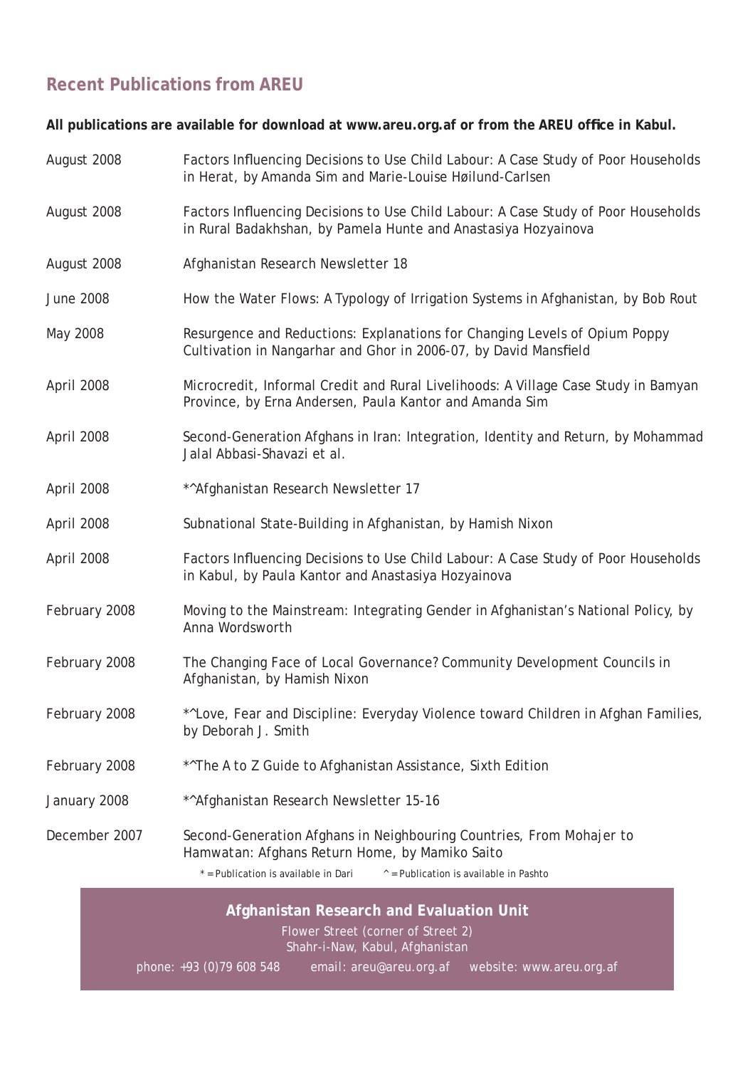## Recent Publications from AREU

**All publications are available for download at www.areu.org.af or from the AREU office in Kabul.**

| | |
|---|---|
| August 2008 | Factors Influencing Decisions to Use Child Labour: A Case Study of Poor Households in Herat, by Amanda Sim and Marie-Louise Høilund-Carlsen |
| August 2008 | Factors Influencing Decisions to Use Child Labour: A Case Study of Poor Households in Rural Badakhshan, by Pamela Hunte and Anastasiya Hozyainova |
| August 2008 | Afghanistan Research Newsletter 18 |
| June 2008 | How the Water Flows: A Typology of Irrigation Systems in Afghanistan, by Bob Rout |
| May 2008 | Resurgence and Reductions: Explanations for Changing Levels of Opium Poppy Cultivation in Nangarhar and Ghor in 2006-07, by David Mansfield |
| April 2008 | Microcredit, Informal Credit and Rural Livelihoods: A Village Case Study in Bamyan Province, by Erna Andersen, Paula Kantor and Amanda Sim |
| April 2008 | Second-Generation Afghans in Iran: Integration, Identity and Return, by Mohammad Jalal Abbasi-Shavazi et al. |
| April 2008 | *^Afghanistan Research Newsletter 17 |
| April 2008 | Subnational State-Building in Afghanistan, by Hamish Nixon |
| April 2008 | Factors Influencing Decisions to Use Child Labour: A Case Study of Poor Households in Kabul, by Paula Kantor and Anastasiya Hozyainova |
| February 2008 | Moving to the Mainstream: Integrating Gender in Afghanistan's National Policy, by Anna Wordsworth |
| February 2008 | The Changing Face of Local Governance? Community Development Councils in Afghanistan, by Hamish Nixon |
| February 2008 | *^Love, Fear and Discipline: Everyday Violence toward Children in Afghan Families, by Deborah J. Smith |
| February 2008 | *^The A to Z Guide to Afghanistan Assistance, Sixth Edition |
| January 2008 | *^Afghanistan Research Newsletter 15-16 |
| December 2007 | Second-Generation Afghans in Neighbouring Countries, From Mohajer to Hamwatan: Afghans Return Home, by Mamiko Saito |

* = Publication is available in Dari    ^ = Publication is available in Pashto

**Afghanistan Research and Evaluation Unit**

Flower Street (corner of Street 2)
Shahr-i-Naw, Kabul, Afghanistan

phone: +93 (0)79 608 548    email: areu@areu.org.af    website: www.areu.org.af